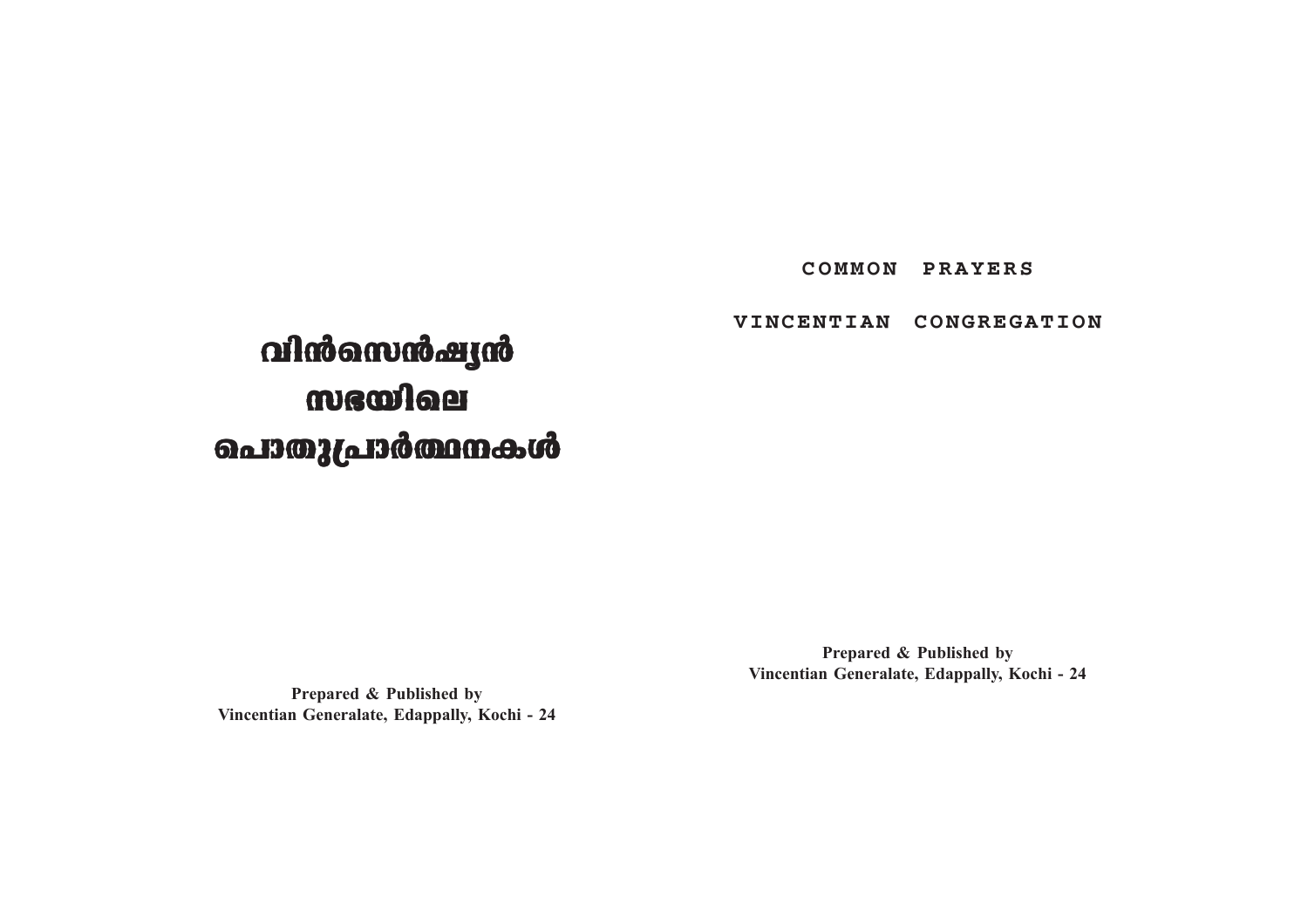# വിൻസെൻഷ്യൻ സഭയിലെ പൊതുപ്രാർത്ഥനകൾ

**Prepared & Published by**
**Vincentian Generalate, Edappally, Kochi - 24**

**COMMON PRAYERS**

**VINCENTIAN CONGREGATION**

**Prepared & Published by**
**Vincentian Generalate, Edappally, Kochi - 24**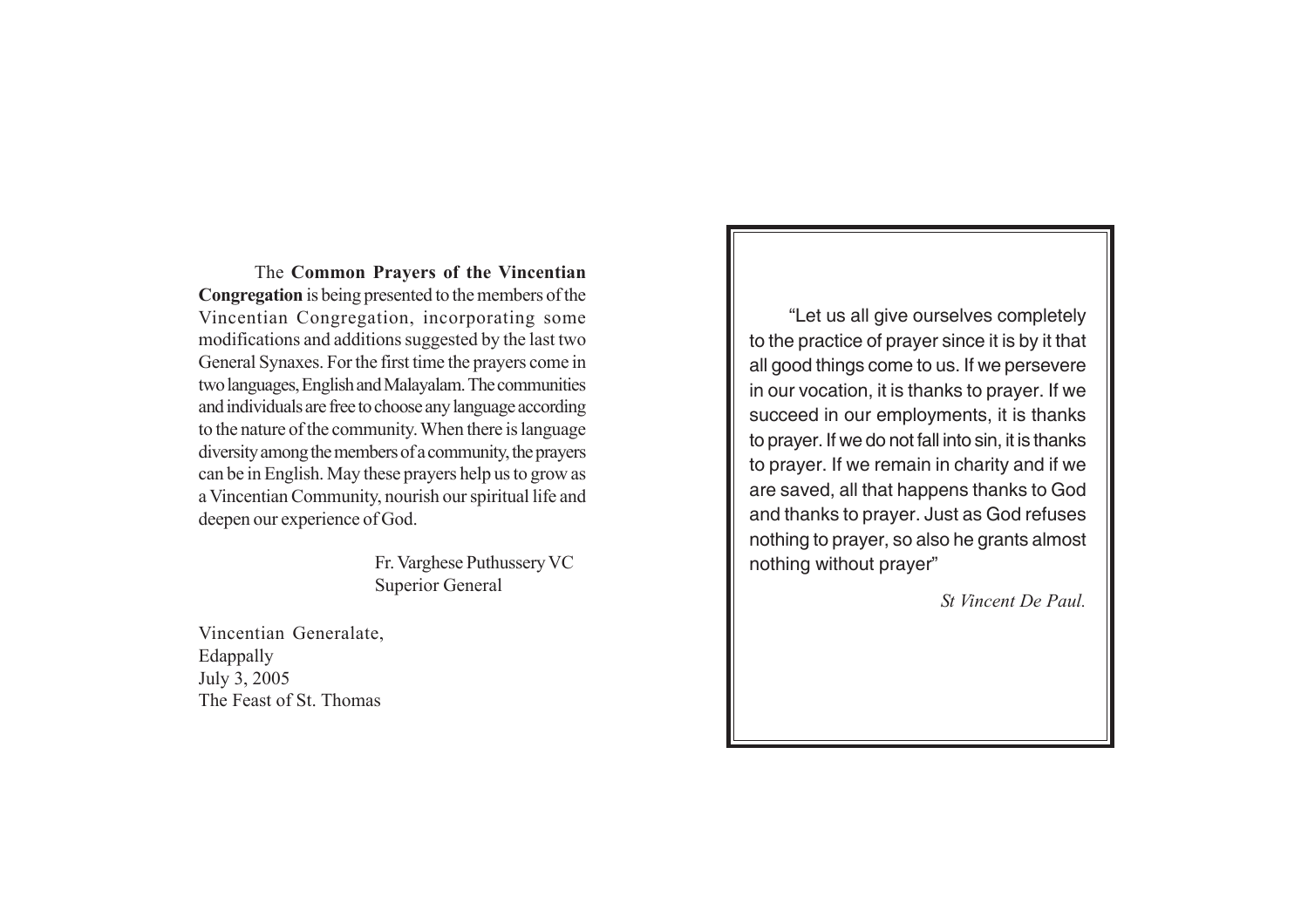The **Common Prayers of the Vincentian Congregation** is being presented to the members of the Vincentian Congregation, incorporating some modifications and additions suggested by the last two General Synaxes. For the first time the prayers come in two languages, English and Malayalam. The communities and individuals are free to choose any language according to the nature of the community. When there is language diversity among the members of a community, the prayers can be in English. May these prayers help us to grow as a Vincentian Community, nourish our spiritual life and deepen our experience of God.

Fr. Varghese Puthussery VC
Superior General

Vincentian Generalate,
Edappally
July 3, 2005
The Feast of St. Thomas

"Let us all give ourselves completely to the practice of prayer since it is by it that all good things come to us. If we persevere in our vocation, it is thanks to prayer. If we succeed in our employments, it is thanks to prayer. If we do not fall into sin, it is thanks to prayer. If we remain in charity and if we are saved, all that happens thanks to God and thanks to prayer. Just as God refuses nothing to prayer, so also he grants almost nothing without prayer"

*St Vincent De Paul.*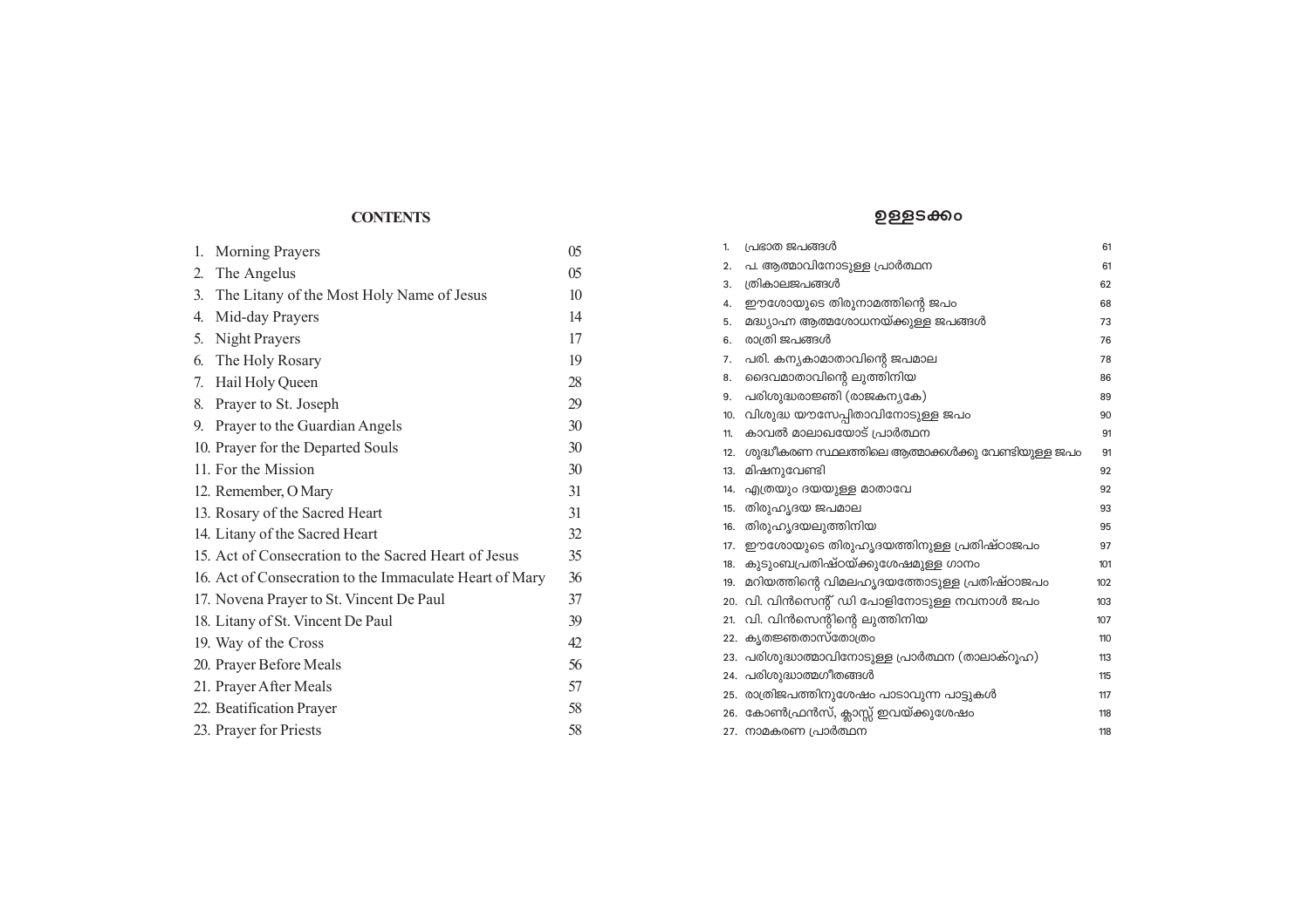## CONTENTS

| | |
|---|---|
| 1. Morning Prayers | 05 |
| 2. The Angelus | 05 |
| 3. The Litany of the Most Holy Name of Jesus | 10 |
| 4. Mid-day Prayers | 14 |
| 5. Night Prayers | 17 |
| 6. The Holy Rosary | 19 |
| 7. Hail Holy Queen | 28 |
| 8. Prayer to St. Joseph | 29 |
| 9. Prayer to the Guardian Angels | 30 |
| 10. Prayer for the Departed Souls | 30 |
| 11. For the Mission | 30 |
| 12. Remember, O Mary | 31 |
| 13. Rosary of the Sacred Heart | 31 |
| 14. Litany of the Sacred Heart | 32 |
| 15. Act of Consecration to the Sacred Heart of Jesus | 35 |
| 16. Act of Consecration to the Immaculate Heart of Mary | 36 |
| 17. Novena Prayer to St. Vincent De Paul | 37 |
| 18. Litany of St. Vincent De Paul | 39 |
| 19. Way of the Cross | 42 |
| 20. Prayer Before Meals | 56 |
| 21. Prayer After Meals | 57 |
| 22. Beatification Prayer | 58 |
| 23. Prayer for Priests | 58 |

## ഉള്ളടക്കം

| | |
|---|---|
| 1. പ്രഭാത ജപങ്ങൾ | 61 |
| 2. പ. ആത്മാവിനോടുള്ള പ്രാർത്ഥന | 61 |
| 3. ത്രികാലജപങ്ങൾ | 62 |
| 4. ഈശോയുടെ തിരുനാമത്തിന്റെ ജപം | 68 |
| 5. മദ്ധ്യാഹ്ന ആത്മശോധനയ്ക്കുള്ള ജപങ്ങൾ | 73 |
| 6. രാത്രി ജപങ്ങൾ | 76 |
| 7. പരി. കന്യകാമാതാവിന്റെ ജപമാല | 78 |
| 8. ദൈവമാതാവിന്റെ ലുത്തിനിയ | 86 |
| 9. പരിശുദ്ധരാജ്ഞി (രാജകന്യകേ) | 89 |
| 10. വിശുദ്ധ യൗസേപ്പിതാവിനോടുള്ള ജപം | 90 |
| 11. കാവൽ മാലാഖയോട് പ്രാർത്ഥന | 91 |
| 12. ശുദ്ധീകരണ സ്ഥലത്തിലെ ആത്മാക്കൾക്കു വേണ്ടിയുള്ള ജപം | 91 |
| 13. മിഷനുവേണ്ടി | 92 |
| 14. എത്രയും ദയയുള്ള മാതാവേ | 92 |
| 15. തിരുഹൃദയ ജപമാല | 93 |
| 16. തിരുഹൃദയലുത്തിനിയ | 95 |
| 17. ഈശോയുടെ തിരുഹൃദയത്തിനുള്ള പ്രതിഷ്ഠാജപം | 97 |
| 18. കുടുംബപ്രതിഷ്ഠയ്ക്കുശേഷമുള്ള ഗാനം | 101 |
| 19. മറിയത്തിന്റെ വിമലഹൃദയത്തോടുള്ള പ്രതിഷ്ഠാജപം | 102 |
| 20. വി. വിൻസെന്റ് ഡി പോളിനോടുള്ള നവനാൾ ജപം | 103 |
| 21. വി. വിൻസെന്റിന്റെ ലുത്തിനിയ | 107 |
| 22. കൃതജ്ഞതാസ്തോത്രം | 110 |
| 23. പരിശുദ്ധാത്മാവിനോടുള്ള പ്രാർത്ഥന (താലാക്റൂഹ) | 113 |
| 24. പരിശുദ്ധാത്മഗീതങ്ങൾ | 115 |
| 25. രാത്രിജപത്തിനുശേഷം പാടാവുന്ന പാട്ടുകൾ | 117 |
| 26. കോൺഫ്രൻസ്, ക്ലാസ്സ് ഇവയ്ക്കുശേഷം | 118 |
| 27. നാമകരണ പ്രാർത്ഥന | 118 |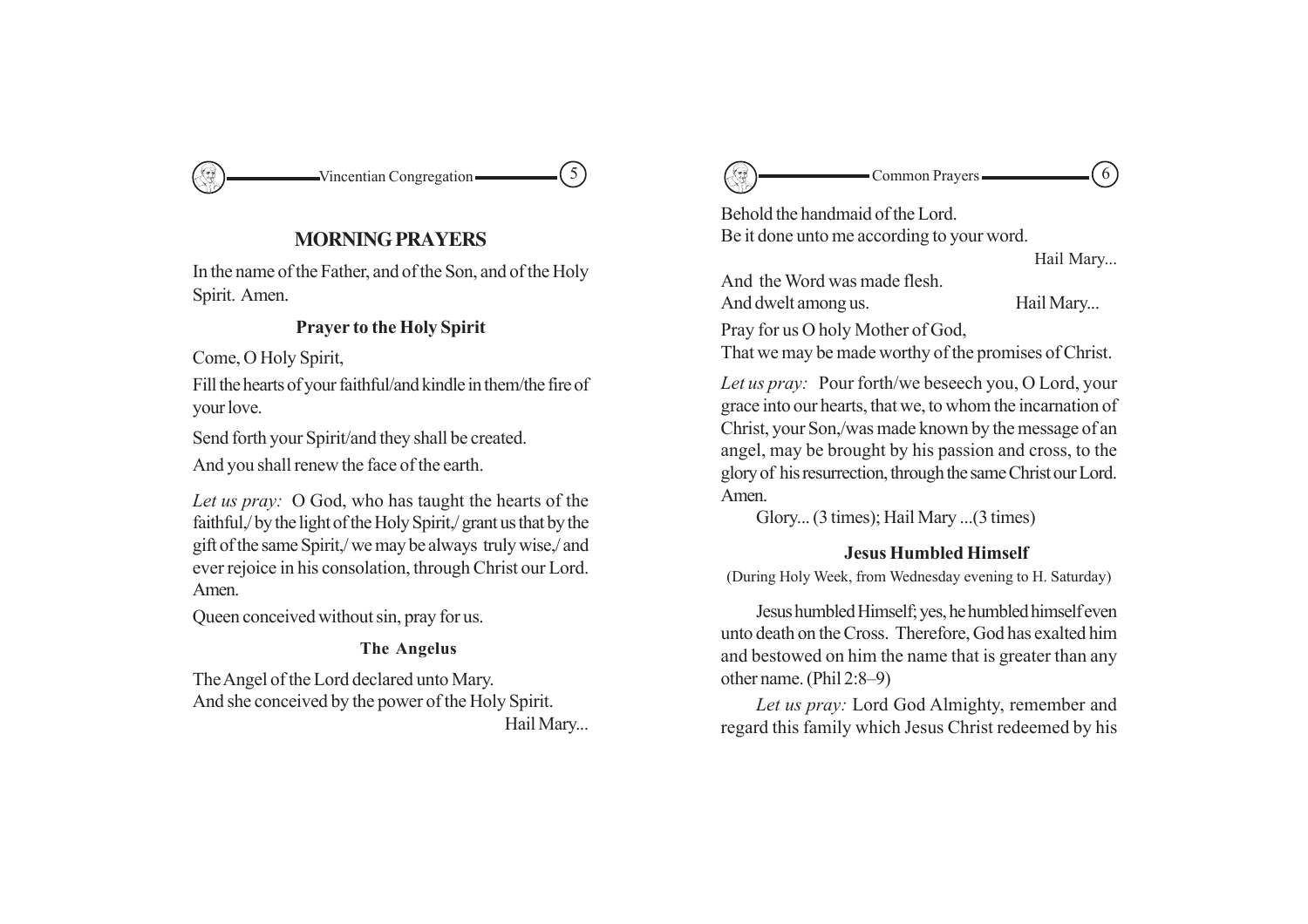## MORNING PRAYERS

In the name of the Father, and of the Son, and of the Holy Spirit. Amen.

### Prayer to the Holy Spirit

Come, O Holy Spirit,

Fill the hearts of your faithful/and kindle in them/the fire of your love.

Send forth your Spirit/and they shall be created.

And you shall renew the face of the earth.

*Let us pray:* O God, who has taught the hearts of the faithful,/ by the light of the Holy Spirit,/ grant us that by the gift of the same Spirit,/ we may be always truly wise,/ and ever rejoice in his consolation, through Christ our Lord. Amen.

Queen conceived without sin, pray for us.

### The Angelus

The Angel of the Lord declared unto Mary.
And she conceived by the power of the Holy Spirit.
Hail Mary...

Behold the handmaid of the Lord.
Be it done unto me according to your word.
Hail Mary...

And the Word was made flesh.
And dwelt among us. Hail Mary...

Pray for us O holy Mother of God,
That we may be made worthy of the promises of Christ.

*Let us pray:* Pour forth/we beseech you, O Lord, your grace into our hearts, that we, to whom the incarnation of Christ, your Son,/was made known by the message of an angel, may be brought by his passion and cross, to the glory of his resurrection, through the same Christ our Lord. Amen.

Glory... (3 times); Hail Mary ...(3 times)

### Jesus Humbled Himself

(During Holy Week, from Wednesday evening to H. Saturday)

Jesus humbled Himself; yes, he humbled himself even unto death on the Cross. Therefore, God has exalted him and bestowed on him the name that is greater than any other name. (Phil 2:8–9)

*Let us pray:* Lord God Almighty, remember and regard this family which Jesus Christ redeemed by his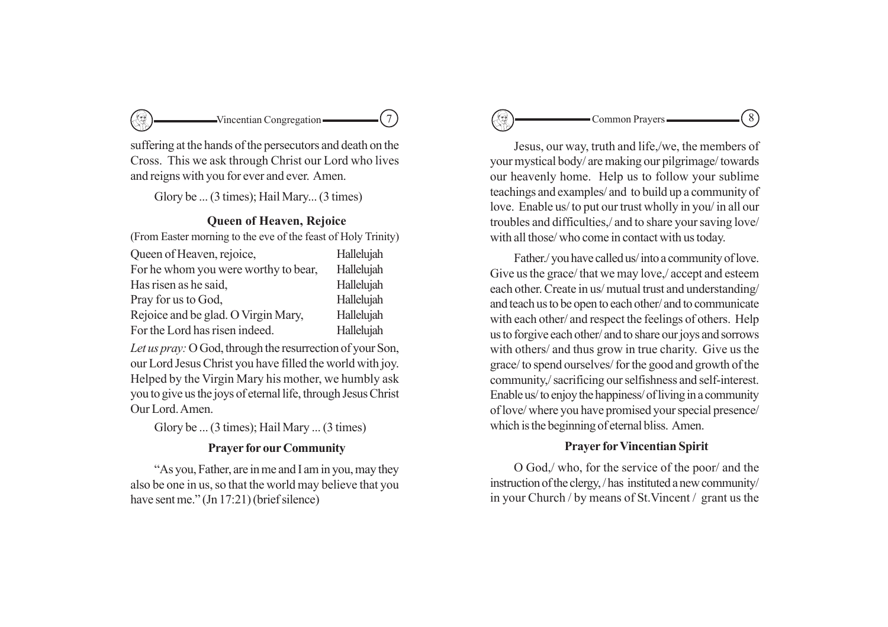suffering at the hands of the persecutors and death on the Cross. This we ask through Christ our Lord who lives and reigns with you for ever and ever. Amen.

Glory be ... (3 times); Hail Mary... (3 times)

### Queen of Heaven, Rejoice

(From Easter morning to the eve of the feast of Holy Trinity)

| | |
|---|---|
| Queen of Heaven, rejoice, | Hallelujah |
| For he whom you were worthy to bear, | Hallelujah |
| Has risen as he said, | Hallelujah |
| Pray for us to God, | Hallelujah |
| Rejoice and be glad. O Virgin Mary, | Hallelujah |
| For the Lord has risen indeed. | Hallelujah |

*Let us pray:* O God, through the resurrection of your Son, our Lord Jesus Christ you have filled the world with joy. Helped by the Virgin Mary his mother, we humbly ask you to give us the joys of eternal life, through Jesus Christ Our Lord. Amen.

Glory be ... (3 times); Hail Mary ... (3 times)

### Prayer for our Community

"As you, Father, are in me and I am in you, may they also be one in us, so that the world may believe that you have sent me." (Jn 17:21) (brief silence)

Jesus, our way, truth and life,/we, the members of your mystical body/ are making our pilgrimage/ towards our heavenly home. Help us to follow your sublime teachings and examples/ and to build up a community of love. Enable us/ to put our trust wholly in you/ in all our troubles and difficulties,/ and to share your saving love/ with all those/ who come in contact with us today.

Father./ you have called us/ into a community of love. Give us the grace/ that we may love,/ accept and esteem each other. Create in us/ mutual trust and understanding/ and teach us to be open to each other/ and to communicate with each other/ and respect the feelings of others. Help us to forgive each other/ and to share our joys and sorrows with others/ and thus grow in true charity. Give us the grace/ to spend ourselves/ for the good and growth of the community,/ sacrificing our selfishness and self-interest. Enable us/ to enjoy the happiness/ of living in a community of love/ where you have promised your special presence/ which is the beginning of eternal bliss. Amen.

### Prayer for Vincentian Spirit

O God,/ who, for the service of the poor/ and the instruction of the clergy, / has instituted a new community/ in your Church / by means of St.Vincent / grant us the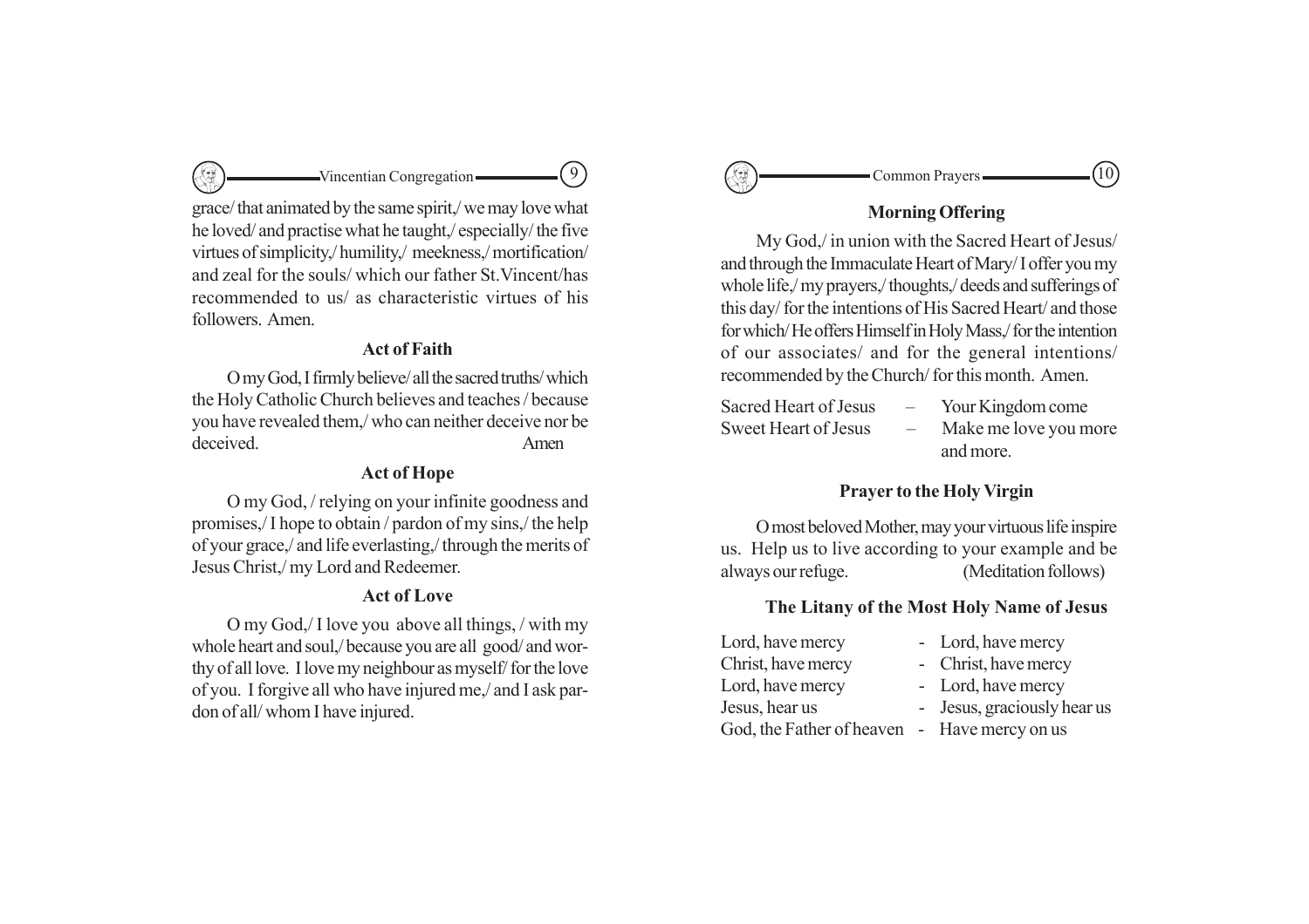grace/ that animated by the same spirit,/ we may love what he loved/ and practise what he taught,/ especially/ the five virtues of simplicity,/ humility,/ meekness,/ mortification/ and zeal for the souls/ which our father St.Vincent/has recommended to us/ as characteristic virtues of his followers. Amen.

### Act of Faith

O my God, I firmly believe/ all the sacred truths/ which the Holy Catholic Church believes and teaches / because you have revealed them,/ who can neither deceive nor be deceived. Amen

### Act of Hope

O my God, / relying on your infinite goodness and promises,/ I hope to obtain / pardon of my sins,/ the help of your grace,/ and life everlasting,/ through the merits of Jesus Christ,/ my Lord and Redeemer.

### Act of Love

O my God,/ I love you above all things, / with my whole heart and soul,/ because you are all good/ and worthy of all love. I love my neighbour as myself/ for the love of you. I forgive all who have injured me,/ and I ask pardon of all/ whom I have injured.

### Morning Offering

My God,/ in union with the Sacred Heart of Jesus/ and through the Immaculate Heart of Mary/ I offer you my whole life,/ my prayers,/ thoughts,/ deeds and sufferings of this day/ for the intentions of His Sacred Heart/ and those for which/ He offers Himself in Holy Mass,/ for the intention of our associates/ and for the general intentions/ recommended by the Church/ for this month. Amen.

Sacred Heart of Jesus – Your Kingdom come
Sweet Heart of Jesus – Make me love you more and more.

### Prayer to the Holy Virgin

O most beloved Mother, may your virtuous life inspire us. Help us to live according to your example and be always our refuge. (Meditation follows)

### The Litany of the Most Holy Name of Jesus

Lord, have mercy - Lord, have mercy
Christ, have mercy - Christ, have mercy
Lord, have mercy - Lord, have mercy
Jesus, hear us - Jesus, graciously hear us
God, the Father of heaven - Have mercy on us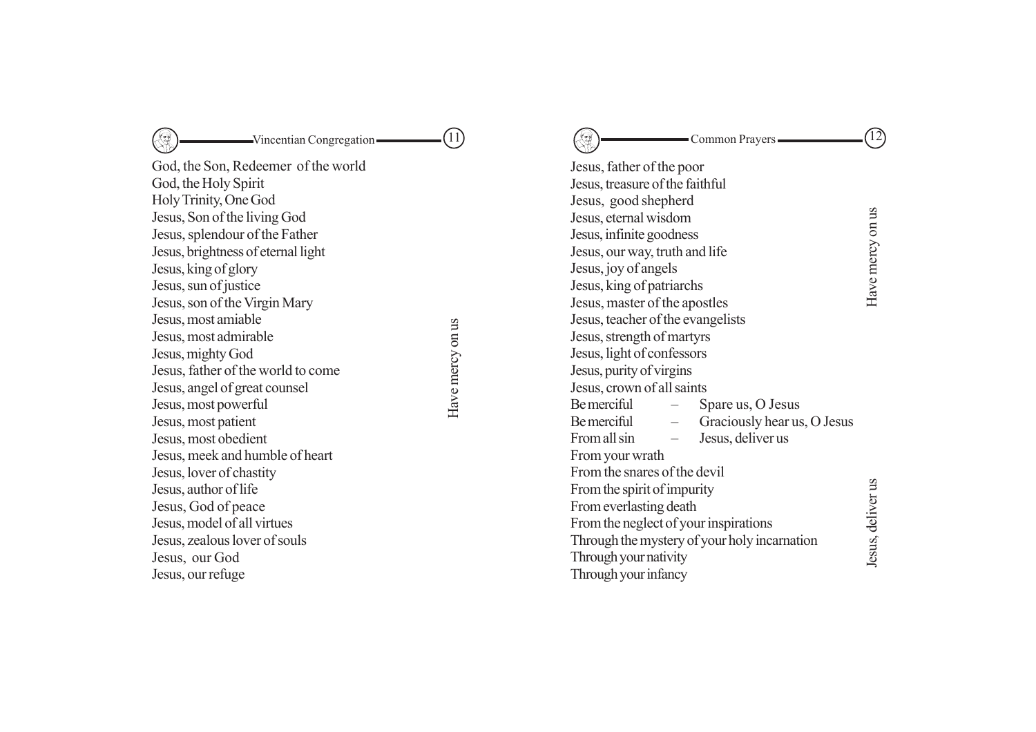God, the Son, Redeemer of the world
God, the Holy Spirit
Holy Trinity, One God
Jesus, Son of the living God
Jesus, splendour of the Father
Jesus, brightness of eternal light
Jesus, king of glory
Jesus, sun of justice
Jesus, son of the Virgin Mary
Jesus, most amiable
Jesus, most admirable
Jesus, mighty God
Jesus, father of the world to come
Jesus, angel of great counsel
Jesus, most powerful
Jesus, most patient
Jesus, most obedient
Jesus, meek and humble of heart
Jesus, lover of chastity
Jesus, author of life
Jesus, God of peace
Jesus, model of all virtues
Jesus, zealous lover of souls
Jesus, our God
Jesus, our refuge

*Have mercy on us*

Jesus, father of the poor
Jesus, treasure of the faithful
Jesus, good shepherd
Jesus, eternal wisdom
Jesus, infinite goodness
Jesus, our way, truth and life
Jesus, joy of angels
Jesus, king of patriarchs
Jesus, master of the apostles
Jesus, teacher of the evangelists
Jesus, strength of martyrs
Jesus, light of confessors
Jesus, purity of virgins
Jesus, crown of all saints

*Have mercy on us*

Be merciful – Spare us, O Jesus
Be merciful – Graciously hear us, O Jesus
From all sin – Jesus, deliver us
From your wrath
From the snares of the devil
From the spirit of impurity
From everlasting death
From the neglect of your inspirations
Through the mystery of your holy incarnation
Through your nativity
Through your infancy

*Jesus, deliver us*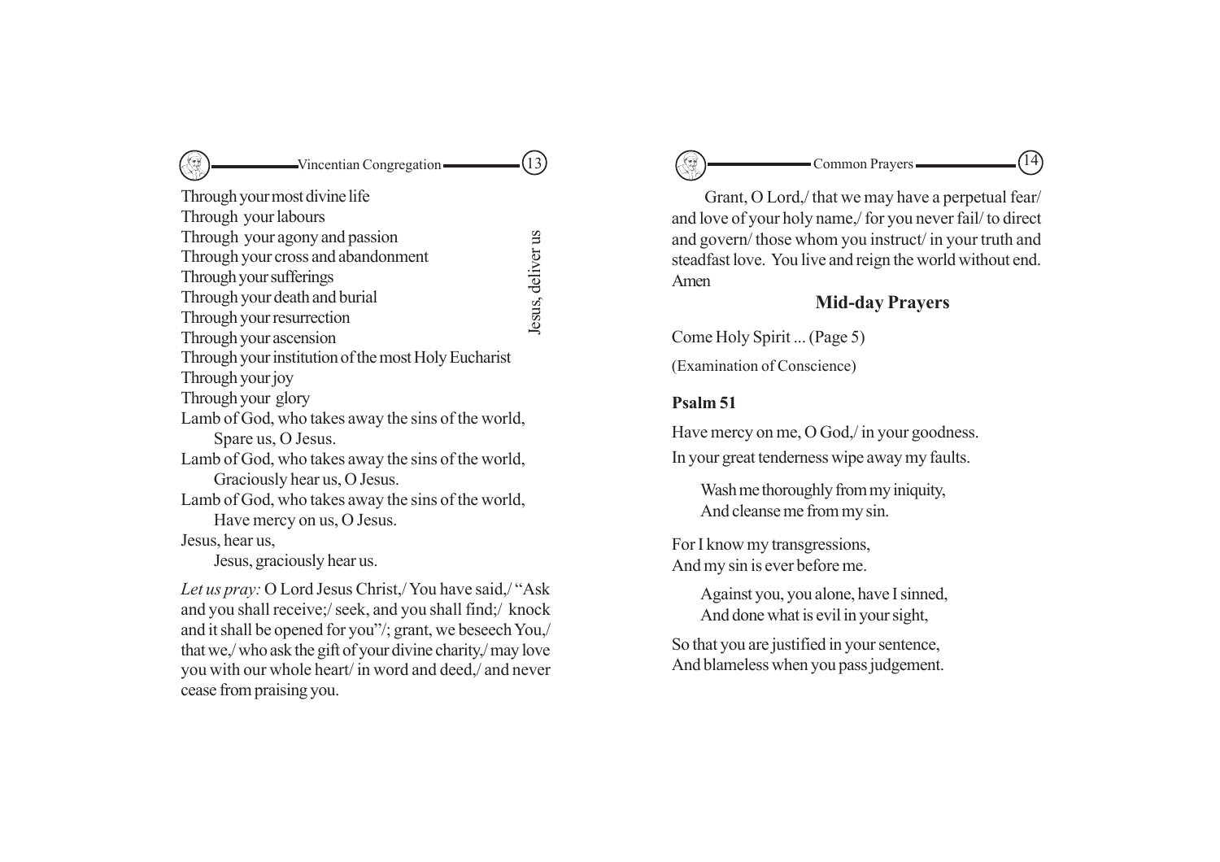Through your most divine life
Through your labours
Through your agony and passion
Through your cross and abandonment
Through your sufferings
Through your death and burial
Through your resurrection
Through your ascension
Through your institution of the most Holy Eucharist
Through your joy
Through your glory

*Jesus, deliver us*

Lamb of God, who takes away the sins of the world,
  Spare us, O Jesus.
Lamb of God, who takes away the sins of the world,
  Graciously hear us, O Jesus.
Lamb of God, who takes away the sins of the world,
  Have mercy on us, O Jesus.
Jesus, hear us,
  Jesus, graciously hear us.

*Let us pray:* O Lord Jesus Christ,/ You have said,/ "Ask and you shall receive;/ seek, and you shall find;/ knock and it shall be opened for you"/; grant, we beseech You,/ that we,/ who ask the gift of your divine charity,/ may love you with our whole heart/ in word and deed,/ and never cease from praising you.

Grant, O Lord,/ that we may have a perpetual fear/ and love of your holy name,/ for you never fail/ to direct and govern/ those whom you instruct/ in your truth and steadfast love. You live and reign the world without end. Amen

## Mid-day Prayers

Come Holy Spirit ... (Page 5)

(Examination of Conscience)

**Psalm 51**

Have mercy on me, O God,/ in your goodness.
In your great tenderness wipe away my faults.

  Wash me thoroughly from my iniquity,
  And cleanse me from my sin.

For I know my transgressions,
And my sin is ever before me.

  Against you, you alone, have I sinned,
  And done what is evil in your sight,

So that you are justified in your sentence,
And blameless when you pass judgement.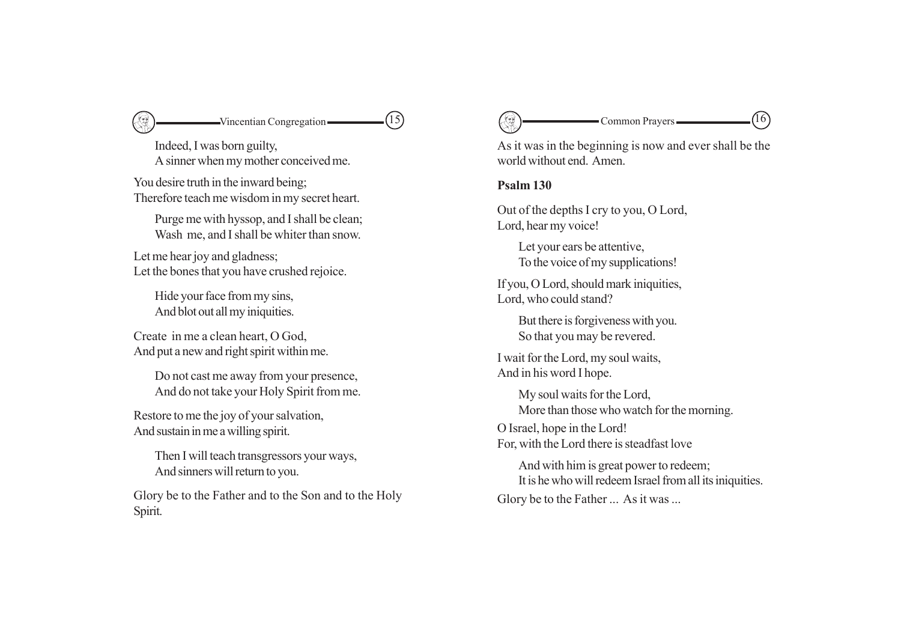Indeed, I was born guilty,
A sinner when my mother conceived me.

You desire truth in the inward being;
Therefore teach me wisdom in my secret heart.

Purge me with hyssop, and I shall be clean;
Wash me, and I shall be whiter than snow.

Let me hear joy and gladness;
Let the bones that you have crushed rejoice.

Hide your face from my sins,
And blot out all my iniquities.

Create in me a clean heart, O God,
And put a new and right spirit within me.

Do not cast me away from your presence,
And do not take your Holy Spirit from me.

Restore to me the joy of your salvation,
And sustain in me a willing spirit.

Then I will teach transgressors your ways,
And sinners will return to you.

Glory be to the Father and to the Son and to the Holy Spirit.

As it was in the beginning is now and ever shall be the world without end. Amen.

**Psalm 130**

Out of the depths I cry to you, O Lord,
Lord, hear my voice!

Let your ears be attentive,
To the voice of my supplications!

If you, O Lord, should mark iniquities,
Lord, who could stand?

But there is forgiveness with you.
So that you may be revered.

I wait for the Lord, my soul waits,
And in his word I hope.

My soul waits for the Lord,
More than those who watch for the morning.

O Israel, hope in the Lord!
For, with the Lord there is steadfast love

And with him is great power to redeem;
It is he who will redeem Israel from all its iniquities.

Glory be to the Father ... As it was ...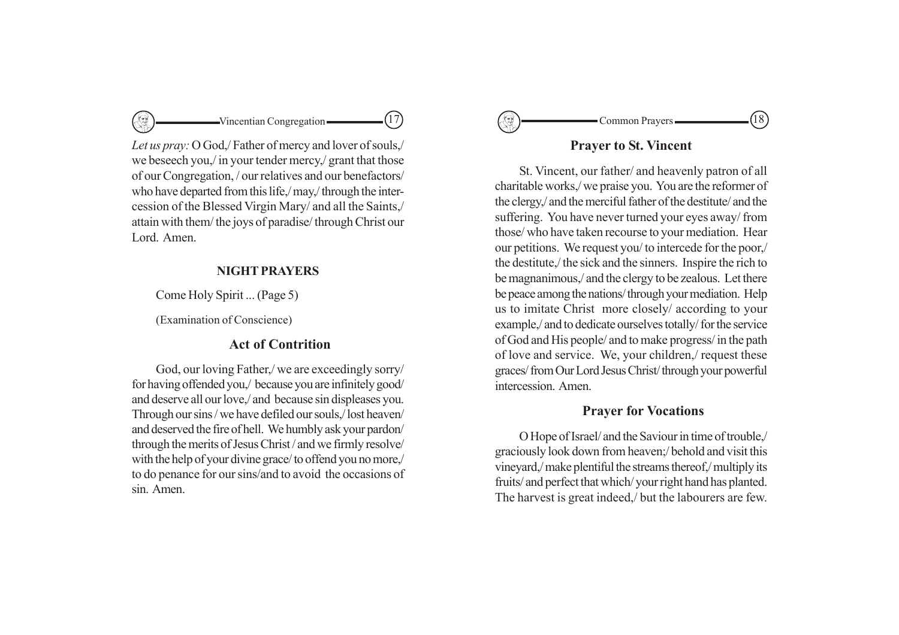*Let us pray:* O God,/ Father of mercy and lover of souls,/ we beseech you,/ in your tender mercy,/ grant that those of our Congregation, / our relatives and our benefactors/ who have departed from this life,/ may,/ through the intercession of the Blessed Virgin Mary/ and all the Saints,/ attain with them/ the joys of paradise/ through Christ our Lord. Amen.

**NIGHT PRAYERS**

Come Holy Spirit ... (Page 5)

(Examination of Conscience)

## Act of Contrition

God, our loving Father,/ we are exceedingly sorry/ for having offended you,/ because you are infinitely good/ and deserve all our love,/ and because sin displeases you. Through our sins / we have defiled our souls,/ lost heaven/ and deserved the fire of hell. We humbly ask your pardon/ through the merits of Jesus Christ / and we firmly resolve/ with the help of your divine grace/ to offend you no more,/ to do penance for our sins/and to avoid the occasions of sin. Amen.

## Prayer to St. Vincent

St. Vincent, our father/ and heavenly patron of all charitable works,/ we praise you. You are the reformer of the clergy,/ and the merciful father of the destitute/ and the suffering. You have never turned your eyes away/ from those/ who have taken recourse to your mediation. Hear our petitions. We request you/ to intercede for the poor,/ the destitute,/ the sick and the sinners. Inspire the rich to be magnanimous,/ and the clergy to be zealous. Let there be peace among the nations/ through your mediation. Help us to imitate Christ more closely/ according to your example,/ and to dedicate ourselves totally/ for the service of God and His people/ and to make progress/ in the path of love and service. We, your children,/ request these graces/ from Our Lord Jesus Christ/ through your powerful intercession. Amen.

## Prayer for Vocations

O Hope of Israel/ and the Saviour in time of trouble,/ graciously look down from heaven;/ behold and visit this vineyard,/ make plentiful the streams thereof,/ multiply its fruits/ and perfect that which/ your right hand has planted. The harvest is great indeed,/ but the labourers are few.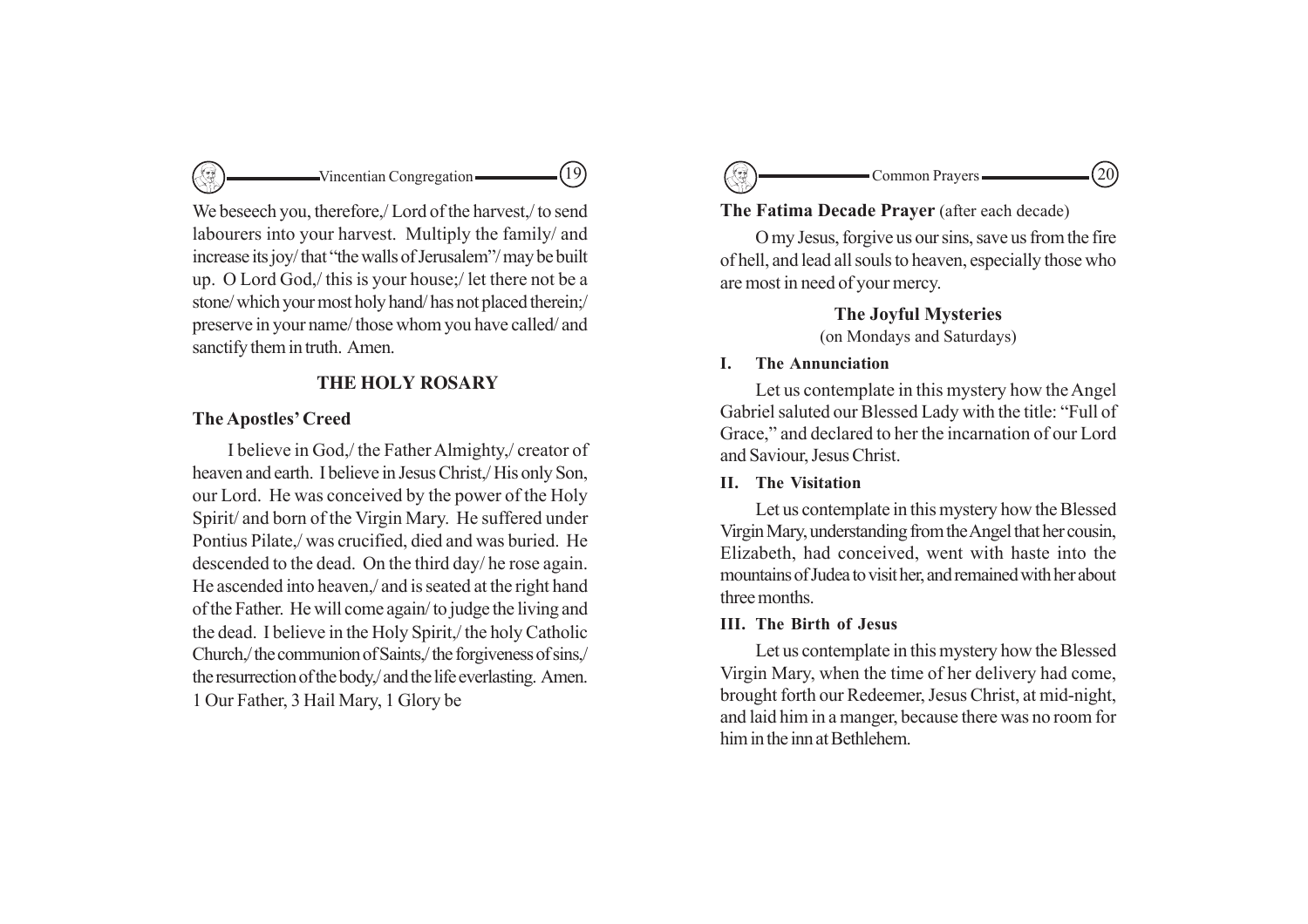We beseech you, therefore,/ Lord of the harvest,/ to send labourers into your harvest. Multiply the family/ and increase its joy/ that "the walls of Jerusalem"/ may be built up. O Lord God,/ this is your house;/ let there not be a stone/ which your most holy hand/ has not placed therein;/ preserve in your name/ those whom you have called/ and sanctify them in truth. Amen.

## THE HOLY ROSARY

### The Apostles' Creed

I believe in God,/ the Father Almighty,/ creator of heaven and earth. I believe in Jesus Christ,/ His only Son, our Lord. He was conceived by the power of the Holy Spirit/ and born of the Virgin Mary. He suffered under Pontius Pilate,/ was crucified, died and was buried. He descended to the dead. On the third day/ he rose again. He ascended into heaven,/ and is seated at the right hand of the Father. He will come again/ to judge the living and the dead. I believe in the Holy Spirit,/ the holy Catholic Church,/ the communion of Saints,/ the forgiveness of sins,/ the resurrection of the body,/ and the life everlasting. Amen.
1 Our Father, 3 Hail Mary, 1 Glory be

**The Fatima Decade Prayer** (after each decade)

O my Jesus, forgive us our sins, save us from the fire of hell, and lead all souls to heaven, especially those who are most in need of your mercy.

### The Joyful Mysteries

(on Mondays and Saturdays)

**I. The Annunciation**

Let us contemplate in this mystery how the Angel Gabriel saluted our Blessed Lady with the title: "Full of Grace," and declared to her the incarnation of our Lord and Saviour, Jesus Christ.

**II. The Visitation**

Let us contemplate in this mystery how the Blessed Virgin Mary, understanding from the Angel that her cousin, Elizabeth, had conceived, went with haste into the mountains of Judea to visit her, and remained with her about three months.

**III. The Birth of Jesus**

Let us contemplate in this mystery how the Blessed Virgin Mary, when the time of her delivery had come, brought forth our Redeemer, Jesus Christ, at mid-night, and laid him in a manger, because there was no room for him in the inn at Bethlehem.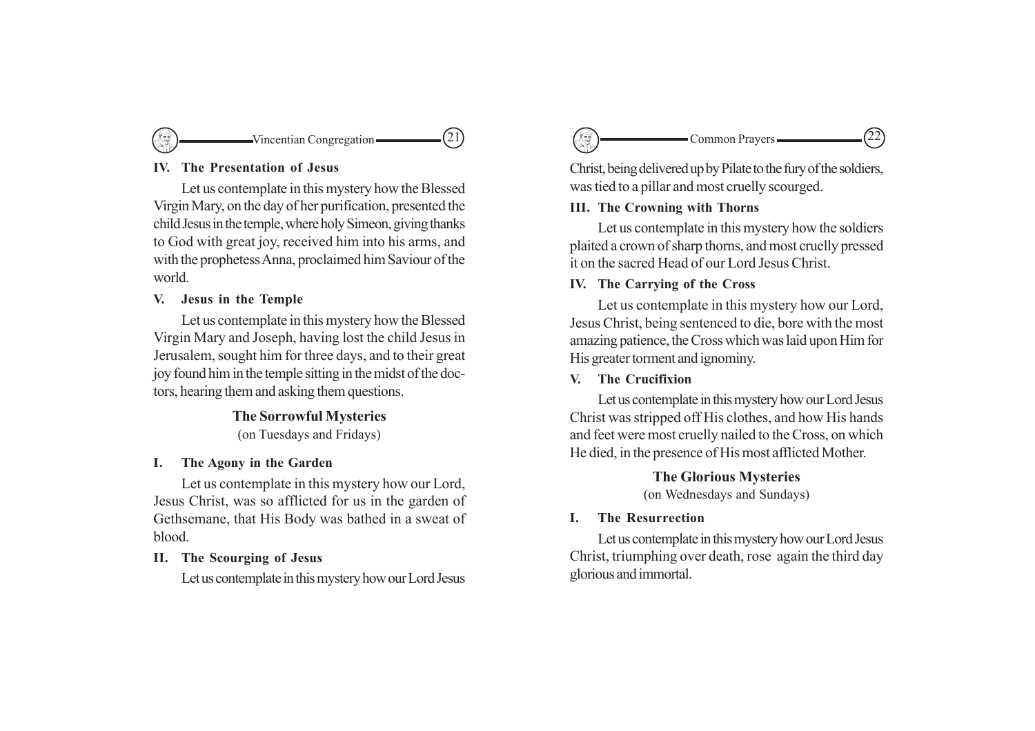**IV. The Presentation of Jesus**

Let us contemplate in this mystery how the Blessed Virgin Mary, on the day of her purification, presented the child Jesus in the temple, where holy Simeon, giving thanks to God with great joy, received him into his arms, and with the prophetess Anna, proclaimed him Saviour of the world.

**V. Jesus in the Temple**

Let us contemplate in this mystery how the Blessed Virgin Mary and Joseph, having lost the child Jesus in Jerusalem, sought him for three days, and to their great joy found him in the temple sitting in the midst of the doctors, hearing them and asking them questions.

## The Sorrowful Mysteries

(on Tuesdays and Fridays)

**I. The Agony in the Garden**

Let us contemplate in this mystery how our Lord, Jesus Christ, was so afflicted for us in the garden of Gethsemane, that His Body was bathed in a sweat of blood.

**II. The Scourging of Jesus**

Let us contemplate in this mystery how our Lord Jesus Christ, being delivered up by Pilate to the fury of the soldiers, was tied to a pillar and most cruelly scourged.

**III. The Crowning with Thorns**

Let us contemplate in this mystery how the soldiers plaited a crown of sharp thorns, and most cruelly pressed it on the sacred Head of our Lord Jesus Christ.

**IV. The Carrying of the Cross**

Let us contemplate in this mystery how our Lord, Jesus Christ, being sentenced to die, bore with the most amazing patience, the Cross which was laid upon Him for His greater torment and ignominy.

**V. The Crucifixion**

Let us contemplate in this mystery how our Lord Jesus Christ was stripped off His clothes, and how His hands and feet were most cruelly nailed to the Cross, on which He died, in the presence of His most afflicted Mother.

## The Glorious Mysteries

(on Wednesdays and Sundays)

**I. The Resurrection**

Let us contemplate in this mystery how our Lord Jesus Christ, triumphing over death, rose again the third day glorious and immortal.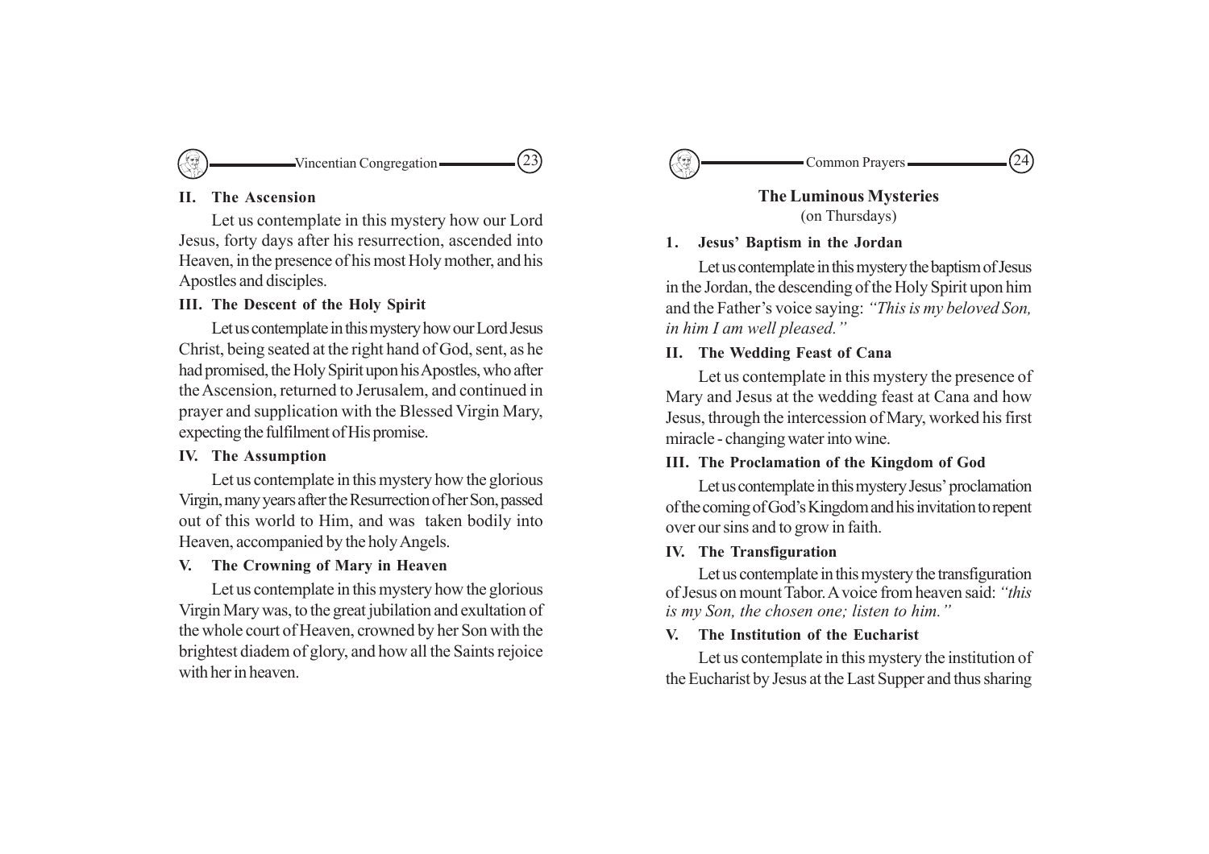### II. The Ascension

Let us contemplate in this mystery how our Lord Jesus, forty days after his resurrection, ascended into Heaven, in the presence of his most Holy mother, and his Apostles and disciples.

### III. The Descent of the Holy Spirit

Let us contemplate in this mystery how our Lord Jesus Christ, being seated at the right hand of God, sent, as he had promised, the Holy Spirit upon his Apostles, who after the Ascension, returned to Jerusalem, and continued in prayer and supplication with the Blessed Virgin Mary, expecting the fulfilment of His promise.

### IV. The Assumption

Let us contemplate in this mystery how the glorious Virgin, many years after the Resurrection of her Son, passed out of this world to Him, and was taken bodily into Heaven, accompanied by the holy Angels.

### V. The Crowning of Mary in Heaven

Let us contemplate in this mystery how the glorious Virgin Mary was, to the great jubilation and exultation of the whole court of Heaven, crowned by her Son with the brightest diadem of glory, and how all the Saints rejoice with her in heaven.

## The Luminous Mysteries

(on Thursdays)

### 1. Jesus' Baptism in the Jordan

Let us contemplate in this mystery the baptism of Jesus in the Jordan, the descending of the Holy Spirit upon him and the Father's voice saying: *"This is my beloved Son, in him I am well pleased."*

### II. The Wedding Feast of Cana

Let us contemplate in this mystery the presence of Mary and Jesus at the wedding feast at Cana and how Jesus, through the intercession of Mary, worked his first miracle - changing water into wine.

### III. The Proclamation of the Kingdom of God

Let us contemplate in this mystery Jesus' proclamation of the coming of God's Kingdom and his invitation to repent over our sins and to grow in faith.

### IV. The Transfiguration

Let us contemplate in this mystery the transfiguration of Jesus on mount Tabor. A voice from heaven said: *"this is my Son, the chosen one; listen to him."*

### V. The Institution of the Eucharist

Let us contemplate in this mystery the institution of the Eucharist by Jesus at the Last Supper and thus sharing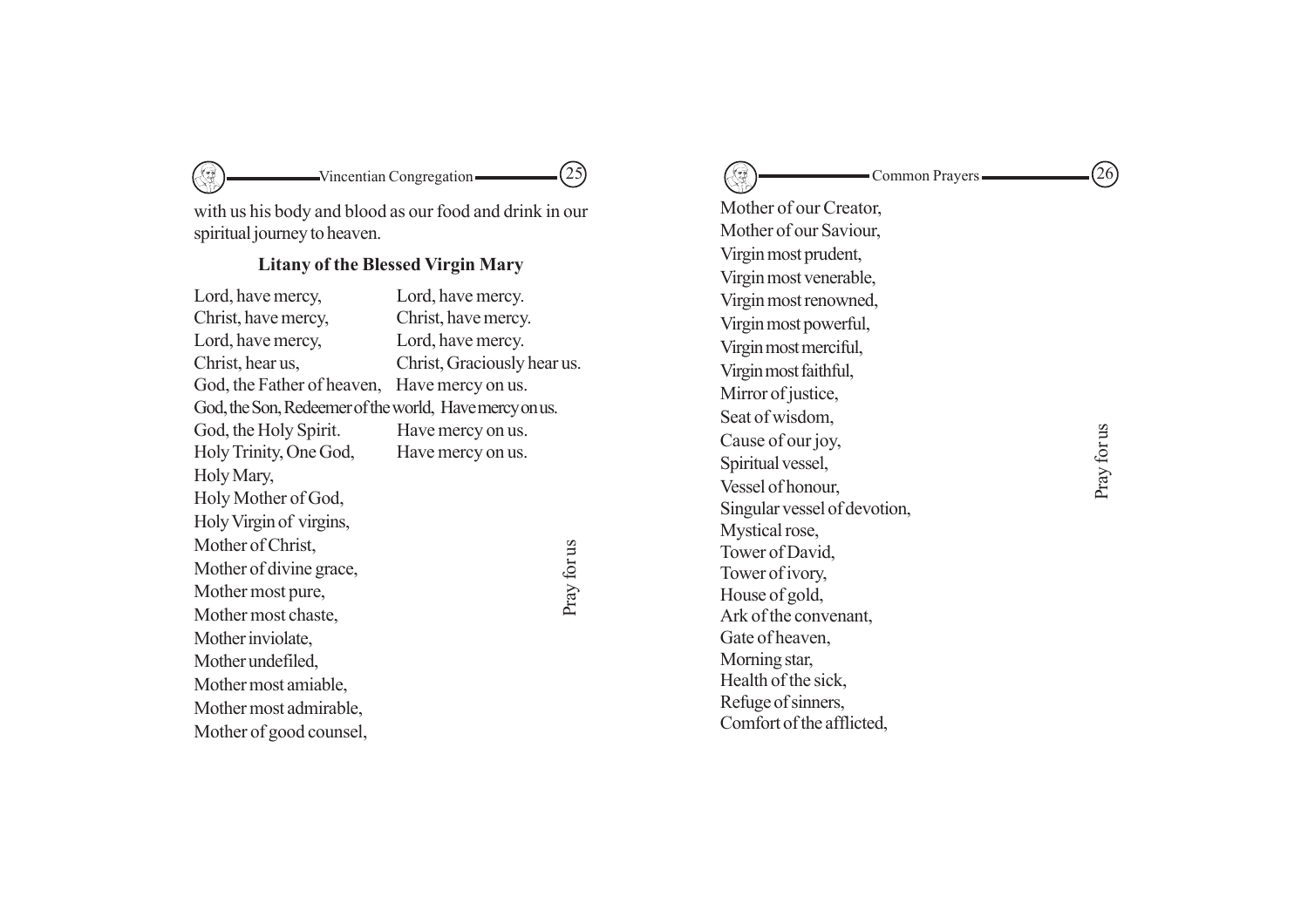with us his body and blood as our food and drink in our spiritual journey to heaven.

### Litany of the Blessed Virgin Mary

| | |
|---|---|
| Lord, have mercy, | Lord, have mercy. |
| Christ, have mercy, | Christ, have mercy. |
| Lord, have mercy, | Lord, have mercy. |
| Christ, hear us, | Christ, Graciously hear us. |
| God, the Father of heaven, | Have mercy on us. |
| God, the Son, Redeemer of the world, | Have mercy on us. |
| God, the Holy Spirit. | Have mercy on us. |
| Holy Trinity, One God, | Have mercy on us. |

Holy Mary,
Holy Mother of God,
Holy Virgin of virgins,
Mother of Christ,
Mother of divine grace,
Mother most pure,
Mother most chaste,
Mother inviolate,
Mother undefiled,
Mother most amiable,
Mother most admirable,
Mother of good counsel,

Pray for us

Mother of our Creator,
Mother of our Saviour,
Virgin most prudent,
Virgin most venerable,
Virgin most renowned,
Virgin most powerful,
Virgin most merciful,
Virgin most faithful,
Mirror of justice,
Seat of wisdom,
Cause of our joy,
Spiritual vessel,
Vessel of honour,
Singular vessel of devotion,
Mystical rose,
Tower of David,
Tower of ivory,
House of gold,
Ark of the convenant,
Gate of heaven,
Morning star,
Health of the sick,
Refuge of sinners,
Comfort of the afflicted,

Pray for us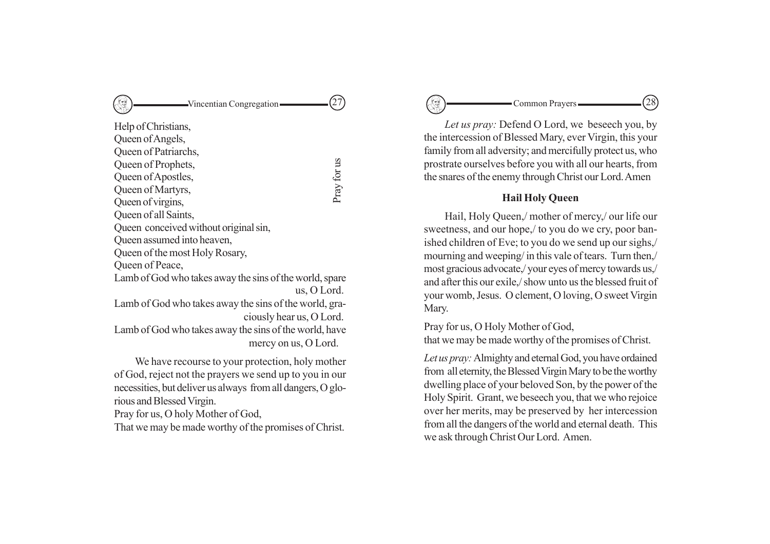Help of Christians,
Queen of Angels,
Queen of Patriarchs,
Queen of Prophets,
Queen of Apostles,
Queen of Martyrs,
Queen of virgins,
Queen of all Saints,
Queen conceived without original sin,
Queen assumed into heaven,
Queen of the most Holy Rosary,
Queen of Peace,

Pray for us

Lamb of God who takes away the sins of the world, spare us, O Lord.
Lamb of God who takes away the sins of the world, graciously hear us, O Lord.
Lamb of God who takes away the sins of the world, have mercy on us, O Lord.

We have recourse to your protection, holy mother of God, reject not the prayers we send up to you in our necessities, but deliver us always from all dangers, O glorious and Blessed Virgin.

Pray for us, O holy Mother of God,
That we may be made worthy of the promises of Christ.

*Let us pray:* Defend O Lord, we beseech you, by the intercession of Blessed Mary, ever Virgin, this your family from all adversity; and mercifully protect us, who prostrate ourselves before you with all our hearts, from the snares of the enemy through Christ our Lord. Amen

### Hail Holy Queen

Hail, Holy Queen,/ mother of mercy,/ our life our sweetness, and our hope,/ to you do we cry, poor banished children of Eve; to you do we send up our sighs,/ mourning and weeping/ in this vale of tears. Turn then,/ most gracious advocate,/ your eyes of mercy towards us,/ and after this our exile,/ show unto us the blessed fruit of your womb, Jesus. O clement, O loving, O sweet Virgin Mary.

Pray for us, O Holy Mother of God,
that we may be made worthy of the promises of Christ.

*Let us pray:* Almighty and eternal God, you have ordained from all eternity, the Blessed Virgin Mary to be the worthy dwelling place of your beloved Son, by the power of the Holy Spirit. Grant, we beseech you, that we who rejoice over her merits, may be preserved by her intercession from all the dangers of the world and eternal death. This we ask through Christ Our Lord. Amen.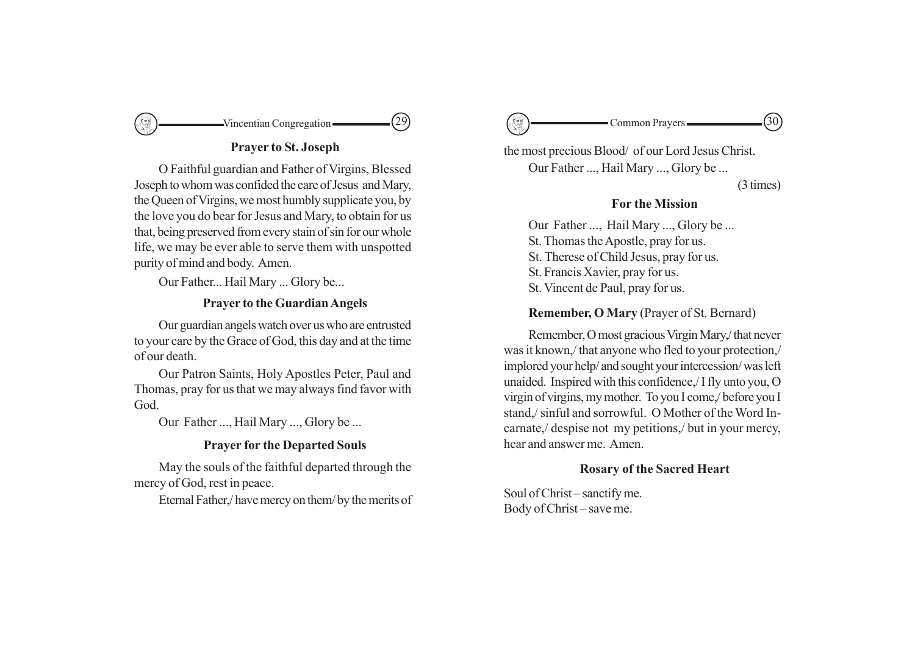### Prayer to St. Joseph

O Faithful guardian and Father of Virgins, Blessed Joseph to whom was confided the care of Jesus and Mary, the Queen of Virgins, we most humbly supplicate you, by the love you do bear for Jesus and Mary, to obtain for us that, being preserved from every stain of sin for our whole life, we may be ever able to serve them with unspotted purity of mind and body. Amen.

Our Father... Hail Mary ... Glory be...

### Prayer to the Guardian Angels

Our guardian angels watch over us who are entrusted to your care by the Grace of God, this day and at the time of our death.

Our Patron Saints, Holy Apostles Peter, Paul and Thomas, pray for us that we may always find favor with God.

Our Father ..., Hail Mary ..., Glory be ...

### Prayer for the Departed Souls

May the souls of the faithful departed through the mercy of God, rest in peace.

Eternal Father,/ have mercy on them/ by the merits of the most precious Blood/ of our Lord Jesus Christ.

Our Father ..., Hail Mary ..., Glory be ...

(3 times)

### For the Mission

Our Father ..., Hail Mary ..., Glory be ...  
St. Thomas the Apostle, pray for us.  
St. Therese of Child Jesus, pray for us.  
St. Francis Xavier, pray for us.  
St. Vincent de Paul, pray for us.

**Remember, O Mary** (Prayer of St. Bernard)

Remember, O most gracious Virgin Mary,/ that never was it known,/ that anyone who fled to your protection,/ implored your help/ and sought your intercession/ was left unaided. Inspired with this confidence,/ I fly unto you, O virgin of virgins, my mother. To you I come,/ before you I stand,/ sinful and sorrowful. O Mother of the Word Incarnate,/ despise not my petitions,/ but in your mercy, hear and answer me. Amen.

### Rosary of the Sacred Heart

Soul of Christ – sanctify me.  
Body of Christ – save me.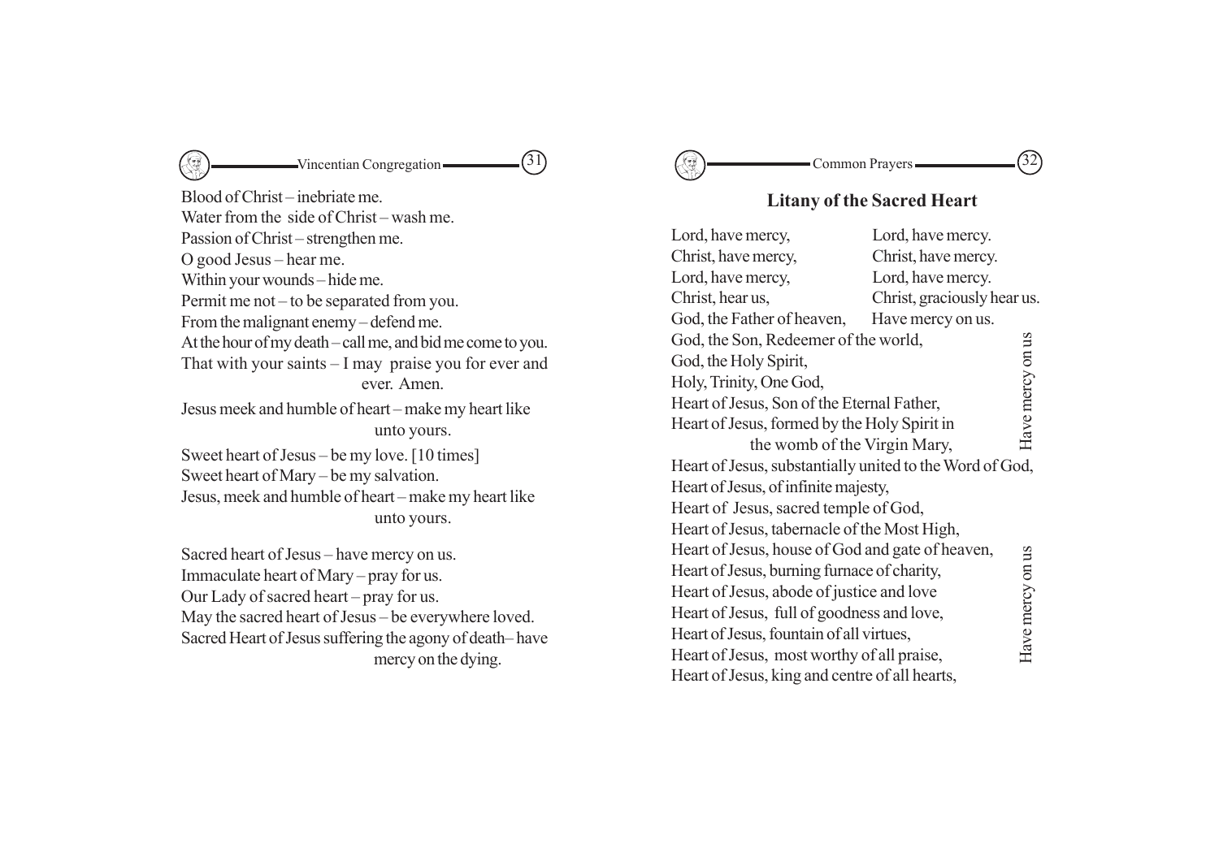Blood of Christ – inebriate me.
Water from the side of Christ – wash me.
Passion of Christ – strengthen me.
O good Jesus – hear me.
Within your wounds – hide me.
Permit me not – to be separated from you.
From the malignant enemy – defend me.
At the hour of my death – call me, and bid me come to you.
That with your saints – I may praise you for ever and ever. Amen.

Jesus meek and humble of heart – make my heart like unto yours.

Sweet heart of Jesus – be my love. [10 times]
Sweet heart of Mary – be my salvation.
Jesus, meek and humble of heart – make my heart like unto yours.

Sacred heart of Jesus – have mercy on us.
Immaculate heart of Mary – pray for us.
Our Lady of sacred heart – pray for us.
May the sacred heart of Jesus – be everywhere loved.
Sacred Heart of Jesus suffering the agony of death – have mercy on the dying.

## Litany of the Sacred Heart

Lord, have mercy, — Lord, have mercy.
Christ, have mercy, — Christ, have mercy.
Lord, have mercy, — Lord, have mercy.
Christ, hear us, — Christ, graciously hear us.
God, the Father of heaven, — Have mercy on us.

*(Response: Have mercy on us)*

God, the Son, Redeemer of the world,
God, the Holy Spirit,
Holy, Trinity, One God,
Heart of Jesus, Son of the Eternal Father,
Heart of Jesus, formed by the Holy Spirit in the womb of the Virgin Mary,
Heart of Jesus, substantially united to the Word of God,
Heart of Jesus, of infinite majesty,
Heart of Jesus, sacred temple of God,
Heart of Jesus, tabernacle of the Most High,
Heart of Jesus, house of God and gate of heaven,
Heart of Jesus, burning furnace of charity,
Heart of Jesus, abode of justice and love
Heart of Jesus, full of goodness and love,
Heart of Jesus, fountain of all virtues,
Heart of Jesus, most worthy of all praise,
Heart of Jesus, king and centre of all hearts,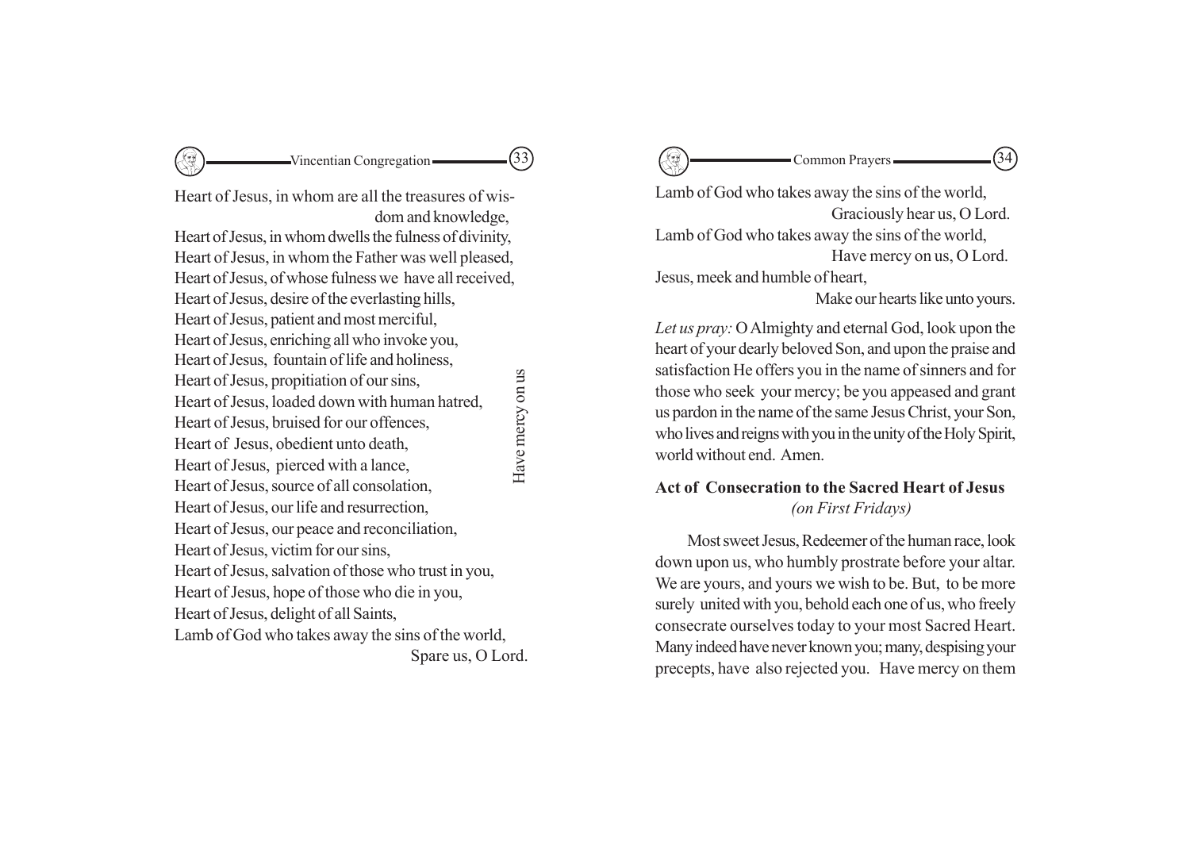Heart of Jesus, in whom are all the treasures of wisdom and knowledge,
Heart of Jesus, in whom dwells the fulness of divinity,
Heart of Jesus, in whom the Father was well pleased,
Heart of Jesus, of whose fulness we have all received,
Heart of Jesus, desire of the everlasting hills,
Heart of Jesus, patient and most merciful,
Heart of Jesus, enriching all who invoke you,
Heart of Jesus, fountain of life and holiness,
Heart of Jesus, propitiation of our sins,
Heart of Jesus, loaded down with human hatred,
Heart of Jesus, bruised for our offences,
Heart of Jesus, obedient unto death,
Heart of Jesus, pierced with a lance,
Heart of Jesus, source of all consolation,
Heart of Jesus, our life and resurrection,
Heart of Jesus, our peace and reconciliation,
Heart of Jesus, victim for our sins,
Heart of Jesus, salvation of those who trust in you,
Heart of Jesus, hope of those who die in you,
Heart of Jesus, delight of all Saints,

*Have mercy on us*

Lamb of God who takes away the sins of the world,
Spare us, O Lord.

Lamb of God who takes away the sins of the world,
Graciously hear us, O Lord.

Lamb of God who takes away the sins of the world,
Have mercy on us, O Lord.

Jesus, meek and humble of heart,
Make our hearts like unto yours.

*Let us pray:* O Almighty and eternal God, look upon the heart of your dearly beloved Son, and upon the praise and satisfaction He offers you in the name of sinners and for those who seek your mercy; be you appeased and grant us pardon in the name of the same Jesus Christ, your Son, who lives and reigns with you in the unity of the Holy Spirit, world without end. Amen.

### Act of Consecration to the Sacred Heart of Jesus

*(on First Fridays)*

Most sweet Jesus, Redeemer of the human race, look down upon us, who humbly prostrate before your altar. We are yours, and yours we wish to be. But, to be more surely united with you, behold each one of us, who freely consecrate ourselves today to your most Sacred Heart. Many indeed have never known you; many, despising your precepts, have also rejected you. Have mercy on them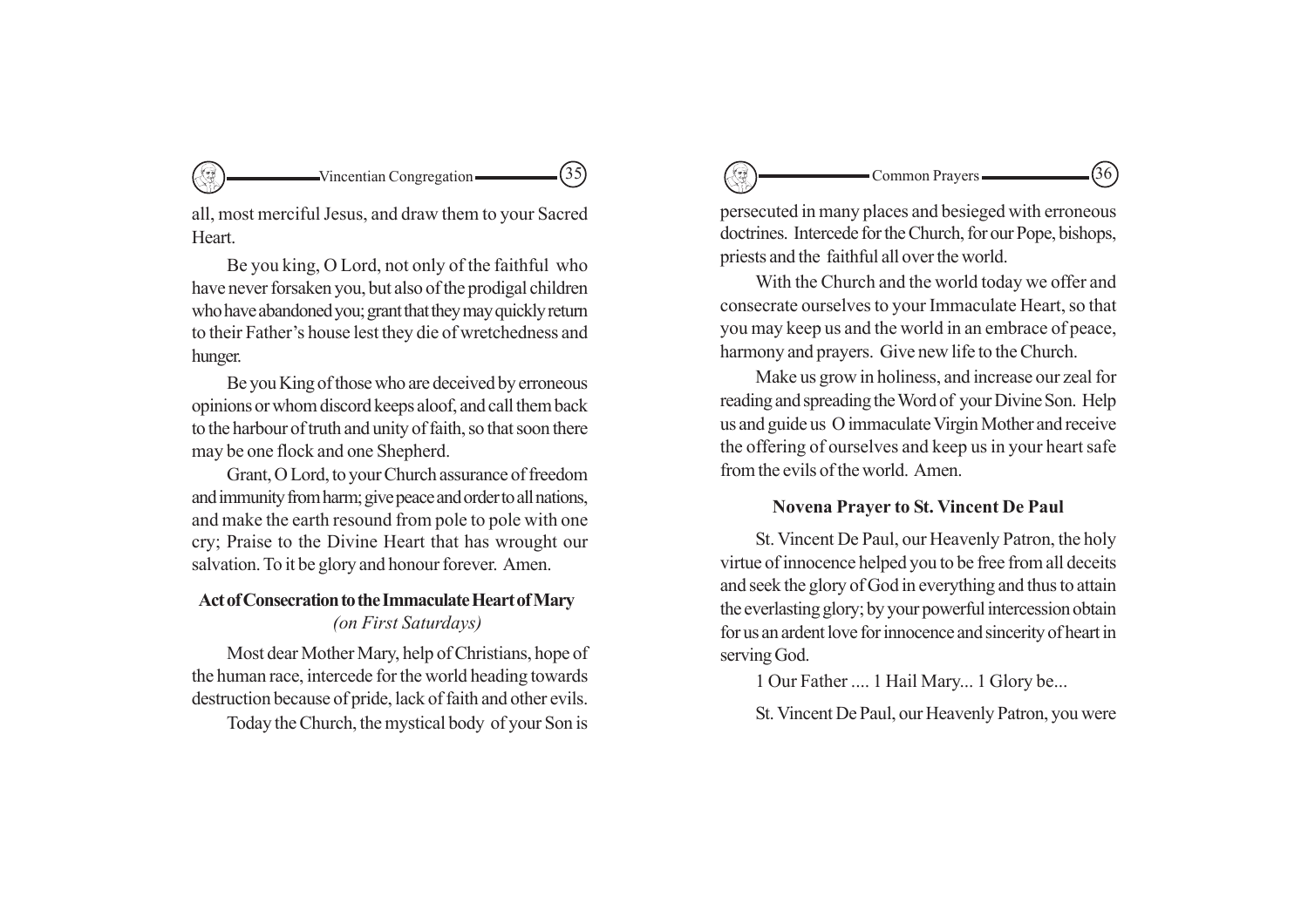all, most merciful Jesus, and draw them to your Sacred Heart.

Be you king, O Lord, not only of the faithful who have never forsaken you, but also of the prodigal children who have abandoned you; grant that they may quickly return to their Father's house lest they die of wretchedness and hunger.

Be you King of those who are deceived by erroneous opinions or whom discord keeps aloof, and call them back to the harbour of truth and unity of faith, so that soon there may be one flock and one Shepherd.

Grant, O Lord, to your Church assurance of freedom and immunity from harm; give peace and order to all nations, and make the earth resound from pole to pole with one cry; Praise to the Divine Heart that has wrought our salvation. To it be glory and honour forever. Amen.

### Act of Consecration to the Immaculate Heart of Mary
*(on First Saturdays)*

Most dear Mother Mary, help of Christians, hope of the human race, intercede for the world heading towards destruction because of pride, lack of faith and other evils.

Today the Church, the mystical body of your Son is persecuted in many places and besieged with erroneous doctrines. Intercede for the Church, for our Pope, bishops, priests and the faithful all over the world.

With the Church and the world today we offer and consecrate ourselves to your Immaculate Heart, so that you may keep us and the world in an embrace of peace, harmony and prayers. Give new life to the Church.

Make us grow in holiness, and increase our zeal for reading and spreading the Word of your Divine Son. Help us and guide us O immaculate Virgin Mother and receive the offering of ourselves and keep us in your heart safe from the evils of the world. Amen.

### Novena Prayer to St. Vincent De Paul

St. Vincent De Paul, our Heavenly Patron, the holy virtue of innocence helped you to be free from all deceits and seek the glory of God in everything and thus to attain the everlasting glory; by your powerful intercession obtain for us an ardent love for innocence and sincerity of heart in serving God.

1 Our Father .... 1 Hail Mary... 1 Glory be...

St. Vincent De Paul, our Heavenly Patron, you were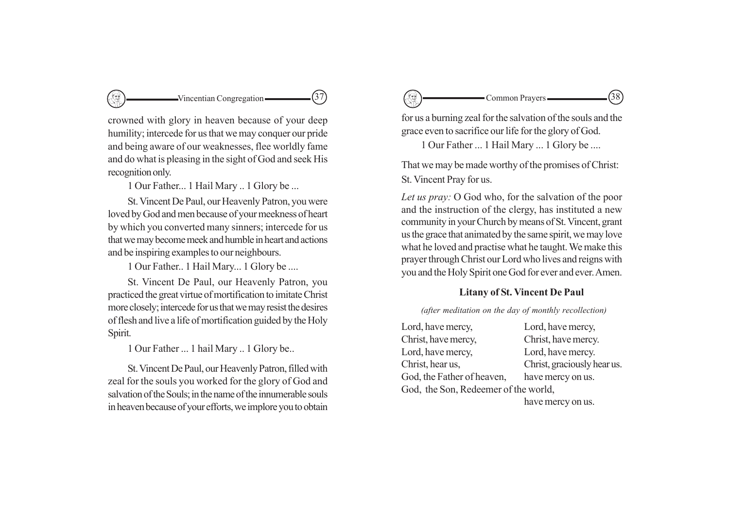crowned with glory in heaven because of your deep humility; intercede for us that we may conquer our pride and being aware of our weaknesses, flee worldly fame and do what is pleasing in the sight of God and seek His recognition only.

1 Our Father... 1 Hail Mary .. 1 Glory be ...

St. Vincent De Paul, our Heavenly Patron, you were loved by God and men because of your meekness of heart by which you converted many sinners; intercede for us that we may become meek and humble in heart and actions and be inspiring examples to our neighbours.

1 Our Father.. 1 Hail Mary... 1 Glory be ....

St. Vincent De Paul, our Heavenly Patron, you practiced the great virtue of mortification to imitate Christ more closely; intercede for us that we may resist the desires of flesh and live a life of mortification guided by the Holy Spirit.

1 Our Father ... 1 hail Mary .. 1 Glory be..

St. Vincent De Paul, our Heavenly Patron, filled with zeal for the souls you worked for the glory of God and salvation of the Souls; in the name of the innumerable souls in heaven because of your efforts, we implore you to obtain for us a burning zeal for the salvation of the souls and the grace even to sacrifice our life for the glory of God.

1 Our Father ... 1 Hail Mary ... 1 Glory be ....

That we may be made worthy of the promises of Christ:
St. Vincent Pray for us.

*Let us pray:* O God who, for the salvation of the poor and the instruction of the clergy, has instituted a new community in your Church by means of St. Vincent, grant us the grace that animated by the same spirit, we may love what he loved and practise what he taught. We make this prayer through Christ our Lord who lives and reigns with you and the Holy Spirit one God for ever and ever. Amen.

### Litany of St. Vincent De Paul

*(after meditation on the day of monthly recollection)*

Lord, have mercy, — Lord, have mercy,
Christ, have mercy, — Christ, have mercy.
Lord, have mercy, — Lord, have mercy.
Christ, hear us, — Christ, graciously hear us.
God, the Father of heaven, — have mercy on us.
God, the Son, Redeemer of the world, — have mercy on us.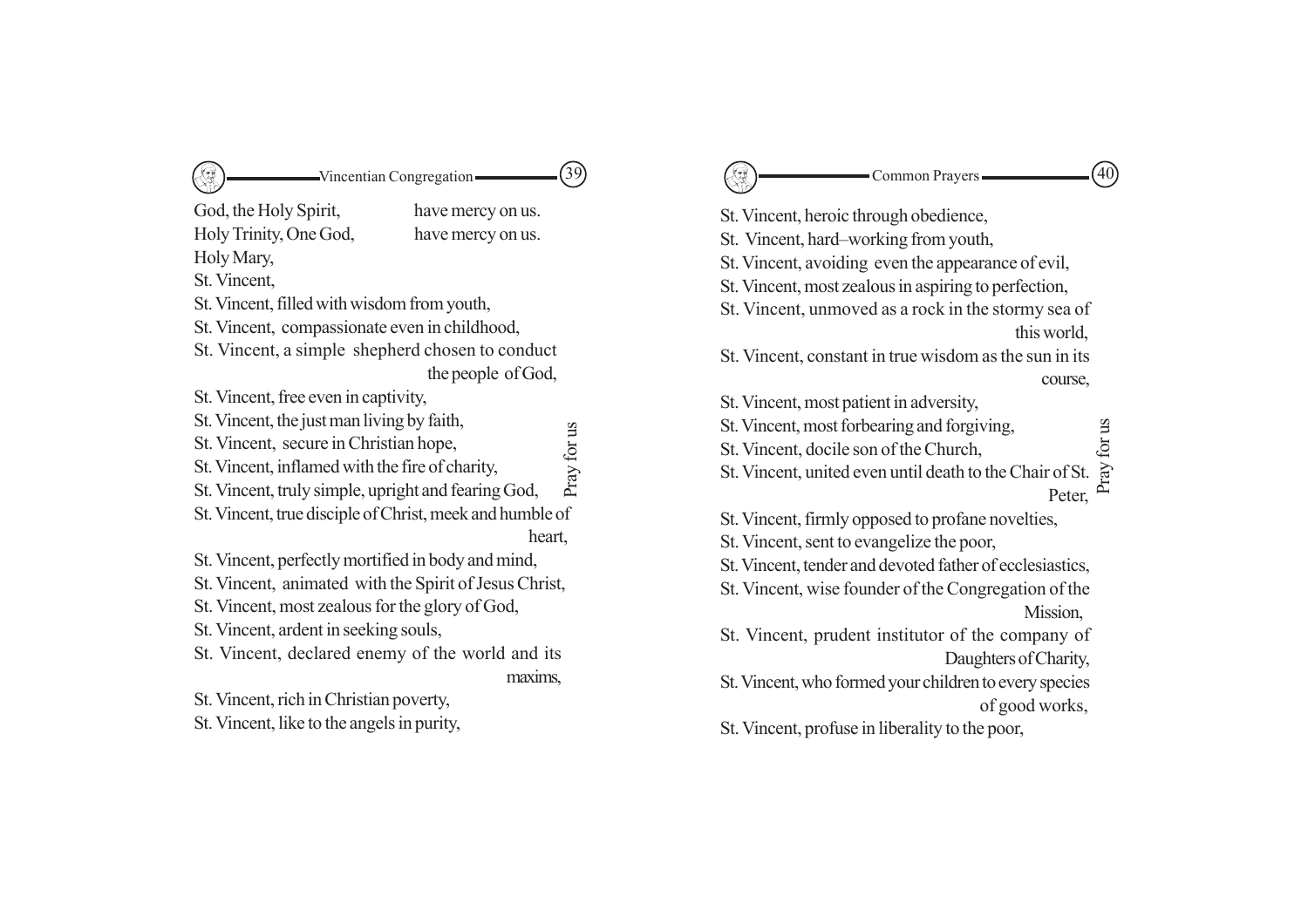God, the Holy Spirit, have mercy on us.
Holy Trinity, One God, have mercy on us.
Holy Mary,
St. Vincent,
St. Vincent, filled with wisdom from youth,
St. Vincent, compassionate even in childhood,
St. Vincent, a simple shepherd chosen to conduct the people of God,
St. Vincent, free even in captivity,
St. Vincent, the just man living by faith,
St. Vincent, secure in Christian hope,
St. Vincent, inflamed with the fire of charity,
St. Vincent, truly simple, upright and fearing God,
St. Vincent, true disciple of Christ, meek and humble of heart,
St. Vincent, perfectly mortified in body and mind,
St. Vincent, animated with the Spirit of Jesus Christ,
St. Vincent, most zealous for the glory of God,
St. Vincent, ardent in seeking souls,
St. Vincent, declared enemy of the world and its maxims,
St. Vincent, rich in Christian poverty,
St. Vincent, like to the angels in purity,

Pray for us

St. Vincent, heroic through obedience,
St. Vincent, hard–working from youth,
St. Vincent, avoiding even the appearance of evil,
St. Vincent, most zealous in aspiring to perfection,
St. Vincent, unmoved as a rock in the stormy sea of this world,
St. Vincent, constant in true wisdom as the sun in its course,
St. Vincent, most patient in adversity,
St. Vincent, most forbearing and forgiving,
St. Vincent, docile son of the Church,
St. Vincent, united even until death to the Chair of St. Peter,
St. Vincent, firmly opposed to profane novelties,
St. Vincent, sent to evangelize the poor,
St. Vincent, tender and devoted father of ecclesiastics,
St. Vincent, wise founder of the Congregation of the Mission,
St. Vincent, prudent institutor of the company of Daughters of Charity,
St. Vincent, who formed your children to every species of good works,
St. Vincent, profuse in liberality to the poor,

Pray for us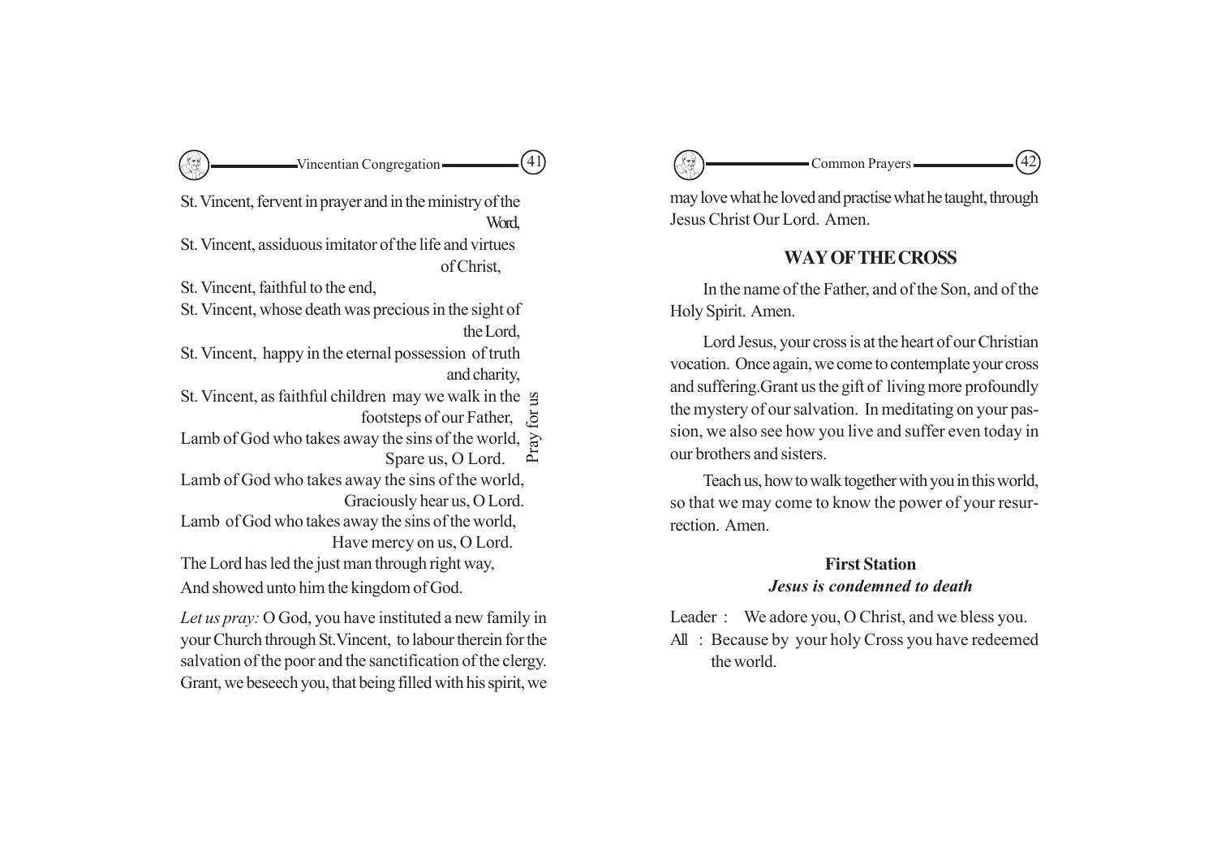St. Vincent, fervent in prayer and in the ministry of the Word,

St. Vincent, assiduous imitator of the life and virtues of Christ,

St. Vincent, faithful to the end,

St. Vincent, whose death was precious in the sight of the Lord,

St. Vincent, happy in the eternal possession of truth and charity,

St. Vincent, as faithful children may we walk in the footsteps of our Father, *Pray for us*

Lamb of God who takes away the sins of the world,
Spare us, O Lord.

Lamb of God who takes away the sins of the world,
Graciously hear us, O Lord.

Lamb of God who takes away the sins of the world,
Have mercy on us, O Lord.

The Lord has led the just man through right way,
And showed unto him the kingdom of God.

*Let us pray:* O God, you have instituted a new family in your Church through St.Vincent, to labour therein for the salvation of the poor and the sanctification of the clergy. Grant, we beseech you, that being filled with his spirit, we may love what he loved and practise what he taught, through Jesus Christ Our Lord. Amen.

## WAY OF THE CROSS

In the name of the Father, and of the Son, and of the Holy Spirit. Amen.

Lord Jesus, your cross is at the heart of our Christian vocation. Once again, we come to contemplate your cross and suffering.Grant us the gift of living more profoundly the mystery of our salvation. In meditating on your passion, we also see how you live and suffer even today in our brothers and sisters.

Teach us, how to walk together with you in this world, so that we may come to know the power of your resurrection. Amen.

### First Station
***Jesus is condemned to death***

Leader : We adore you, O Christ, and we bless you.

All : Because by your holy Cross you have redeemed the world.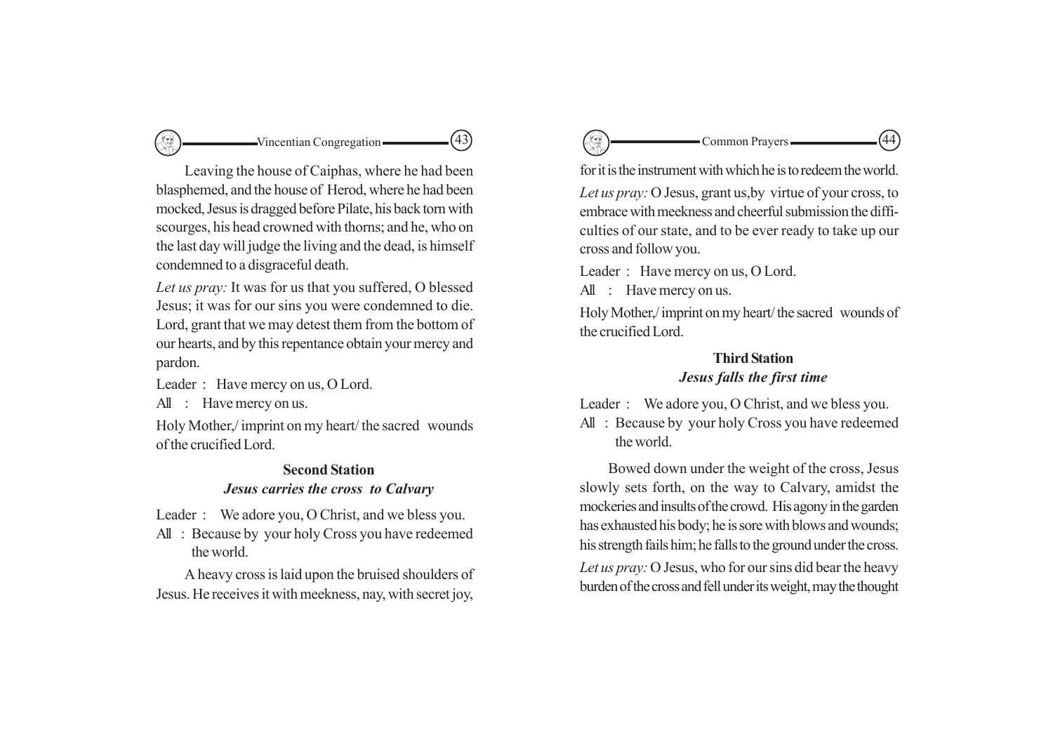Leaving the house of Caiphas, where he had been blasphemed, and the house of Herod, where he had been mocked, Jesus is dragged before Pilate, his back torn with scourges, his head crowned with thorns; and he, who on the last day will judge the living and the dead, is himself condemned to a disgraceful death.

*Let us pray:* It was for us that you suffered, O blessed Jesus; it was for our sins you were condemned to die. Lord, grant that we may detest them from the bottom of our hearts, and by this repentance obtain your mercy and pardon.

Leader : Have mercy on us, O Lord.

All : Have mercy on us.

Holy Mother,/ imprint on my heart/ the sacred wounds of the crucified Lord.

## Second Station

### *Jesus carries the cross to Calvary*

Leader : We adore you, O Christ, and we bless you.

All : Because by your holy Cross you have redeemed the world.

A heavy cross is laid upon the bruised shoulders of Jesus. He receives it with meekness, nay, with secret joy, for it is the instrument with which he is to redeem the world.

*Let us pray:* O Jesus, grant us,by virtue of your cross, to embrace with meekness and cheerful submission the difficulties of our state, and to be ever ready to take up our cross and follow you.

Leader : Have mercy on us, O Lord.

All : Have mercy on us.

Holy Mother,/ imprint on my heart/ the sacred wounds of the crucified Lord.

## Third Station

### *Jesus falls the first time*

Leader : We adore you, O Christ, and we bless you.

All : Because by your holy Cross you have redeemed the world.

Bowed down under the weight of the cross, Jesus slowly sets forth, on the way to Calvary, amidst the mockeries and insults of the crowd. His agony in the garden has exhausted his body; he is sore with blows and wounds; his strength fails him; he falls to the ground under the cross.

*Let us pray:* O Jesus, who for our sins did bear the heavy burden of the cross and fell under its weight, may the thought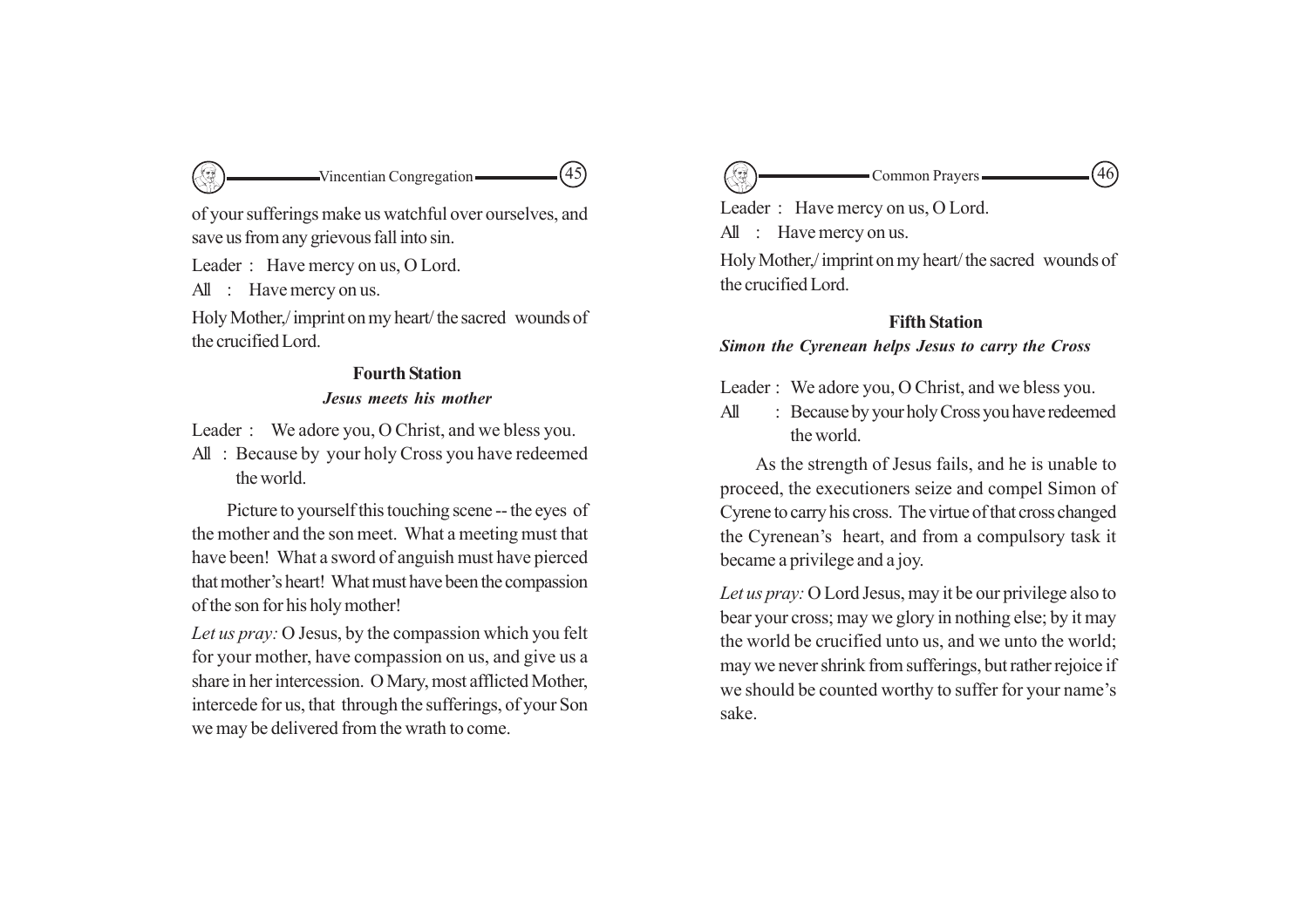of your sufferings make us watchful over ourselves, and save us from any grievous fall into sin.

Leader : Have mercy on us, O Lord.

All : Have mercy on us.

Holy Mother,/ imprint on my heart/ the sacred wounds of the crucified Lord.

### Fourth Station

***Jesus meets his mother***

Leader : We adore you, O Christ, and we bless you.

All : Because by your holy Cross you have redeemed the world.

Picture to yourself this touching scene -- the eyes of the mother and the son meet. What a meeting must that have been! What a sword of anguish must have pierced that mother's heart! What must have been the compassion of the son for his holy mother!

*Let us pray:* O Jesus, by the compassion which you felt for your mother, have compassion on us, and give us a share in her intercession. O Mary, most afflicted Mother, intercede for us, that through the sufferings, of your Son we may be delivered from the wrath to come.

Leader : Have mercy on us, O Lord.

All : Have mercy on us.

Holy Mother,/ imprint on my heart/ the sacred wounds of the crucified Lord.

### Fifth Station

***Simon the Cyrenean helps Jesus to carry the Cross***

Leader : We adore you, O Christ, and we bless you.

All : Because by your holy Cross you have redeemed the world.

As the strength of Jesus fails, and he is unable to proceed, the executioners seize and compel Simon of Cyrene to carry his cross. The virtue of that cross changed the Cyrenean's heart, and from a compulsory task it became a privilege and a joy.

*Let us pray:* O Lord Jesus, may it be our privilege also to bear your cross; may we glory in nothing else; by it may the world be crucified unto us, and we unto the world; may we never shrink from sufferings, but rather rejoice if we should be counted worthy to suffer for your name's sake.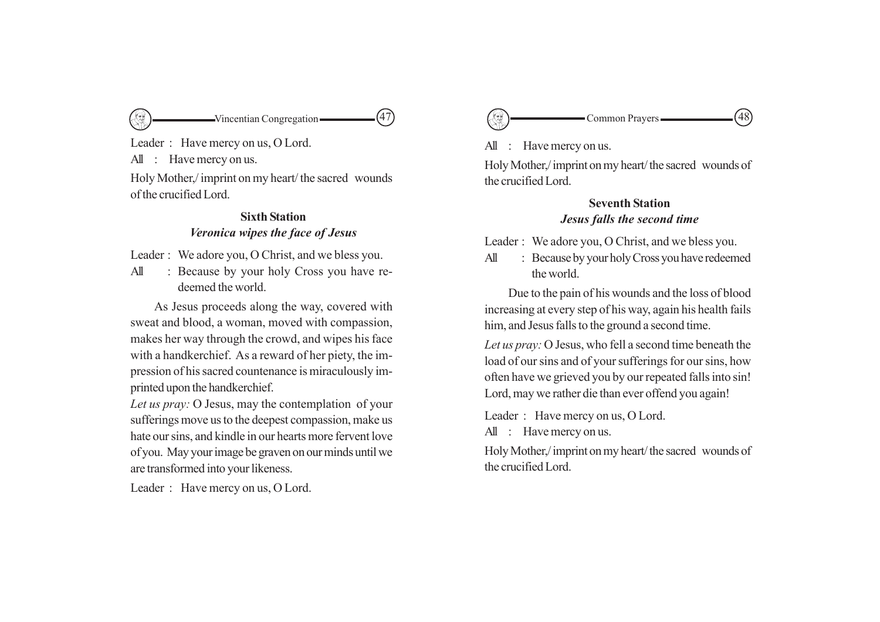Leader : Have mercy on us, O Lord.

All : Have mercy on us.

Holy Mother,/ imprint on my heart/ the sacred wounds of the crucified Lord.

### Sixth Station

***Veronica wipes the face of Jesus***

Leader : We adore you, O Christ, and we bless you.

All : Because by your holy Cross you have redeemed the world.

As Jesus proceeds along the way, covered with sweat and blood, a woman, moved with compassion, makes her way through the crowd, and wipes his face with a handkerchief. As a reward of her piety, the impression of his sacred countenance is miraculously imprinted upon the handkerchief.

*Let us pray:* O Jesus, may the contemplation of your sufferings move us to the deepest compassion, make us hate our sins, and kindle in our hearts more fervent love of you. May your image be graven on our minds until we are transformed into your likeness.

Leader : Have mercy on us, O Lord.

All : Have mercy on us.

Holy Mother,/ imprint on my heart/ the sacred wounds of the crucified Lord.

### Seventh Station

***Jesus falls the second time***

Leader : We adore you, O Christ, and we bless you.

All : Because by your holy Cross you have redeemed the world.

Due to the pain of his wounds and the loss of blood increasing at every step of his way, again his health fails him, and Jesus falls to the ground a second time.

*Let us pray:* O Jesus, who fell a second time beneath the load of our sins and of your sufferings for our sins, how often have we grieved you by our repeated falls into sin! Lord, may we rather die than ever offend you again!

Leader : Have mercy on us, O Lord.

All : Have mercy on us.

Holy Mother,/ imprint on my heart/ the sacred wounds of the crucified Lord.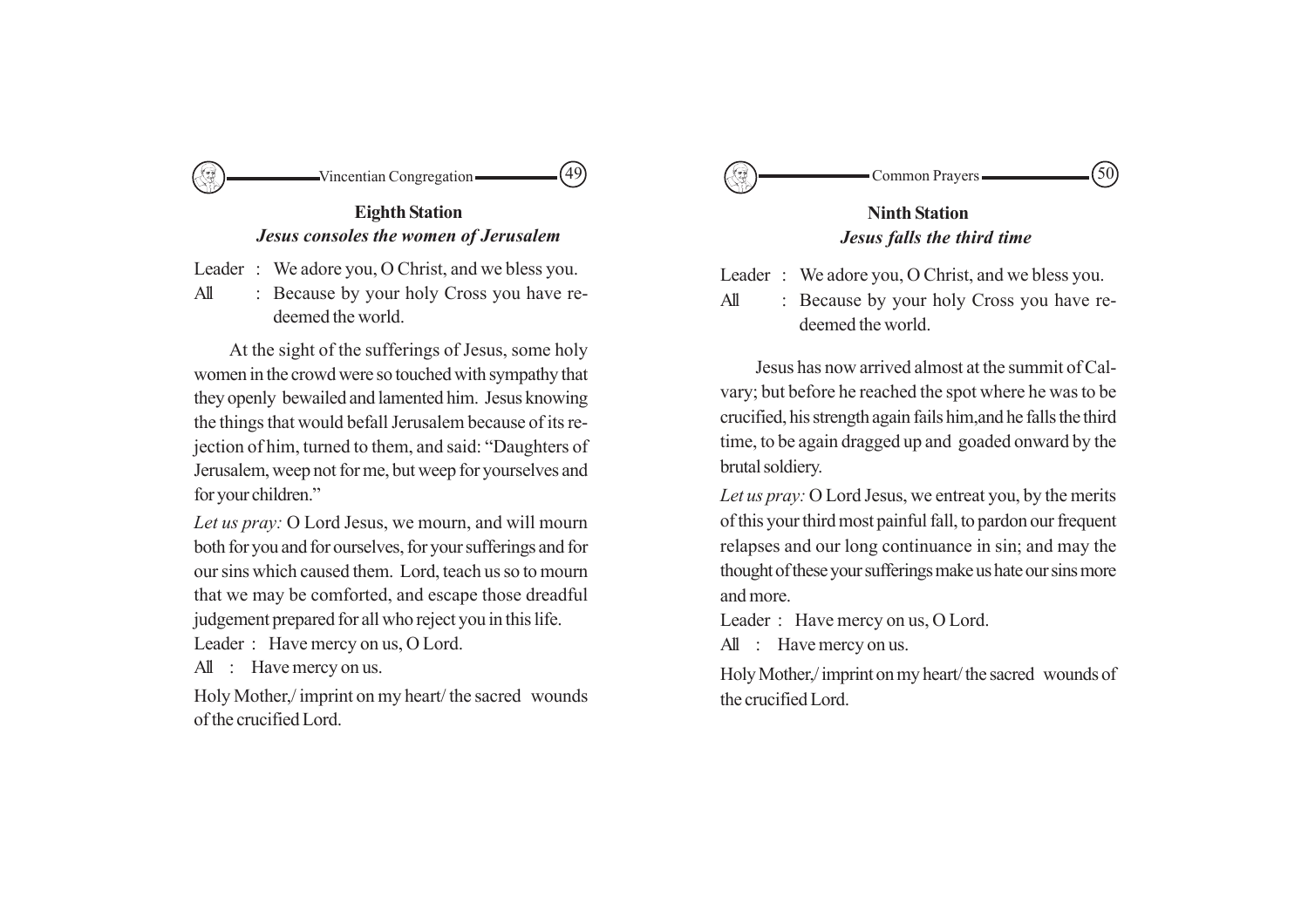## Eighth Station

### *Jesus consoles the women of Jerusalem*

Leader : We adore you, O Christ, and we bless you.

All : Because by your holy Cross you have redeemed the world.

At the sight of the sufferings of Jesus, some holy women in the crowd were so touched with sympathy that they openly bewailed and lamented him. Jesus knowing the things that would befall Jerusalem because of its rejection of him, turned to them, and said: "Daughters of Jerusalem, weep not for me, but weep for yourselves and for your children."

*Let us pray:* O Lord Jesus, we mourn, and will mourn both for you and for ourselves, for your sufferings and for our sins which caused them. Lord, teach us so to mourn that we may be comforted, and escape those dreadful judgement prepared for all who reject you in this life.

Leader : Have mercy on us, O Lord.

All : Have mercy on us.

Holy Mother,/ imprint on my heart/ the sacred wounds of the crucified Lord.

## Ninth Station

### *Jesus falls the third time*

Leader : We adore you, O Christ, and we bless you.

All : Because by your holy Cross you have redeemed the world.

Jesus has now arrived almost at the summit of Calvary; but before he reached the spot where he was to be crucified, his strength again fails him,and he falls the third time, to be again dragged up and goaded onward by the brutal soldiery.

*Let us pray:* O Lord Jesus, we entreat you, by the merits of this your third most painful fall, to pardon our frequent relapses and our long continuance in sin; and may the thought of these your sufferings make us hate our sins more and more.

Leader : Have mercy on us, O Lord.

All : Have mercy on us.

Holy Mother,/ imprint on my heart/ the sacred wounds of the crucified Lord.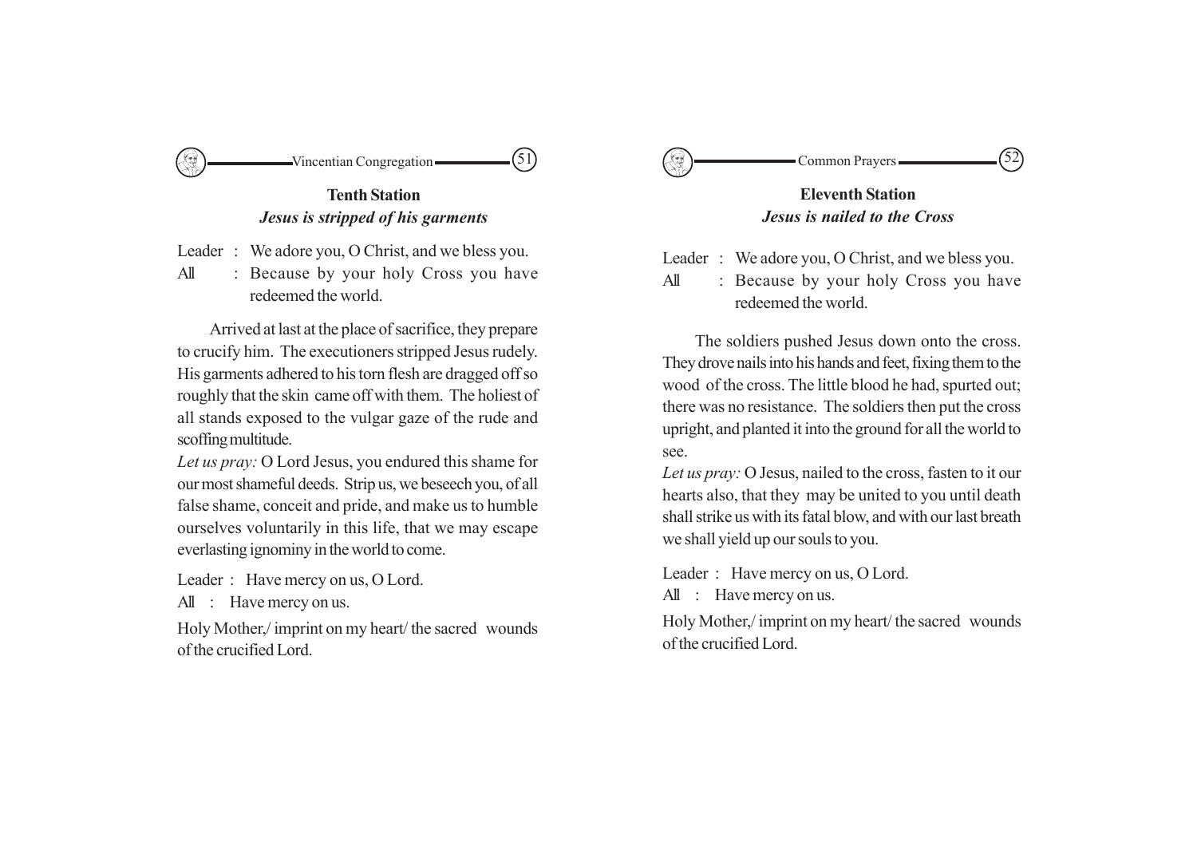## Tenth Station

### *Jesus is stripped of his garments*

Leader : We adore you, O Christ, and we bless you.

All : Because by your holy Cross you have redeemed the world.

Arrived at last at the place of sacrifice, they prepare to crucify him. The executioners stripped Jesus rudely. His garments adhered to his torn flesh are dragged off so roughly that the skin came off with them. The holiest of all stands exposed to the vulgar gaze of the rude and scoffing multitude.

*Let us pray:* O Lord Jesus, you endured this shame for our most shameful deeds. Strip us, we beseech you, of all false shame, conceit and pride, and make us to humble ourselves voluntarily in this life, that we may escape everlasting ignominy in the world to come.

Leader : Have mercy on us, O Lord.

All : Have mercy on us.

Holy Mother,/ imprint on my heart/ the sacred wounds of the crucified Lord.

## Eleventh Station

### *Jesus is nailed to the Cross*

Leader : We adore you, O Christ, and we bless you.

All : Because by your holy Cross you have redeemed the world.

The soldiers pushed Jesus down onto the cross. They drove nails into his hands and feet, fixing them to the wood of the cross. The little blood he had, spurted out; there was no resistance. The soldiers then put the cross upright, and planted it into the ground for all the world to see.

*Let us pray:* O Jesus, nailed to the cross, fasten to it our hearts also, that they may be united to you until death shall strike us with its fatal blow, and with our last breath we shall yield up our souls to you.

Leader : Have mercy on us, O Lord.

All : Have mercy on us.

Holy Mother,/ imprint on my heart/ the sacred wounds of the crucified Lord.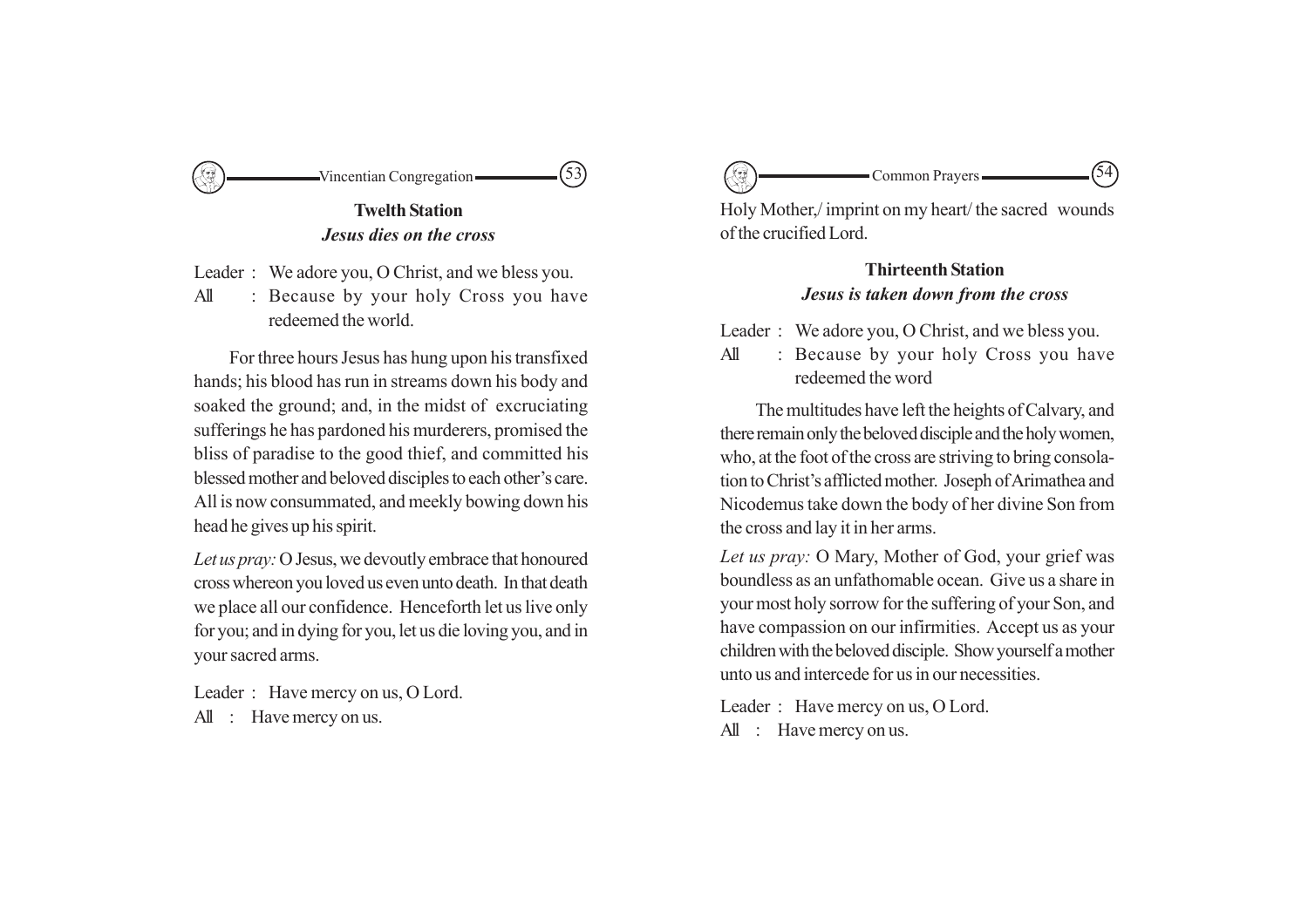## Twelth Station

### *Jesus dies on the cross*

Leader : We adore you, O Christ, and we bless you.

All : Because by your holy Cross you have redeemed the world.

For three hours Jesus has hung upon his transfixed hands; his blood has run in streams down his body and soaked the ground; and, in the midst of excruciating sufferings he has pardoned his murderers, promised the bliss of paradise to the good thief, and committed his blessed mother and beloved disciples to each other's care. All is now consummated, and meekly bowing down his head he gives up his spirit.

*Let us pray:* O Jesus, we devoutly embrace that honoured cross whereon you loved us even unto death. In that death we place all our confidence. Henceforth let us live only for you; and in dying for you, let us die loving you, and in your sacred arms.

Leader : Have mercy on us, O Lord.

All : Have mercy on us.

Holy Mother,/ imprint on my heart/ the sacred wounds of the crucified Lord.

## Thirteenth Station

### *Jesus is taken down from the cross*

Leader : We adore you, O Christ, and we bless you.

All : Because by your holy Cross you have redeemed the word

The multitudes have left the heights of Calvary, and there remain only the beloved disciple and the holy women, who, at the foot of the cross are striving to bring consolation to Christ's afflicted mother. Joseph of Arimathea and Nicodemus take down the body of her divine Son from the cross and lay it in her arms.

*Let us pray:* O Mary, Mother of God, your grief was boundless as an unfathomable ocean. Give us a share in your most holy sorrow for the suffering of your Son, and have compassion on our infirmities. Accept us as your children with the beloved disciple. Show yourself a mother unto us and intercede for us in our necessities.

Leader : Have mercy on us, O Lord.

All : Have mercy on us.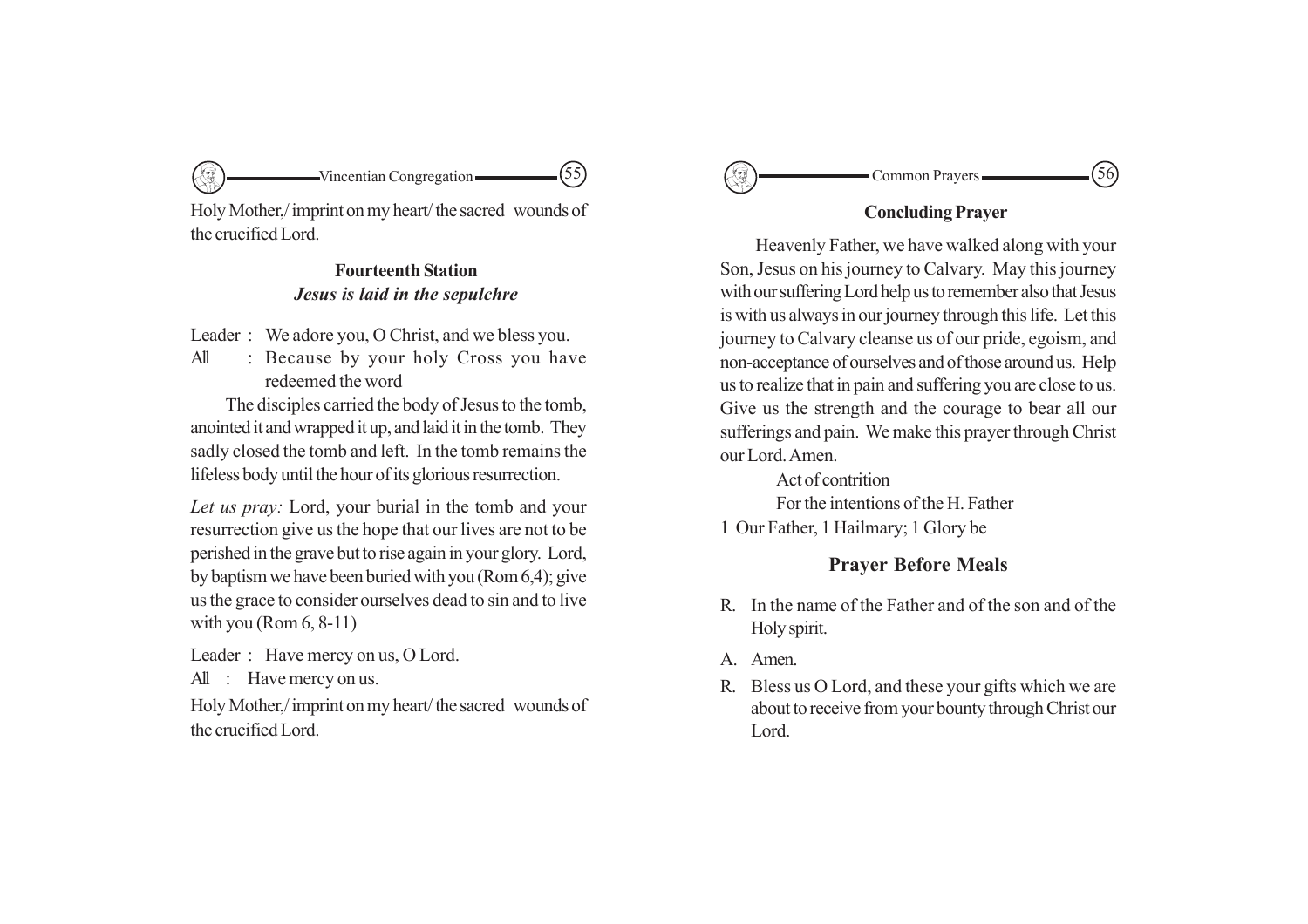Holy Mother,/ imprint on my heart/ the sacred wounds of the crucified Lord.

### Fourteenth Station
### *Jesus is laid in the sepulchre*

Leader : We adore you, O Christ, and we bless you.

All : Because by your holy Cross you have redeemed the word

The disciples carried the body of Jesus to the tomb, anointed it and wrapped it up, and laid it in the tomb. They sadly closed the tomb and left. In the tomb remains the lifeless body until the hour of its glorious resurrection.

*Let us pray:* Lord, your burial in the tomb and your resurrection give us the hope that our lives are not to be perished in the grave but to rise again in your glory. Lord, by baptism we have been buried with you (Rom 6,4); give us the grace to consider ourselves dead to sin and to live with you (Rom 6, 8-11)

Leader : Have mercy on us, O Lord.

All : Have mercy on us.

Holy Mother,/ imprint on my heart/ the sacred wounds of the crucified Lord.

### Concluding Prayer

Heavenly Father, we have walked along with your Son, Jesus on his journey to Calvary. May this journey with our suffering Lord help us to remember also that Jesus is with us always in our journey through this life. Let this journey to Calvary cleanse us of our pride, egoism, and non-acceptance of ourselves and of those around us. Help us to realize that in pain and suffering you are close to us. Give us the strength and the courage to bear all our sufferings and pain. We make this prayer through Christ our Lord. Amen.

Act of contrition

For the intentions of the H. Father

1 Our Father, 1 Hailmary; 1 Glory be

## Prayer Before Meals

R. In the name of the Father and of the son and of the Holy spirit.

A. Amen.

R. Bless us O Lord, and these your gifts which we are about to receive from your bounty through Christ our Lord.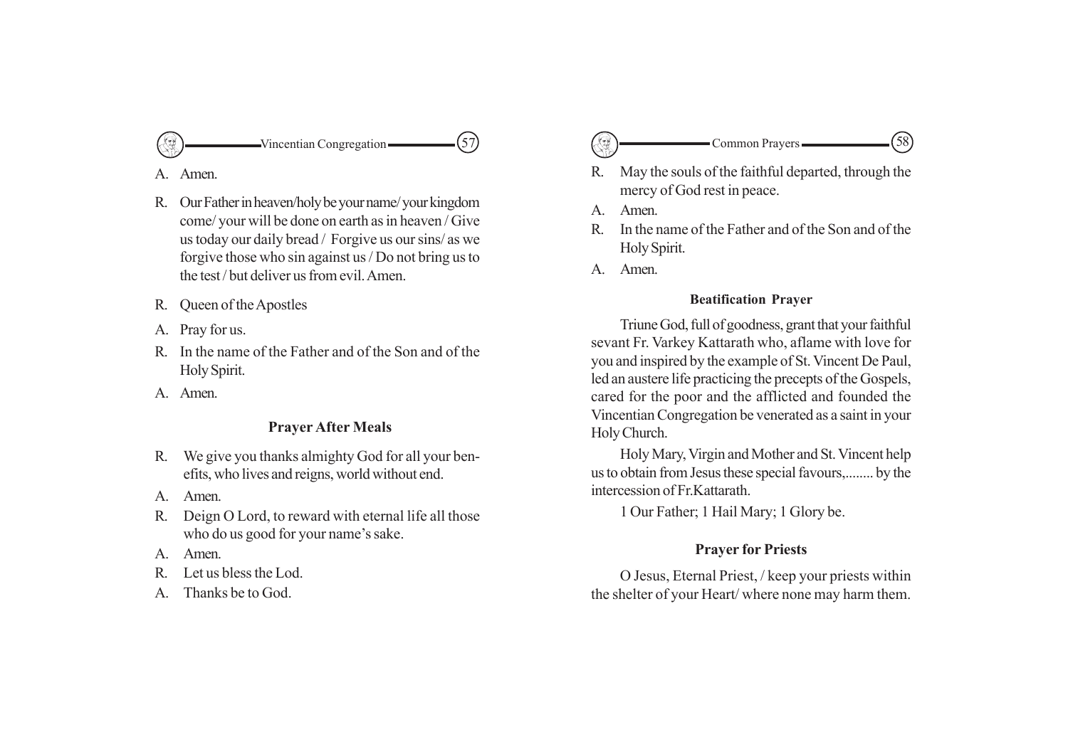A. Amen.

R. Our Father in heaven/holy be your name/ your kingdom come/ your will be done on earth as in heaven / Give us today our daily bread / Forgive us our sins/ as we forgive those who sin against us / Do not bring us to the test / but deliver us from evil. Amen.

R. Queen of the Apostles

A. Pray for us.

R. In the name of the Father and of the Son and of the Holy Spirit.

A. Amen.

### Prayer After Meals

R. We give you thanks almighty God for all your benefits, who lives and reigns, world without end.

A. Amen.

R. Deign O Lord, to reward with eternal life all those who do us good for your name's sake.

A. Amen.

R. Let us bless the Lod.

A. Thanks be to God.

R. May the souls of the faithful departed, through the mercy of God rest in peace.

A. Amen.

R. In the name of the Father and of the Son and of the Holy Spirit.

A. Amen.

### Beatification Prayer

Triune God, full of goodness, grant that your faithful sevant Fr. Varkey Kattarath who, aflame with love for you and inspired by the example of St. Vincent De Paul, led an austere life practicing the precepts of the Gospels, cared for the poor and the afflicted and founded the Vincentian Congregation be venerated as a saint in your Holy Church.

Holy Mary, Virgin and Mother and St. Vincent help us to obtain from Jesus these special favours,........ by the intercession of Fr.Kattarath.

1 Our Father; 1 Hail Mary; 1 Glory be.

### Prayer for Priests

O Jesus, Eternal Priest, / keep your priests within the shelter of your Heart/ where none may harm them.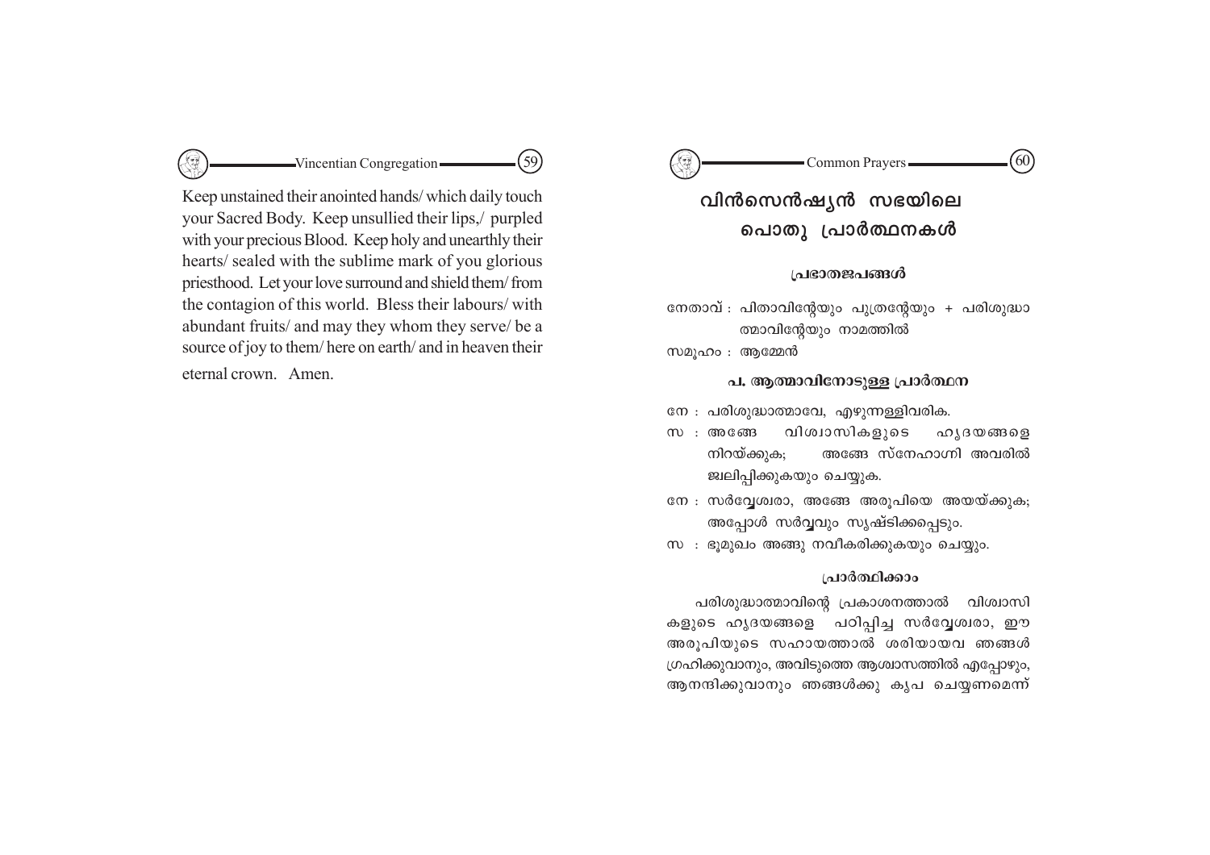Keep unstained their anointed hands/ which daily touch your Sacred Body. Keep unsullied their lips,/ purpled with your precious Blood. Keep holy and unearthly their hearts/ sealed with the sublime mark of you glorious priesthood. Let your love surround and shield them/ from the contagion of this world. Bless their labours/ with abundant fruits/ and may they whom they serve/ be a source of joy to them/ here on earth/ and in heaven their eternal crown. Amen.

# വിൻസെൻഷ്യൻ സഭയിലെ പൊതു പ്രാർത്ഥനകൾ

### പ്രഭാതജപങ്ങൾ

നേതാവ് : പിതാവിന്റേയും പുത്രന്റേയും + പരിശുദ്ധാത്മാവിന്റേയും നാമത്തിൽ

സമൂഹം : ആമ്മേൻ

### പ. ആത്മാവിനോടുള്ള പ്രാർത്ഥന

നേ : പരിശുദ്ധാത്മാവേ, എഴുന്നള്ളിവരിക.

സ : അങ്ങേ വിശ്വാസികളുടെ ഹൃദയങ്ങളെ നിറയ്ക്കുക; അങ്ങേ സ്നേഹാഗ്നി അവരിൽ ജ്വലിപ്പിക്കുകയും ചെയ്യുക.

നേ : സർവ്വേശ്വരാ, അങ്ങേ അരൂപിയെ അയയ്ക്കുക; അപ്പോൾ സർവ്വവും സൃഷ്ടിക്കപ്പെടും.

സ : ഭൂമുഖം അങ്ങു നവീകരിക്കുകയും ചെയ്യും.

### പ്രാർത്ഥിക്കാം

പരിശുദ്ധാത്മാവിന്റെ പ്രകാശനത്താൽ വിശ്വാസികളുടെ ഹൃദയങ്ങളെ പഠിപ്പിച്ച സർവ്വേശ്വരാ, ഈ അരൂപിയുടെ സഹായത്താൽ ശരിയായവ ഞങ്ങൾ ഗ്രഹിക്കുവാനും, അവിടുത്തെ ആശ്വാസത്തിൽ എപ്പോഴും, ആനന്ദിക്കുവാനും ഞങ്ങൾക്കു കൃപ ചെയ്യണമെന്ന്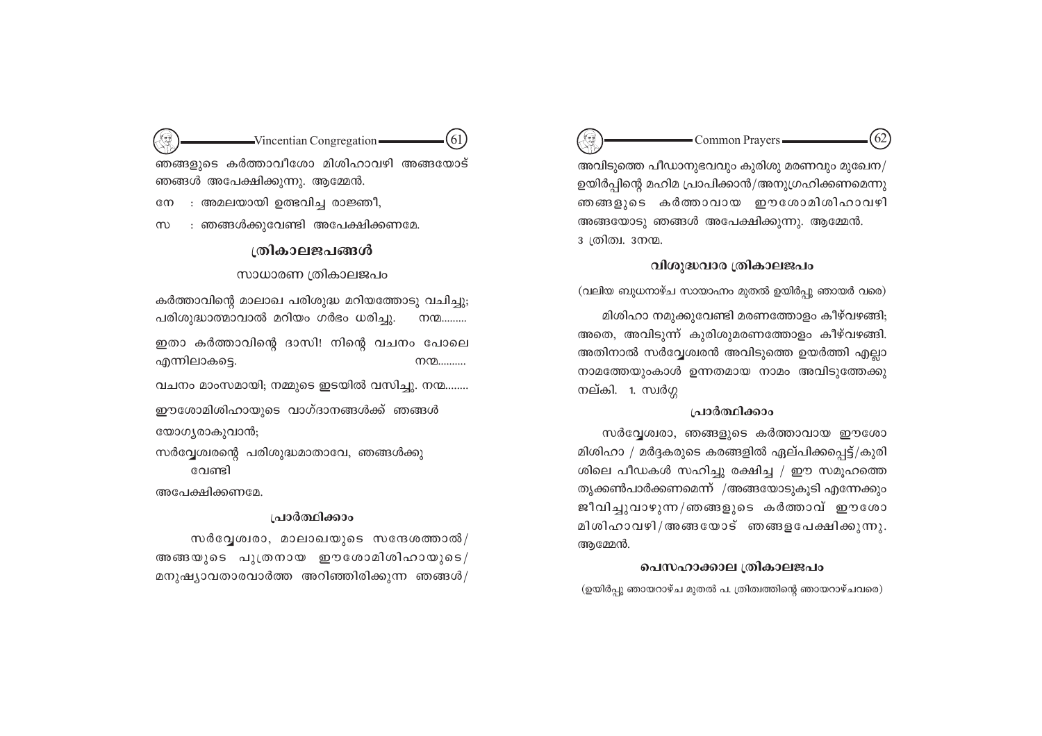ഞങ്ങളുടെ കർത്താവീശോ മിശിഹാവഴി അങ്ങയോട് ഞങ്ങൾ അപേക്ഷിക്കുന്നു. ആമ്മേൻ.

നേ : അമലയായി ഉത്ഭവിച്ച രാജ്ഞീ,

സ : ഞങ്ങൾക്കുവേണ്ടി അപേക്ഷിക്കണമേ.

## ത്രികാലജപങ്ങൾ

### സാധാരണ ത്രികാലജപം

കർത്താവിന്റെ മാലാഖ പരിശുദ്ധ മറിയത്തോടു വചിച്ചു; പരിശുദ്ധാത്മാവാൽ മറിയം ഗർഭം ധരിച്ചു. നന്മ.........

ഇതാ കർത്താവിന്റെ ദാസി! നിന്റെ വചനം പോലെ എന്നിലാകട്ടെ. നന്മ..........

വചനം മാംസമായി; നമ്മുടെ ഇടയിൽ വസിച്ചു. നന്മ........

ഈശോമിശിഹായുടെ വാഗ്ദാനങ്ങൾക്ക് ഞങ്ങൾ യോഗ്യരാകുവാൻ;

സർവ്വേശ്വരന്റെ പരിശുദ്ധമാതാവേ, ഞങ്ങൾക്കു വേണ്ടി അപേക്ഷിക്കണമേ.

### പ്രാർത്ഥിക്കാം

സർവ്വേശ്വരാ, മാലാഖയുടെ സന്ദേശത്താൽ/ അങ്ങയുടെ പുത്രനായ ഈശോമിശിഹായുടെ/ മനുഷ്യാവതാരവാർത്ത അറിഞ്ഞിരിക്കുന്ന ഞങ്ങൾ/ അവിടുത്തെ പീഡാനുഭവവും കുരിശു മരണവും മുഖേന/ ഉയിർപ്പിന്റെ മഹിമ പ്രാപിക്കാൻ/അനുഗ്രഹിക്കണമെന്നു ഞങ്ങളുടെ കർത്താവായ ഈശോമിശിഹാവഴി അങ്ങയോടു ഞങ്ങൾ അപേക്ഷിക്കുന്നു. ആമ്മേൻ.

3 ത്രിത്വ. 3നന്മ.

### വിശുദ്ധവാര ത്രികാലജപം

(വലിയ ബുധനാഴ്ച സായാഹ്നം മുതൽ ഉയിർപ്പു ഞായർ വരെ)

മിശിഹാ നമുക്കുവേണ്ടി മരണത്തോളം കീഴ്വഴങ്ങി; അതെ, അവിടുന്ന് കുരിശുമരണത്തോളം കീഴ്വഴങ്ങി. അതിനാൽ സർവ്വേശ്വരൻ അവിടുത്തെ ഉയർത്തി എല്ലാ നാമത്തേയുംകാൾ ഉന്നതമായ നാമം അവിടുത്തേക്കു നല്കി. 1. സ്വർഗ്ഗ

### പ്രാർത്ഥിക്കാം

സർവ്വേശ്വരാ, ഞങ്ങളുടെ കർത്താവായ ഈശോ മിശിഹാ / മർദ്ദകരുടെ കരങ്ങളിൽ ഏല്പിക്കപ്പെട്ട്/കുരിശിലെ പീഡകൾ സഹിച്ചു രക്ഷിച്ച / ഈ സമൂഹത്തെ തൃക്കൺപാർക്കണമെന്ന് /അങ്ങയോടുകൂടി എന്നേക്കും ജീവിച്ചുവാഴുന്ന/ഞങ്ങളുടെ കർത്താവ് ഈശോ മിശിഹാവഴി/അങ്ങയോട് ഞങ്ങളപേക്ഷിക്കുന്നു. ആമ്മേൻ.

### പെസഹാക്കാല ത്രികാലജപം

(ഉയിർപ്പു ഞായറാഴ്ച മുതൽ പ. ത്രിത്വത്തിന്റെ ഞായറാഴ്ചവരെ)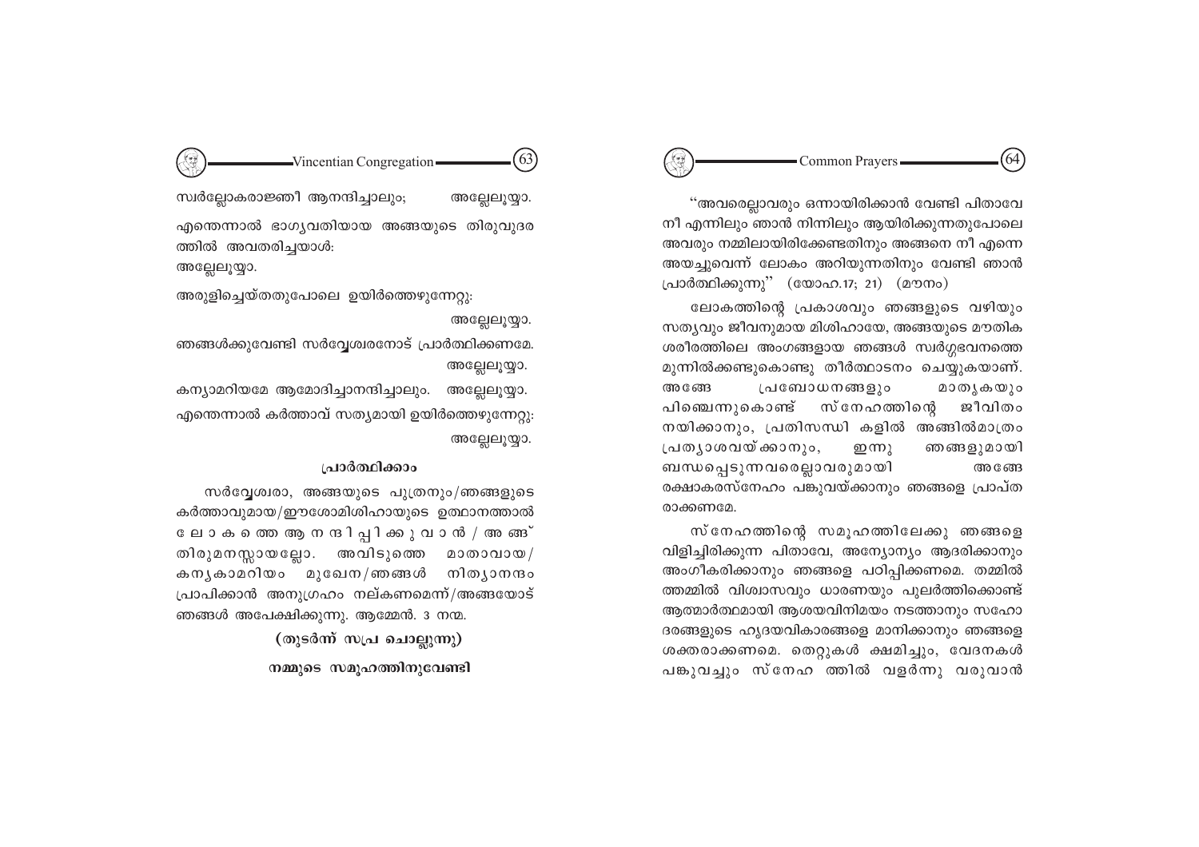സ്വർല്ലോകരാജ്ഞീ ആനന്ദിച്ചാലും; അല്ലേലൂയ്യാ.

എന്തെന്നാൽ ഭാഗ്യവതിയായ അങ്ങയുടെ തിരുവുദരത്തിൽ അവതരിച്ചയാൾ:
അല്ലേലൂയ്യാ.

അരുളിച്ചെയ്തതുപോലെ ഉയിർത്തെഴുന്നേറ്റു:
അല്ലേലൂയ്യാ.

ഞങ്ങൾക്കുവേണ്ടി സർവ്വേശ്വരനോട് പ്രാർത്ഥിക്കണമേ.
അല്ലേലൂയ്യാ.

കന്യാമറിയമേ ആമോദിച്ചാനന്ദിച്ചാലും. അല്ലേലൂയ്യാ.

എന്തെന്നാൽ കർത്താവ് സത്യമായി ഉയിർത്തെഴുന്നേറ്റു:
അല്ലേലൂയ്യാ.

### പ്രാർത്ഥിക്കാം

സർവ്വേശ്വരാ, അങ്ങയുടെ പുത്രനും/ഞങ്ങളുടെ കർത്താവുമായ/ഈശോമിശിഹായുടെ ഉത്ഥാനത്താൽ ലോകത്തെ ആനന്ദിപ്പിക്കുവാൻ / അങ്ങ് തിരുമനസ്സായല്ലോ. അവിടുത്തെ മാതാവായ/ കന്യകാമറിയം മുഖേന/ഞങ്ങൾ നിത്യാനന്ദം പ്രാപിക്കാൻ അനുഗ്രഹം നല്കണമെന്ന്/അങ്ങയോട് ഞങ്ങൾ അപേക്ഷിക്കുന്നു. ആമ്മേൻ. 3 നന്മ.

**(തുടർന്ന് സപ്ര ചൊല്ലുന്നു)**

**നമ്മുടെ സമൂഹത്തിനുവേണ്ടി**

"അവരെല്ലാവരും ഒന്നായിരിക്കാൻ വേണ്ടി പിതാവേ നീ എന്നിലും ഞാൻ നിന്നിലും ആയിരിക്കുന്നതുപോലെ അവരും നമ്മിലായിരിക്കേണ്ടതിനും അങ്ങനെ നീ എന്നെ അയച്ചുവെന്ന് ലോകം അറിയുന്നതിനും വേണ്ടി ഞാൻ പ്രാർത്ഥിക്കുന്നു" (യോഹ.17; 21) (മൗനം)

ലോകത്തിന്റെ പ്രകാശവും ഞങ്ങളുടെ വഴിയും സത്യവും ജീവനുമായ മിശിഹായേ, അങ്ങയുടെ മൗതിക ശരീരത്തിലെ അംഗങ്ങളായ ഞങ്ങൾ സ്വർഗ്ഗഭവനത്തെ മുന്നിൽക്കണ്ടുകൊണ്ടു തീർത്ഥാടനം ചെയ്യുകയാണ്. അങ്ങേ പ്രബോധനങ്ങളും മാതൃകയും പിഞ്ചെന്നുകൊണ്ട് സ്നേഹത്തിന്റെ ജീവിതം നയിക്കാനും, പ്രതിസന്ധി കളിൽ അങ്ങിൽമാത്രം പ്രത്യാശവയ്ക്കാനും, ഇന്നു ഞങ്ങളുമായി ബന്ധപ്പെടുന്നവരെല്ലാവരുമായി അങ്ങേ രക്ഷാകരസ്നേഹം പങ്കുവയ്ക്കാനും ഞങ്ങളെ പ്രാപ്തരാക്കണമേ.

സ്നേഹത്തിന്റെ സമൂഹത്തിലേക്കു ഞങ്ങളെ വിളിച്ചിരിക്കുന്ന പിതാവേ, അന്യോന്യം ആദരിക്കാനും അംഗീകരിക്കാനും ഞങ്ങളെ പഠിപ്പിക്കണമെ. തമ്മിൽ ത്തമ്മിൽ വിശ്വാസവും ധാരണയും പുലർത്തിക്കൊണ്ട് ആത്മാർത്ഥമായി ആശയവിനിമയം നടത്താനും സഹോദരങ്ങളുടെ ഹൃദയവികാരങ്ങളെ മാനിക്കാനും ഞങ്ങളെ ശക്തരാക്കണമെ. തെറ്റുകൾ ക്ഷമിച്ചും, വേദനകൾ പങ്കുവച്ചും സ്നേഹ ത്തിൽ വളർന്നു വരുവാൻ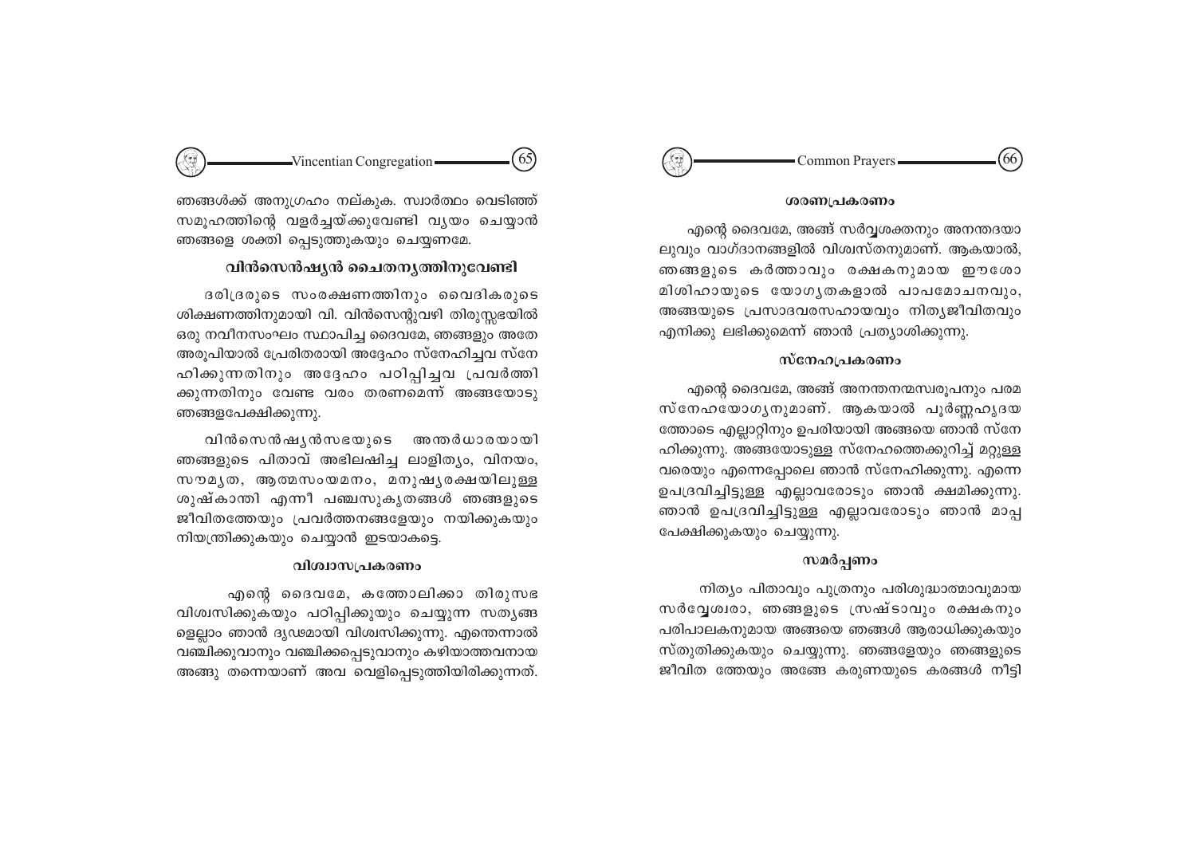ഞങ്ങൾക്ക് അനുഗ്രഹം നല്കുക. സ്വാർത്ഥം വെടിഞ്ഞ് സമൂഹത്തിന്റെ വളർച്ചയ്ക്കുവേണ്ടി വ്യയം ചെയ്യാൻ ഞങ്ങളെ ശക്തി പ്പെടുത്തുകയും ചെയ്യണമേ.

### വിൻസെൻഷ്യൻ ചൈതന്യത്തിനുവേണ്ടി

ദരിദ്രരുടെ സംരക്ഷണത്തിനും വൈദികരുടെ ശിക്ഷണത്തിനുമായി വി. വിൻസെന്റുവഴി തിരുസ്സഭയിൽ ഒരു നവീനസംഘം സ്ഥാപിച്ച ദൈവമേ, ഞങ്ങളും അതേ അരൂപിയാൽ പ്രേരിതരായി അദ്ദേഹം സ്നേഹിച്ചവ സ്നേഹിക്കുന്നതിനും അദ്ദേഹം പഠിപ്പിച്ചവ പ്രവർത്തിക്കുന്നതിനും വേണ്ട വരം തരണമെന്ന് അങ്ങയോടു ഞങ്ങളപേക്ഷിക്കുന്നു.

വിൻസെൻഷ്യൻസഭയുടെ അന്തർധാരയായി ഞങ്ങളുടെ പിതാവ് അഭിലഷിച്ച ലാളിത്യം, വിനയം, സൗമ്യത, ആത്മസംയമനം, മനുഷ്യരക്ഷയിലുള്ള ശുഷ്കാന്തി എന്നീ പഞ്ചസുകൃതങ്ങൾ ഞങ്ങളുടെ ജീവിതത്തേയും പ്രവർത്തനങ്ങളേയും നയിക്കുകയും നിയന്ത്രിക്കുകയും ചെയ്യാൻ ഇടയാകട്ടെ.

### വിശ്വാസപ്രകരണം

എന്റെ ദൈവമേ, കത്തോലിക്കാ തിരുസഭ വിശ്വസിക്കുകയും പഠിപ്പിക്കുകയും ചെയ്യുന്ന സത്യങ്ങളെല്ലാം ഞാൻ ദൃഢമായി വിശ്വസിക്കുന്നു. എന്തെന്നാൽ വഞ്ചിക്കുവാനും വഞ്ചിക്കപ്പെടുവാനും കഴിയാത്തവനായ അങ്ങു തന്നെയാണ് അവ വെളിപ്പെടുത്തിയിരിക്കുന്നത്.

### ശരണപ്രകരണം

എന്റെ ദൈവമേ, അങ്ങ് സർവ്വശക്തനും അനന്തദയാലുവും വാഗ്ദാനങ്ങളിൽ വിശ്വസ്തനുമാണ്. ആകയാൽ, ഞങ്ങളുടെ കർത്താവും രക്ഷകനുമായ ഈശോമിശിഹായുടെ യോഗ്യതകളാൽ പാപമോചനവും, അങ്ങയുടെ പ്രസാദവരസഹായവും നിത്യജീവിതവും എനിക്കു ലഭിക്കുമെന്ന് ഞാൻ പ്രത്യാശിക്കുന്നു.

### സ്നേഹപ്രകരണം

എന്റെ ദൈവമേ, അങ്ങ് അനന്തനന്മസ്വരൂപനും പരമസ്നേഹയോഗ്യനുമാണ്. ആകയാൽ പൂർണ്ണഹൃദയത്തോടെ എല്ലാറ്റിനും ഉപരിയായി അങ്ങയെ ഞാൻ സ്നേഹിക്കുന്നു. അങ്ങയോടുള്ള സ്നേഹത്തെക്കുറിച്ച് മറ്റുള്ളവരെയും എന്നെപ്പോലെ ഞാൻ സ്നേഹിക്കുന്നു. എന്നെ ഉപദ്രവിച്ചിട്ടുള്ള എല്ലാവരോടും ഞാൻ ക്ഷമിക്കുന്നു. ഞാൻ ഉപദ്രവിച്ചിട്ടുള്ള എല്ലാവരോടും ഞാൻ മാപ്പപേക്ഷിക്കുകയും ചെയ്യുന്നു.

### സമർപ്പണം

നിത്യം പിതാവും പുത്രനും പരിശുദ്ധാത്മാവുമായ സർവ്വേശ്വരാ, ഞങ്ങളുടെ സ്രഷ്ടാവും രക്ഷകനും പരിപാലകനുമായ അങ്ങയെ ഞങ്ങൾ ആരാധിക്കുകയും സ്തുതിക്കുകയും ചെയ്യുന്നു. ഞങ്ങളേയും ഞങ്ങളുടെ ജീവിത ത്തേയും അങ്ങേ കരുണയുടെ കരങ്ങൾ നീട്ടി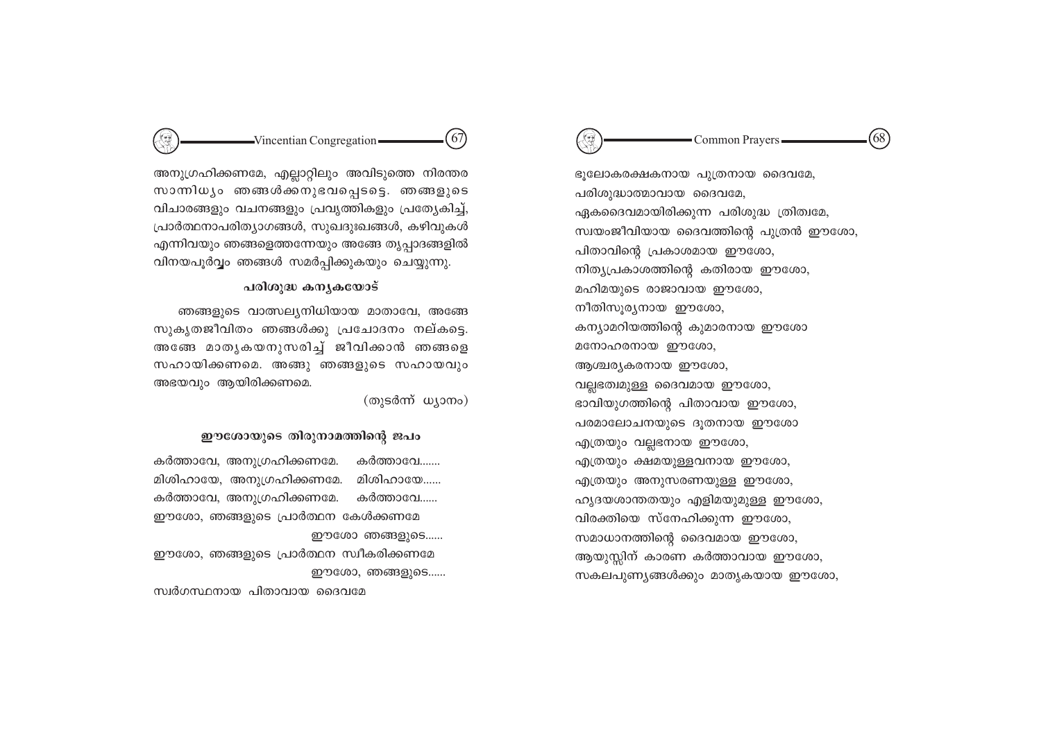അനുഗ്രഹിക്കണമേ, എല്ലാറ്റിലും അവിടുത്തെ നിരന്തര സാന്നിധ്യം ഞങ്ങൾക്കനുഭവപ്പെടട്ടെ. ഞങ്ങളുടെ വിചാരങ്ങളും വചനങ്ങളും പ്രവൃത്തികളും പ്രത്യേകിച്ച്, പ്രാർത്ഥനാപരിത്യാഗങ്ങൾ, സുഖദുഃഖങ്ങൾ, കഴിവുകൾ എന്നിവയും ഞങ്ങളെത്തന്നേയും അങ്ങേ തൃപ്പാദങ്ങളിൽ വിനയപൂർവ്വം ഞങ്ങൾ സമർപ്പിക്കുകയും ചെയ്യുന്നു.

### പരിശുദ്ധ കന്യകയോട്

ഞങ്ങളുടെ വാത്സല്യനിധിയായ മാതാവേ, അങ്ങേ സുകൃതജീവിതം ഞങ്ങൾക്കു പ്രചോദനം നല്കട്ടെ. അങ്ങേ മാതൃകയനുസരിച്ച് ജീവിക്കാൻ ഞങ്ങളെ സഹായിക്കണമെ. അങ്ങു ഞങ്ങളുടെ സഹായവും അഭയവും ആയിരിക്കണമെ.

(തുടർന്ന് ധ്യാനം)

### ഈശോയുടെ തിരുനാമത്തിന്റെ ജപം

കർത്താവേ, അനുഗ്രഹിക്കണമേ. കർത്താവേ.......
മിശിഹായേ, അനുഗ്രഹിക്കണമേ. മിശിഹായേ......
കർത്താവേ, അനുഗ്രഹിക്കണമേ. കർത്താവേ......
ഈശോ, ഞങ്ങളുടെ പ്രാർത്ഥന കേൾക്കണമേ
ഈശോ ഞങ്ങളുടെ......
ഈശോ, ഞങ്ങളുടെ പ്രാർത്ഥന സ്വീകരിക്കണമേ
ഈശോ, ഞങ്ങളുടെ......
സ്വർഗസ്ഥനായ പിതാവായ ദൈവമേ
ഭൂലോകരക്ഷകനായ പുത്രനായ ദൈവമേ,
പരിശുദ്ധാത്മാവായ ദൈവമേ,
ഏകദൈവമായിരിക്കുന്ന പരിശുദ്ധ ത്രിത്വമേ,
സ്വയംജീവിയായ ദൈവത്തിന്റെ പുത്രൻ ഈശോ,
പിതാവിന്റെ പ്രകാശമായ ഈശോ,
നിത്യപ്രകാശത്തിന്റെ കതിരായ ഈശോ,
മഹിമയുടെ രാജാവായ ഈശോ,
നീതിസൂര്യനായ ഈശോ,
കന്യാമറിയത്തിന്റെ കുമാരനായ ഈശോ
മനോഹരനായ ഈശോ,
ആശ്ചര്യകരനായ ഈശോ,
വല്ലഭത്വമുള്ള ദൈവമായ ഈശോ,
ഭാവിയുഗത്തിന്റെ പിതാവായ ഈശോ,
പരമാലോചനയുടെ ദൂതനായ ഈശോ
എത്രയും വല്ലഭനായ ഈശോ,
എത്രയും ക്ഷമയുള്ളവനായ ഈശോ,
എത്രയും അനുസരണയുള്ള ഈശോ,
ഹൃദയശാന്തതയും എളിമയുമുള്ള ഈശോ,
വിരക്തിയെ സ്നേഹിക്കുന്ന ഈശോ,
സമാധാനത്തിന്റെ ദൈവമായ ഈശോ,
ആയുസ്സിന് കാരണ കർത്താവായ ഈശോ,
സകലപുണ്യങ്ങൾക്കും മാതൃകയായ ഈശോ,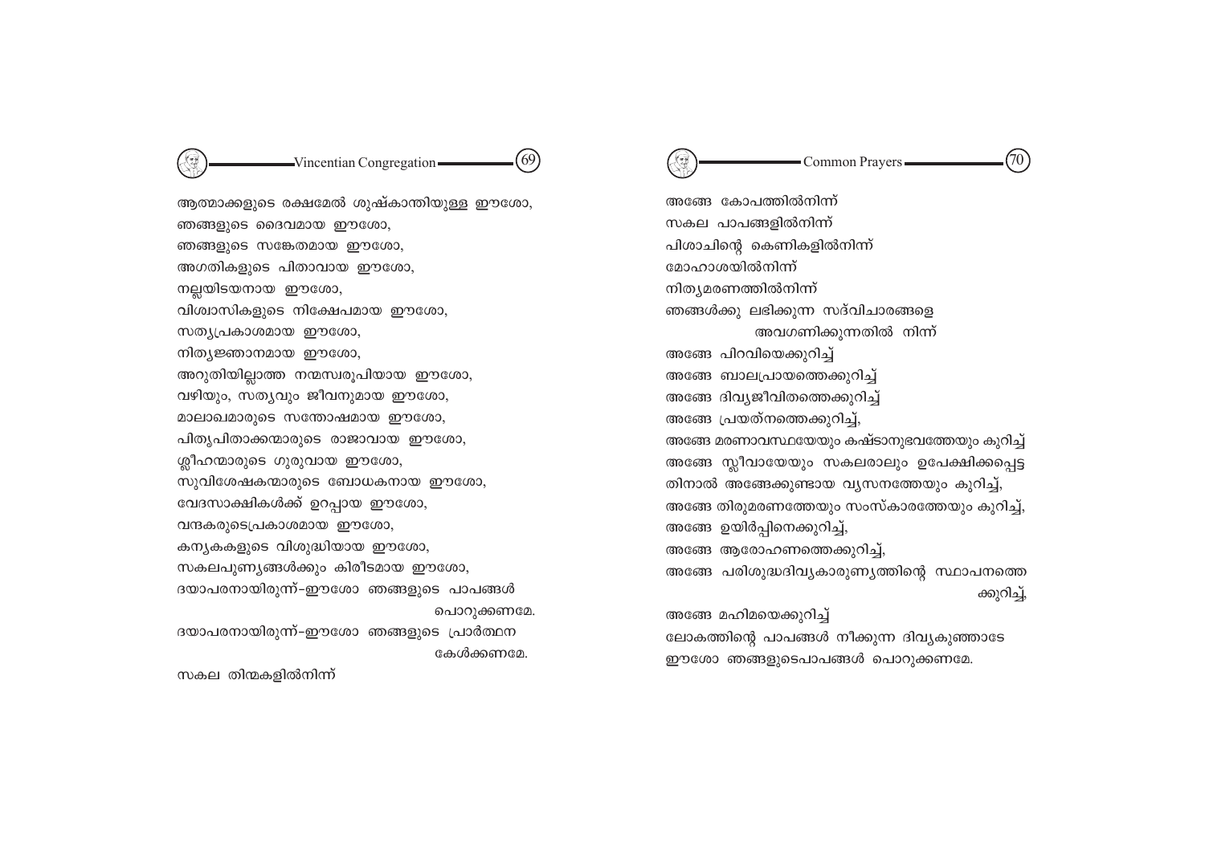ആത്മാക്കളുടെ രക്ഷമേൽ ശുഷ്കാന്തിയുള്ള ഈശോ,
ഞങ്ങളുടെ ദൈവമായ ഈശോ,
ഞങ്ങളുടെ സങ്കേതമായ ഈശോ,
അഗതികളുടെ പിതാവായ ഈശോ,
നല്ലയിടയനായ ഈശോ,
വിശ്വാസികളുടെ നിക്ഷേപമായ ഈശോ,
സത്യപ്രകാശമായ ഈശോ,
നിത്യജ്ഞാനമായ ഈശോ,
അറുതിയില്ലാത്ത നന്മസ്വരൂപിയായ ഈശോ,
വഴിയും, സത്യവും ജീവനുമായ ഈശോ,
മാലാഖമാരുടെ സന്തോഷമായ ഈശോ,
പിതൃപിതാക്കന്മാരുടെ രാജാവായ ഈശോ,
ശ്ലീഹന്മാരുടെ ഗുരുവായ ഈശോ,
സുവിശേഷകന്മാരുടെ ബോധകനായ ഈശോ,
വേദസാക്ഷികൾക്ക് ഉറപ്പായ ഈശോ,
വന്ദകരുടെപ്രകാശമായ ഈശോ,
കന്യകകളുടെ വിശുദ്ധിയായ ഈശോ,
സകലപുണ്യങ്ങൾക്കും കിരീടമായ ഈശോ,
ദയാപരനായിരുന്ന്-ഈശോ ഞങ്ങളുടെ പാപങ്ങൾ പൊറുക്കണമേ.
ദയാപരനായിരുന്ന്-ഈശോ ഞങ്ങളുടെ പ്രാർത്ഥന കേൾക്കണമേ.
സകല തിന്മകളിൽനിന്ന്
അങ്ങേ കോപത്തിൽനിന്ന്
സകല പാപങ്ങളിൽനിന്ന്
പിശാചിന്റെ കെണികളിൽനിന്ന്
മോഹാശയിൽനിന്ന്
നിത്യമരണത്തിൽനിന്ന്
ഞങ്ങൾക്കു ലഭിക്കുന്ന സദ്വിചാരങ്ങളെ അവഗണിക്കുന്നതിൽ നിന്ന്
അങ്ങേ പിറവിയെക്കുറിച്ച്
അങ്ങേ ബാലപ്രായത്തെക്കുറിച്ച്
അങ്ങേ ദിവ്യജീവിതത്തെക്കുറിച്ച്
അങ്ങേ പ്രയത്നത്തെക്കുറിച്ച്,
അങ്ങേ മരണാവസ്ഥയേയും കഷ്ടാനുഭവത്തേയും കുറിച്ച്
അങ്ങേ സ്ലീവായേയും സകലരാലും ഉപേക്ഷിക്കപ്പെട്ടതിനാൽ അങ്ങേക്കുണ്ടായ വ്യസനത്തേയും കുറിച്ച്,
അങ്ങേ തിരുമരണത്തേയും സംസ്കാരത്തേയും കുറിച്ച്,
അങ്ങേ ഉയിർപ്പിനെക്കുറിച്ച്,
അങ്ങേ ആരോഹണത്തെക്കുറിച്ച്,
അങ്ങേ പരിശുദ്ധദിവ്യകാരുണ്യത്തിന്റെ സ്ഥാപനത്തെക്കുറിച്ച്,
അങ്ങേ മഹിമയെക്കുറിച്ച്
ലോകത്തിന്റെ പാപങ്ങൾ നീക്കുന്ന ദിവ്യകുഞ്ഞാടേ
ഈശോ ഞങ്ങളുടെപാപങ്ങൾ പൊറുക്കണമേ.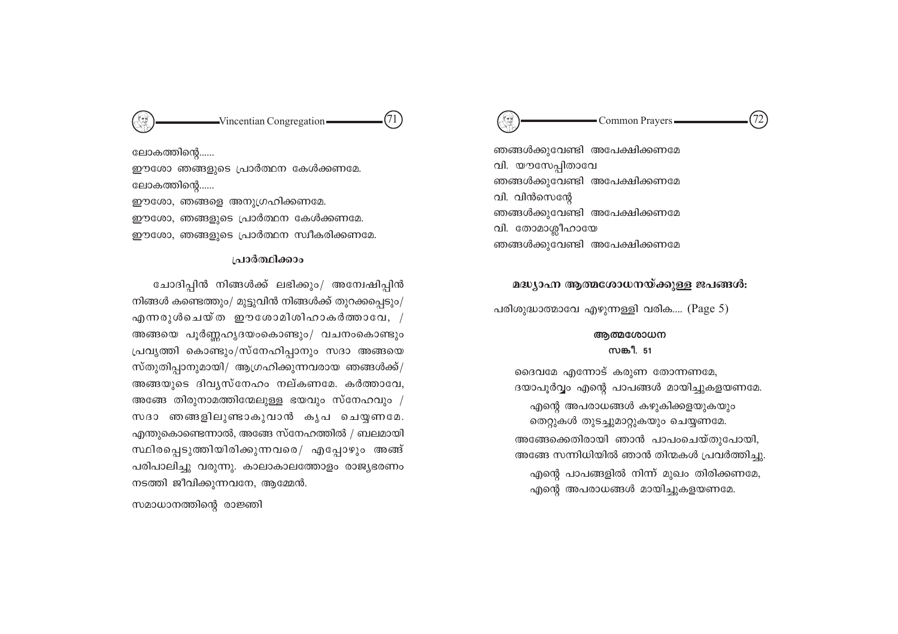ലോകത്തിന്റെ......
ഈശോ ഞങ്ങളുടെ പ്രാർത്ഥന കേൾക്കണമേ.
ലോകത്തിന്റെ......
ഈശോ, ഞങ്ങളെ അനുഗ്രഹിക്കണമേ.
ഈശോ, ഞങ്ങളുടെ പ്രാർത്ഥന കേൾക്കണമേ.
ഈശോ, ഞങ്ങളുടെ പ്രാർത്ഥന സ്വീകരിക്കണമേ.

### പ്രാർത്ഥിക്കാം

ചോദിപ്പിൻ നിങ്ങൾക്ക് ലഭിക്കും/ അന്വേഷിപ്പിൻ നിങ്ങൾ കണ്ടെത്തും/ മുട്ടുവിൻ നിങ്ങൾക്ക് തുറക്കപ്പെടും/ എന്നരുൾചെയ്ത ഈശോമിശിഹാകർത്താവേ, / അങ്ങയെ പൂർണ്ണഹൃദയംകൊണ്ടും/ വചനംകൊണ്ടും പ്രവൃത്തി കൊണ്ടും/സ്നേഹിപ്പാനും സദാ അങ്ങയെ സ്തുതിപ്പാനുമായി/ ആഗ്രഹിക്കുന്നവരായ ഞങ്ങൾക്ക്/ അങ്ങയുടെ ദിവ്യസ്നേഹം നല്കണമേ. കർത്താവേ, അങ്ങേ തിരുനാമത്തിന്മേലുള്ള ഭയവും സ്നേഹവും / സദാ ഞങ്ങളിലുണ്ടാകുവാൻ കൃപ ചെയ്യണമേ. എന്തുകൊണ്ടെന്നാൽ, അങ്ങേ സ്നേഹത്തിൽ / ബലമായി സ്ഥിരപ്പെടുത്തിയിരിക്കുന്നവരെ/ എപ്പോഴും അങ്ങ് പരിപാലിച്ചു വരുന്നു. കാലാകാലത്തോളം രാജ്യഭരണം നടത്തി ജീവിക്കുന്നവനേ, ആമ്മേൻ.

സമാധാനത്തിന്റെ രാജ്ഞി
ഞങ്ങൾക്കുവേണ്ടി അപേക്ഷിക്കണമേ
വി. യൗസേപ്പിതാവേ
ഞങ്ങൾക്കുവേണ്ടി അപേക്ഷിക്കണമേ
വി. വിൻസെന്റേ
ഞങ്ങൾക്കുവേണ്ടി അപേക്ഷിക്കണമേ
വി. തോമാശ്ലീഹായേ
ഞങ്ങൾക്കുവേണ്ടി അപേക്ഷിക്കണമേ

## മദ്ധ്യാഹ്ന ആത്മശോധനയ്ക്കുള്ള ജപങ്ങൾ:

പരിശുദ്ധാത്മാവേ എഴുന്നള്ളി വരിക.... (Page 5)

### ആത്മശോധന

**സങ്കീ. 51**

ദൈവമേ എന്നോട് കരുണ തോന്നണമേ,
ദയാപൂർവ്വം എന്റെ പാപങ്ങൾ മായിച്ചുകളയണമേ.

എന്റെ അപരാധങ്ങൾ കഴുകിക്കളയുകയും
തെറ്റുകൾ തുടച്ചുമാറ്റുകയും ചെയ്യണമേ.

അങ്ങേക്കെതിരായി ഞാൻ പാപംചെയ്തുപോയി,
അങ്ങേ സന്നിധിയിൽ ഞാൻ തിന്മകൾ പ്രവർത്തിച്ചു.

എന്റെ പാപങ്ങളിൽ നിന്ന് മുഖം തിരിക്കണമേ,
എന്റെ അപരാധങ്ങൾ മായിച്ചുകളയണമേ.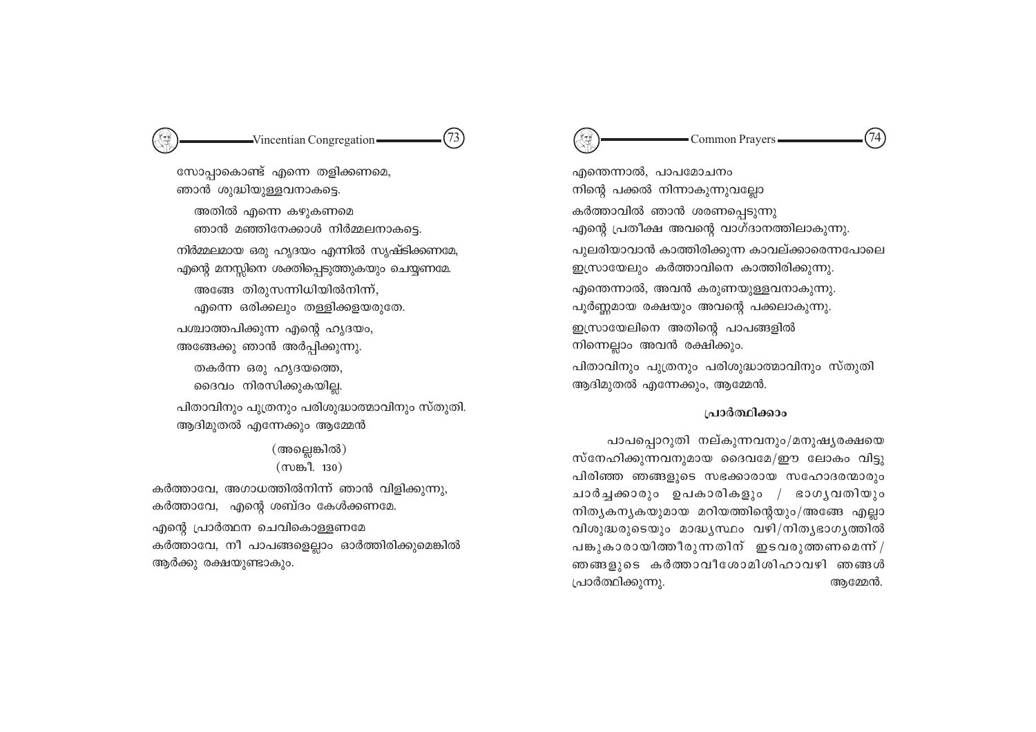സോപ്പാകൊണ്ട് എന്നെ തളിക്കണമെ,
ഞാൻ ശുദ്ധിയുള്ളവനാകട്ടെ.

അതിൽ എന്നെ കഴുകണമെ
ഞാൻ മഞ്ഞിനേക്കാൾ നിർമ്മലനാകട്ടെ.

നിർമ്മലമായ ഒരു ഹൃദയം എന്നിൽ സൃഷ്ടിക്കണമേ,
എന്റെ മനസ്സിനെ ശക്തിപ്പെടുത്തുകയും ചെയ്യണമേ.

അങ്ങേ തിരുസന്നിധിയിൽനിന്ന്,
എന്നെ ഒരിക്കലും തള്ളിക്കളയരുതേ.

പശ്ചാത്തപിക്കുന്ന എന്റെ ഹൃദയം,
അങ്ങേക്കു ഞാൻ അർപ്പിക്കുന്നു.

തകർന്ന ഒരു ഹൃദയത്തെ,
ദൈവം നിരസിക്കുകയില്ല.

പിതാവിനും പുത്രനും പരിശുദ്ധാത്മാവിനും സ്തുതി.
ആദിമുതൽ എന്നേക്കും ആമ്മേൻ

(അല്ലെങ്കിൽ)
(സങ്കീ. 130)

കർത്താവേ, അഗാധത്തിൽനിന്ന് ഞാൻ വിളിക്കുന്നു,
കർത്താവേ, എന്റെ ശബ്ദം കേൾക്കണമേ.

എന്റെ പ്രാർത്ഥന ചെവികൊള്ളണമേ
കർത്താവേ, നീ പാപങ്ങളെല്ലാം ഓർത്തിരിക്കുമെങ്കിൽ
ആർക്കു രക്ഷയുണ്ടാകും.

എന്തെന്നാൽ, പാപമോചനം
നിന്റെ പക്കൽ നിന്നാകുന്നുവല്ലോ

കർത്താവിൽ ഞാൻ ശരണപ്പെടുന്നു
എന്റെ പ്രതീക്ഷ അവന്റെ വാഗ്ദാനത്തിലാകുന്നു.

പുലരിയാവാൻ കാത്തിരിക്കുന്ന കാവല്ക്കാരെന്നപോലെ
ഇസ്രായേലും കർത്താവിനെ കാത്തിരിക്കുന്നു.

എന്തെന്നാൽ, അവൻ കരുണയുള്ളവനാകുന്നു.
പൂർണ്ണമായ രക്ഷയും അവന്റെ പക്കലാകുന്നു.

ഇസ്രായേലിനെ അതിന്റെ പാപങ്ങളിൽ
നിന്നെല്ലാം അവൻ രക്ഷിക്കും.

പിതാവിനും പുത്രനും പരിശുദ്ധാത്മാവിനും സ്തുതി
ആദിമുതൽ എന്നേക്കും, ആമ്മേൻ.

### പ്രാർത്ഥിക്കാം

പാപപ്പൊറുതി നല്കുന്നവനും/മനുഷ്യരക്ഷയെ സ്നേഹിക്കുന്നവനുമായ ദൈവമേ/ഈ ലോകം വിട്ടു പിരിഞ്ഞ ഞങ്ങളുടെ സഭക്കാരായ സഹോദരന്മാരും ചാർച്ചക്കാരും ഉപകാരികളും / ഭാഗ്യവതിയും നിത്യകന്യകയുമായ മറിയത്തിന്റെയും/അങ്ങേ എല്ലാ വിശുദ്ധരുടെയും മാദ്ധ്യസ്ഥം വഴി/നിത്യഭാഗ്യത്തിൽ പങ്കുകാരായിത്തീരുന്നതിന് ഇടവരുത്തണമെന്ന്/ ഞങ്ങളുടെ കർത്താവീശോമിശിഹാവഴി ഞങ്ങൾ പ്രാർത്ഥിക്കുന്നു. ആമ്മേൻ.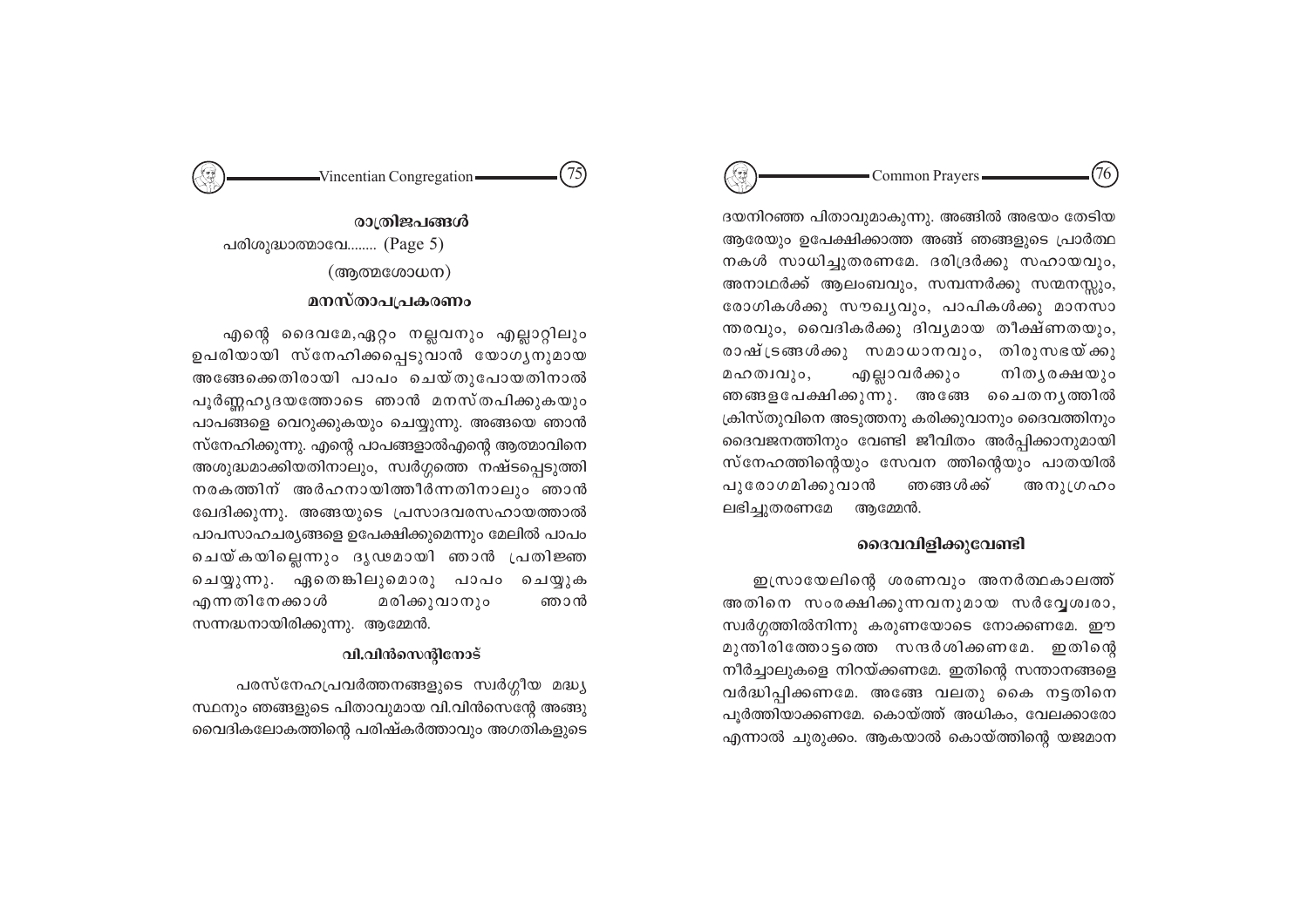## രാത്രിജപങ്ങൾ

പരിശുദ്ധാത്മാവേ........ (Page 5)

(ആത്മശോധന)

### മനസ്താപപ്രകരണം

എന്റെ ദൈവമേ,ഏറ്റം നല്ലവനും എല്ലാറ്റിലും ഉപരിയായി സ്നേഹിക്കപ്പെടുവാൻ യോഗ്യനുമായ അങ്ങേക്കെതിരായി പാപം ചെയ്തുപോയതിനാൽ പൂർണ്ണഹൃദയത്തോടെ ഞാൻ മനസ്തപിക്കുകയും പാപങ്ങളെ വെറുക്കുകയും ചെയ്യുന്നു. അങ്ങയെ ഞാൻ സ്നേഹിക്കുന്നു. എന്റെ പാപങ്ങളാൽഎന്റെ ആത്മാവിനെ അശുദ്ധമാക്കിയതിനാലും, സ്വർഗ്ഗത്തെ നഷ്ടപ്പെടുത്തി നരകത്തിന് അർഹനായിത്തീർന്നതിനാലും ഞാൻ ഖേദിക്കുന്നു. അങ്ങയുടെ പ്രസാദവരസഹായത്താൽ പാപസാഹചര്യങ്ങളെ ഉപേക്ഷിക്കുമെന്നും മേലിൽ പാപം ചെയ്കയില്ലെന്നും ദൃഢമായി ഞാൻ പ്രതിജ്ഞ ചെയ്യുന്നു. ഏതെങ്കിലുമൊരു പാപം ചെയ്യുക എന്നതിനേക്കാൾ മരിക്കുവാനും ഞാൻ സന്നദ്ധനായിരിക്കുന്നു. ആമ്മേൻ.

### വി.വിൻസെന്റിനോട്

പരസ്നേഹപ്രവർത്തനങ്ങളുടെ സ്വർഗ്ഗീയ മദ്ധ്യസ്ഥനും ഞങ്ങളുടെ പിതാവുമായ വി.വിൻസെന്റേ അങ്ങു വൈദികലോകത്തിന്റെ പരിഷ്കർത്താവും അഗതികളുടെ ദയനിറഞ്ഞ പിതാവുമാകുന്നു. അങ്ങിൽ അഭയം തേടിയ ആരേയും ഉപേക്ഷിക്കാത്ത അങ്ങ് ഞങ്ങളുടെ പ്രാർത്ഥനകൾ സാധിച്ചുതരണമേ. ദരിദ്രർക്കു സഹായവും, അനാഥർക്ക് ആലംബവും, സമ്പന്നർക്കു സന്മനസ്സും, രോഗികൾക്കു സൗഖ്യവും, പാപികൾക്കു മാനസാന്തരവും, വൈദികർക്കു ദിവ്യമായ തീക്ഷ്ണതയും, രാഷ്ട്രങ്ങൾക്കു സമാധാനവും, തിരുസഭയ്ക്കു മഹത്വവും, എല്ലാവർക്കും നിത്യരക്ഷയും ഞങ്ങളപേക്ഷിക്കുന്നു. അങ്ങേ ചൈതന്യത്തിൽ ക്രിസ്തുവിനെ അടുത്തനു കരിക്കുവാനും ദൈവത്തിനും ദൈവജനത്തിനും വേണ്ടി ജീവിതം അർപ്പിക്കാനുമായി സ്നേഹത്തിന്റെയും സേവന ത്തിന്റെയും പാതയിൽ പുരോഗമിക്കുവാൻ ഞങ്ങൾക്ക് അനുഗ്രഹം ലഭിച്ചുതരണമേ ആമ്മേൻ.

### ദൈവവിളിക്കുവേണ്ടി

ഇസ്രായേലിന്റെ ശരണവും അനർത്ഥകാലത്ത് അതിനെ സംരക്ഷിക്കുന്നവനുമായ സർവ്വേശ്വരാ, സ്വർഗ്ഗത്തിൽനിന്നു കരുണയോടെ നോക്കണമേ. ഈ മുന്തിരിത്തോട്ടത്തെ സന്ദർശിക്കണമേ. ഇതിന്റെ നീർച്ചാലുകളെ നിറയ്ക്കണമേ. ഇതിന്റെ സന്താനങ്ങളെ വർദ്ധിപ്പിക്കണമേ. അങ്ങേ വലതു കൈ നട്ടതിനെ പൂർത്തിയാക്കണമേ. കൊയ്ത്ത് അധികം, വേലക്കാരോ എന്നാൽ ചുരുക്കം. ആകയാൽ കൊയ്ത്തിന്റെ യജമാന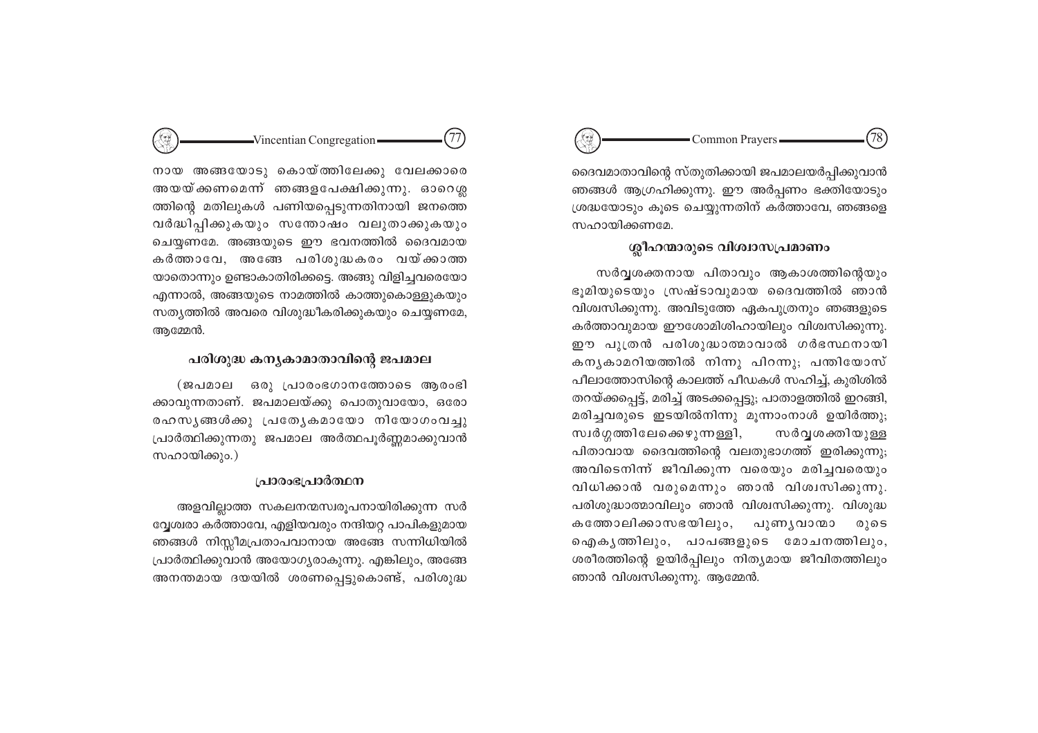നായ അങ്ങയോടു കൊയ്ത്തിലേക്കു വേലക്കാരെ അയയ്ക്കണമെന്ന് ഞങ്ങളപേക്ഷിക്കുന്നു. ഓറെശ്ലെത്തിന്റെ മതിലുകൾ പണിയപ്പെടുന്നതിനായി ജനത്തെ വർദ്ധിപ്പിക്കുകയും സന്തോഷം വലുതാക്കുകയും ചെയ്യണമേ. അങ്ങയുടെ ഈ ഭവനത്തിൽ ദൈവമായ കർത്താവേ, അങ്ങേ പരിശുദ്ധകരം വയ്ക്കാത്ത യാതൊന്നും ഉണ്ടാകാതിരിക്കട്ടെ. അങ്ങു വിളിച്ചവരെയോ എന്നാൽ, അങ്ങയുടെ നാമത്തിൽ കാത്തുകൊള്ളുകയും സത്യത്തിൽ അവരെ വിശുദ്ധീകരിക്കുകയും ചെയ്യണമേ, ആമ്മേൻ.

## പരിശുദ്ധ കന്യകാമാതാവിന്റെ ജപമാല

(ജപമാല ഒരു പ്രാരംഭഗാനത്തോടെ ആരംഭിക്കാവുന്നതാണ്. ജപമാലയ്ക്കു പൊതുവായോ, ഒരോ രഹസ്യങ്ങൾക്കു പ്രത്യേകമായോ നിയോഗംവച്ചു പ്രാർത്ഥിക്കുന്നതു ജപമാല അർത്ഥപൂർണ്ണമാക്കുവാൻ സഹായിക്കും.)

### പ്രാരംഭപ്രാർത്ഥന

അളവില്ലാത്ത സകലനന്മസ്വരൂപനായിരിക്കുന്ന സർവ്വേശ്വരാ കർത്താവേ, എളിയവരും നന്ദിയറ്റ പാപികളുമായ ഞങ്ങൾ നിസ്സീമപ്രതാപവാനായ അങ്ങേ സന്നിധിയിൽ പ്രാർത്ഥിക്കുവാൻ അയോഗ്യരാകുന്നു. എങ്കിലും, അങ്ങേ അനന്തമായ ദയയിൽ ശരണപ്പെട്ടുകൊണ്ട്, പരിശുദ്ധ ദൈവമാതാവിന്റെ സ്തുതിക്കായി ജപമാലയർപ്പിക്കുവാൻ ഞങ്ങൾ ആഗ്രഹിക്കുന്നു. ഈ അർപ്പണം ഭക്തിയോടും ശ്രദ്ധയോടും കൂടെ ചെയ്യുന്നതിന് കർത്താവേ, ഞങ്ങളെ സഹായിക്കണമേ.

### ശ്ലീഹന്മാരുടെ വിശ്വാസപ്രമാണം

സർവ്വശക്തനായ പിതാവും ആകാശത്തിന്റെയും ഭൂമിയുടെയും സ്രഷ്ടാവുമായ ദൈവത്തിൽ ഞാൻ വിശ്വസിക്കുന്നു. അവിടുത്തേ ഏകപുത്രനും ഞങ്ങളുടെ കർത്താവുമായ ഈശോമിശിഹായിലും വിശ്വസിക്കുന്നു. ഈ പുത്രൻ പരിശുദ്ധാത്മാവാൽ ഗർഭസ്ഥനായി കന്യകാമറിയത്തിൽ നിന്നു പിറന്നു; പന്തിയോസ് പീലാത്തോസിന്റെ കാലത്ത് പീഡകൾ സഹിച്ച്, കുരിശിൽ തറയ്ക്കപ്പെട്ട്, മരിച്ച് അടക്കപ്പെട്ടു; പാതാളത്തിൽ ഇറങ്ങി, മരിച്ചവരുടെ ഇടയിൽനിന്നു മൂന്നാംനാൾ ഉയിർത്തു; സ്വർഗ്ഗത്തിലേക്കെഴുന്നള്ളി, സർവ്വശക്തിയുള്ള പിതാവായ ദൈവത്തിന്റെ വലതുഭാഗത്ത് ഇരിക്കുന്നു; അവിടെനിന്ന് ജീവിക്കുന്ന വരെയും മരിച്ചവരെയും വിധിക്കാൻ വരുമെന്നും ഞാൻ വിശ്വസിക്കുന്നു. പരിശുദ്ധാത്മാവിലും ഞാൻ വിശ്വസിക്കുന്നു. വിശുദ്ധ കത്തോലിക്കാസഭയിലും, പുണ്യവാന്മാരുടെ ഐക്യത്തിലും, പാപങ്ങളുടെ മോചനത്തിലും, ശരീരത്തിന്റെ ഉയിർപ്പിലും നിത്യമായ ജീവിതത്തിലും ഞാൻ വിശ്വസിക്കുന്നു. ആമ്മേൻ.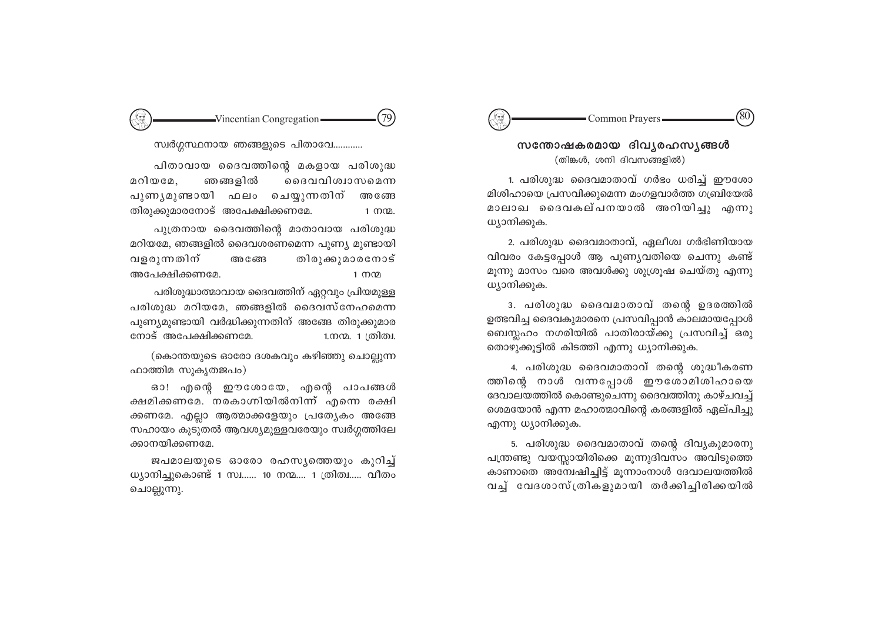സ്വർഗ്ഗസ്ഥനായ ഞങ്ങളുടെ പിതാവേ............

പിതാവായ ദൈവത്തിന്റെ മകളായ പരിശുദ്ധ മറിയമേ, ഞങ്ങളിൽ ദൈവവിശ്വാസമെന്ന പുണ്യമുണ്ടായി ഫലം ചെയ്യുന്നതിന് അങ്ങേ തിരുക്കുമാരനോട് അപേക്ഷിക്കണമേ. 1 നന്മ.

പുത്രനായ ദൈവത്തിന്റെ മാതാവായ പരിശുദ്ധ മറിയമേ, ഞങ്ങളിൽ ദൈവശരണമെന്ന പുണ്യ മുണ്ടായി വളരുന്നതിന് അങ്ങേ തിരുക്കുമാരനോട് അപേക്ഷിക്കണമേ. 1 നന്മ

പരിശുദ്ധാത്മാവായ ദൈവത്തിന് ഏറ്റവും പ്രിയമുള്ള പരിശുദ്ധ മറിയമേ, ഞങ്ങളിൽ ദൈവസ്നേഹമെന്ന പുണ്യമുണ്ടായി വർദ്ധിക്കുന്നതിന് അങ്ങേ തിരുക്കുമാര നോട് അപേക്ഷിക്കണമേ. 1.നന്മ. 1 ത്രിത്വ.

(കൊന്തയുടെ ഓരോ ദശകവും കഴിഞ്ഞു ചൊല്ലുന്ന ഫാത്തിമ സുകൃതജപം)

ഓ! എന്റെ ഈശോയേ, എന്റെ പാപങ്ങൾ ക്ഷമിക്കണമേ. നരകാഗ്നിയിൽനിന്ന് എന്നെ രക്ഷി ക്കണമേ. എല്ലാ ആത്മാക്കളേയും പ്രത്യേകം അങ്ങേ സഹായം കൂടുതൽ ആവശ്യമുള്ളവരേയും സ്വർഗ്ഗത്തിലേ ക്കാനയിക്കണമേ.

ജപമാലയുടെ ഓരോ രഹസ്യത്തെയും കുറിച്ച് ധ്യാനിച്ചുകൊണ്ട് 1 സ്വ...... 10 നന്മ.... 1 ത്രിത്വ..... വീതം ചൊല്ലുന്നു.

## സന്തോഷകരമായ ദിവ്യരഹസ്യങ്ങൾ

(തിങ്കൾ, ശനി ദിവസങ്ങളിൽ)

1. പരിശുദ്ധ ദൈവമാതാവ് ഗർഭം ധരിച്ച് ഈശോ മിശിഹായെ പ്രസവിക്കുമെന്ന മംഗളവാർത്ത ഗബ്രിയേൽ മാലാഖ ദൈവകല്പനയാൽ അറിയിച്ചു എന്നു ധ്യാനിക്കുക.

2. പരിശുദ്ധ ദൈവമാതാവ്, ഏലീശ്വ ഗർഭിണിയായ വിവരം കേട്ടപ്പോൾ ആ പുണ്യവതിയെ ചെന്നു കണ്ട് മൂന്നു മാസം വരെ അവൾക്കു ശുശ്രൂഷ ചെയ്തു എന്നു ധ്യാനിക്കുക.

3. പരിശുദ്ധ ദൈവമാതാവ് തന്റെ ഉദരത്തിൽ ഉത്ഭവിച്ച ദൈവകുമാരനെ പ്രസവിപ്പാൻ കാലമായപ്പോൾ ബെത്ലഹം നഗരിയിൽ പാതിരായ്ക്കു പ്രസവിച്ച് ഒരു തൊഴുക്കൂട്ടിൽ കിടത്തി എന്നു ധ്യാനിക്കുക.

4. പരിശുദ്ധ ദൈവമാതാവ് തന്റെ ശുദ്ധീകരണ ത്തിന്റെ നാൾ വന്നപ്പോൾ ഈശോമിശിഹായെ ദേവാലയത്തിൽ കൊണ്ടുചെന്നു ദൈവത്തിനു കാഴ്ചവച്ച് ശെമയോൻ എന്ന മഹാത്മാവിന്റെ കരങ്ങളിൽ ഏല്പിച്ചു എന്നു ധ്യാനിക്കുക.

5. പരിശുദ്ധ ദൈവമാതാവ് തന്റെ ദിവ്യകുമാരനു പന്ത്രണ്ടു വയസ്സായിരിക്കെ മൂന്നുദിവസം അവിടുത്തെ കാണാതെ അന്വേഷിച്ചിട്ട് മൂന്നാംനാൾ ദേവാലയത്തിൽ വച്ച് വേദശാസ്ത്രികളുമായി തർക്കിച്ചിരിക്കയിൽ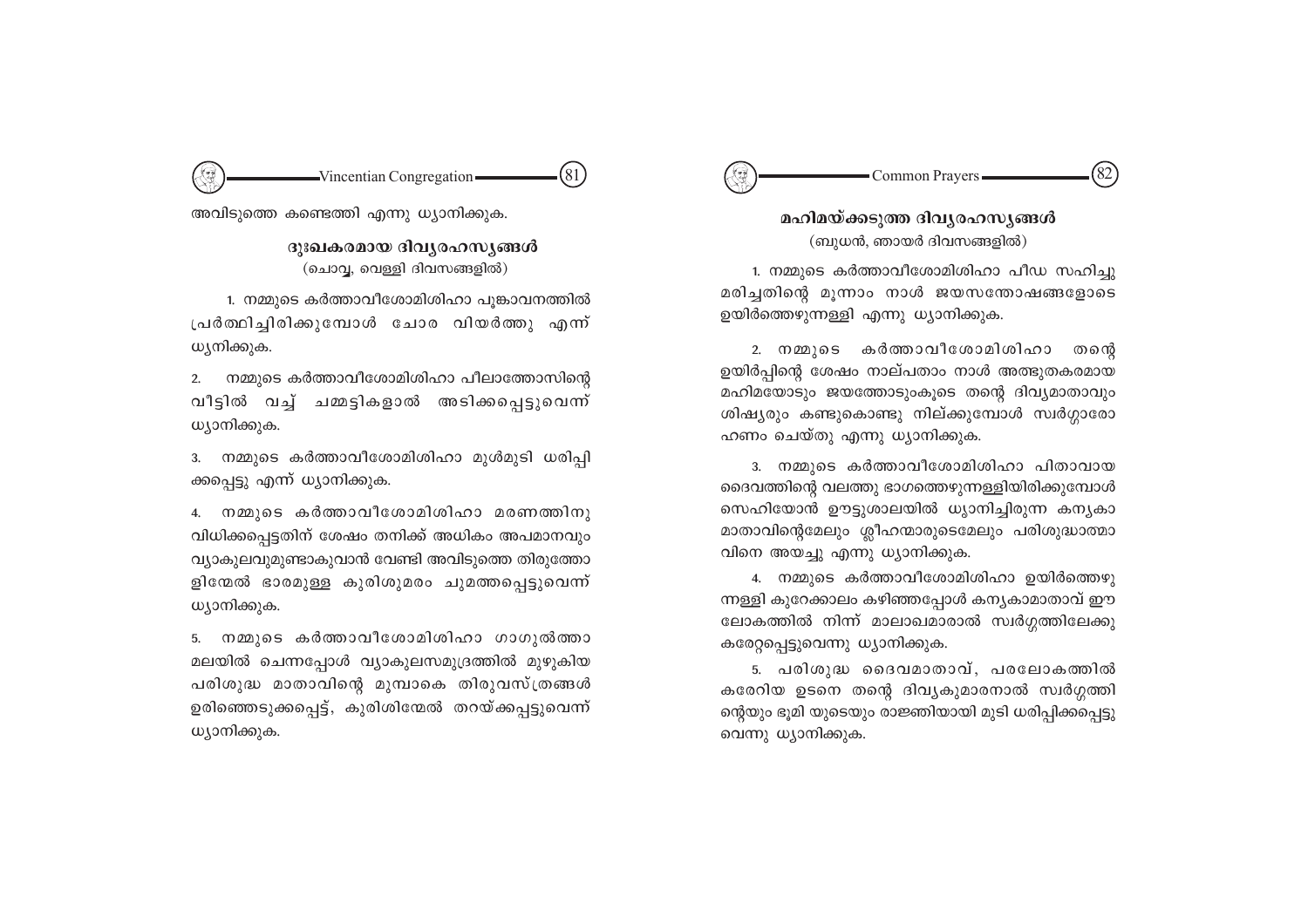അവിടുത്തെ കണ്ടെത്തി എന്നു ധ്യാനിക്കുക.

## ദുഃഖകരമായ ദിവ്യരഹസ്യങ്ങൾ

(ചൊവ്വ, വെള്ളി ദിവസങ്ങളിൽ)

1. നമ്മുടെ കർത്താവീശോമിശിഹാ പൂങ്കാവനത്തിൽ പ്രർത്ഥിച്ചിരിക്കുമ്പോൾ ചോര വിയർത്തു എന്ന് ധ്യനിക്കുക.

2. നമ്മുടെ കർത്താവീശോമിശിഹാ പീലാത്തോസിന്റെ വീട്ടിൽ വച്ച് ചമ്മട്ടികളാൽ അടിക്കപ്പെട്ടുവെന്ന് ധ്യാനിക്കുക.

3. നമ്മുടെ കർത്താവീശോമിശിഹാ മുൾമുടി ധരിപ്പിക്കപ്പെട്ടു എന്ന് ധ്യാനിക്കുക.

4. നമ്മുടെ കർത്താവീശോമിശിഹാ മരണത്തിനു വിധിക്കപ്പെട്ടതിന് ശേഷം തനിക്ക് അധികം അപമാനവും വ്യാകുലവുമുണ്ടാകുവാൻ വേണ്ടി അവിടുത്തെ തിരുത്തോളിന്മേൽ ഭാരമുള്ള കുരിശുമരം ചുമത്തപ്പെട്ടുവെന്ന് ധ്യാനിക്കുക.

5. നമ്മുടെ കർത്താവീശോമിശിഹാ ഗാഗുൽത്താ മലയിൽ ചെന്നപ്പോൾ വ്യാകുലസമുദ്രത്തിൽ മുഴുകിയ പരിശുദ്ധ മാതാവിന്റെ മുമ്പാകെ തിരുവസ്ത്രങ്ങൾ ഉരിഞ്ഞെടുക്കപ്പെട്ട്, കുരിശിന്മേൽ തറയ്ക്കപ്പെട്ടുവെന്ന് ധ്യാനിക്കുക.

## മഹിമയ്ക്കടുത്ത ദിവ്യരഹസ്യങ്ങൾ

(ബുധൻ, ഞായർ ദിവസങ്ങളിൽ)

1. നമ്മുടെ കർത്താവീശോമിശിഹാ പീഡ സഹിച്ചു മരിച്ചതിന്റെ മൂന്നാം നാൾ ജയസന്തോഷങ്ങളോടെ ഉയിർത്തെഴുന്നള്ളി എന്നു ധ്യാനിക്കുക.

2. നമ്മുടെ കർത്താവീശോമിശിഹാ തന്റെ ഉയിർപ്പിന്റെ ശേഷം നാല്പതാം നാൾ അത്ഭുതകരമായ മഹിമയോടും ജയത്തോടുംകൂടെ തന്റെ ദിവ്യമാതാവും ശിഷ്യരും കണ്ടുകൊണ്ടു നില്ക്കുമ്പോൾ സ്വർഗ്ഗാരോഹണം ചെയ്തു എന്നു ധ്യാനിക്കുക.

3. നമ്മുടെ കർത്താവീശോമിശിഹാ പിതാവായ ദൈവത്തിന്റെ വലത്തു ഭാഗത്തെഴുന്നള്ളിയിരിക്കുമ്പോൾ സെഹിയോൻ ഊട്ടുശാലയിൽ ധ്യാനിച്ചിരുന്ന കന്യകാമാതാവിന്റെമേലും ശ്ലീഹന്മാരുടെമേലും പരിശുദ്ധാത്മാവിനെ അയച്ചു എന്നു ധ്യാനിക്കുക.

4. നമ്മുടെ കർത്താവീശോമിശിഹാ ഉയിർത്തെഴുന്നള്ളി കുറേക്കാലം കഴിഞ്ഞപ്പോൾ കന്യകാമാതാവ് ഈ ലോകത്തിൽ നിന്ന് മാലാഖമാരാൽ സ്വർഗ്ഗത്തിലേക്കു കരേറ്റപ്പെട്ടുവെന്നു ധ്യാനിക്കുക.

5. പരിശുദ്ധ ദൈവമാതാവ്, പരലോകത്തിൽ കരേറിയ ഉടനെ തന്റെ ദിവ്യകുമാരനാൽ സ്വർഗ്ഗത്തിന്റെയും ഭൂമി യുടെയും രാജ്ഞിയായി മുടി ധരിപ്പിക്കപ്പെട്ടു വെന്നു ധ്യാനിക്കുക.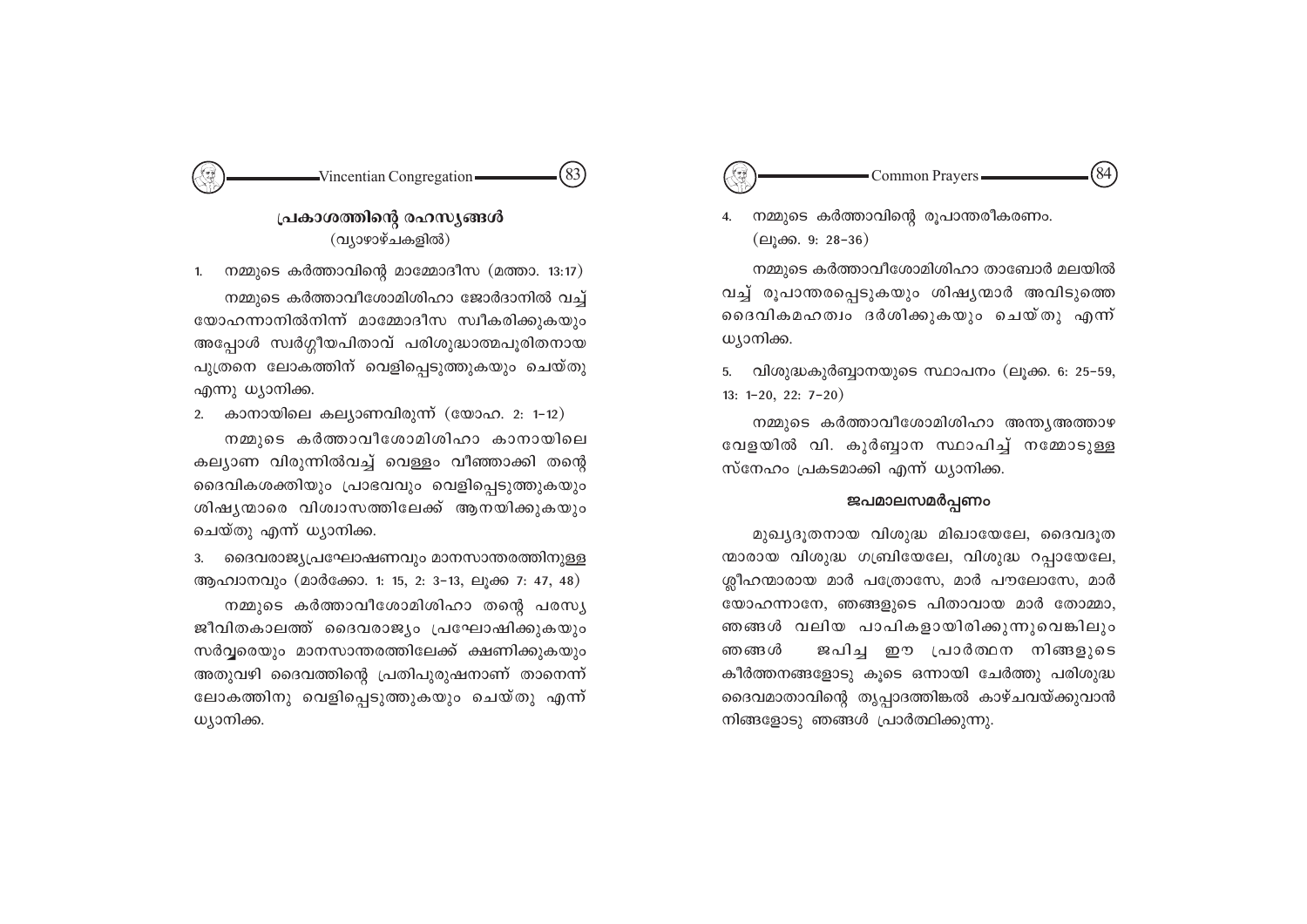## പ്രകാശത്തിന്റെ രഹസ്യങ്ങൾ

(വ്യാഴാഴ്ചകളിൽ)

1. നമ്മുടെ കർത്താവിന്റെ മാമ്മോദീസ (മത്താ. 13:17)

നമ്മുടെ കർത്താവീശോമിശിഹാ ജോർദാനിൽ വച്ച് യോഹന്നാനിൽനിന്ന് മാമ്മോദീസ സ്വീകരിക്കുകയും അപ്പോൾ സ്വർഗ്ഗീയപിതാവ് പരിശുദ്ധാത്മപൂരിതനായ പുത്രനെ ലോകത്തിന് വെളിപ്പെടുത്തുകയും ചെയ്തു എന്നു ധ്യാനിക്ക.

2. കാനായിലെ കല്യാണവിരുന്ന് (യോഹ. 2: 1-12)

നമ്മുടെ കർത്താവീശോമിശിഹാ കാനായിലെ കല്യാണ വിരുന്നിൽവച്ച് വെള്ളം വീഞ്ഞാക്കി തന്റെ ദൈവികശക്തിയും പ്രാഭവവും വെളിപ്പെടുത്തുകയും ശിഷ്യന്മാരെ വിശ്വാസത്തിലേക്ക് ആനയിക്കുകയും ചെയ്തു എന്ന് ധ്യാനിക്ക.

3. ദൈവരാജ്യപ്രഘോഷണവും മാനസാന്തരത്തിനുള്ള ആഹ്വാനവും (മാർക്കോ. 1: 15, 2: 3-13, ലൂക്ക 7: 47, 48)

നമ്മുടെ കർത്താവീശോമിശിഹാ തന്റെ പരസ്യ ജീവിതകാലത്ത് ദൈവരാജ്യം പ്രഘോഷിക്കുകയും സർവ്വരെയും മാനസാന്തരത്തിലേക്ക് ക്ഷണിക്കുകയും അതുവഴി ദൈവത്തിന്റെ പ്രതിപുരുഷനാണ് താനെന്ന് ലോകത്തിനു വെളിപ്പെടുത്തുകയും ചെയ്തു എന്ന് ധ്യാനിക്ക.

4. നമ്മുടെ കർത്താവിന്റെ രൂപാന്തരീകരണം. (ലൂക്ക. 9: 28-36)

നമ്മുടെ കർത്താവീശോമിശിഹാ താബോർ മലയിൽ വച്ച് രൂപാന്തരപ്പെടുകയും ശിഷ്യന്മാർ അവിടുത്തെ ദൈവികമഹത്വം ദർശിക്കുകയും ചെയ്തു എന്ന് ധ്യാനിക്ക.

5. വിശുദ്ധകുർബ്ബാനയുടെ സ്ഥാപനം (ലൂക്ക. 6: 25-59, 13: 1-20, 22: 7-20)

നമ്മുടെ കർത്താവീശോമിശിഹാ അന്ത്യഅത്താഴ വേളയിൽ വി. കുർബ്ബാന സ്ഥാപിച്ച് നമ്മോടുള്ള സ്നേഹം പ്രകടമാക്കി എന്ന് ധ്യാനിക്ക.

### ജപമാലസമർപ്പണം

മുഖ്യദൂതനായ വിശുദ്ധ മിഖായേലേ, ദൈവദൂതന്മാരായ വിശുദ്ധ ഗബ്രിയേലേ, വിശുദ്ധ റപ്പായേലേ, ശ്ലീഹന്മാരായ മാർ പത്രോസേ, മാർ പൗലോസേ, മാർ യോഹന്നാനേ, ഞങ്ങളുടെ പിതാവായ മാർ തോമ്മാ, ഞങ്ങൾ വലിയ പാപികളായിരിക്കുന്നുവെങ്കിലും ഞങ്ങൾ ജപിച്ച ഈ പ്രാർത്ഥന നിങ്ങളുടെ കീർത്തനങ്ങളോടു കൂടെ ഒന്നായി ചേർത്തു പരിശുദ്ധ ദൈവമാതാവിന്റെ തൃപ്പാദത്തിങ്കൽ കാഴ്ചവയ്ക്കുവാൻ നിങ്ങളോടു ഞങ്ങൾ പ്രാർത്ഥിക്കുന്നു.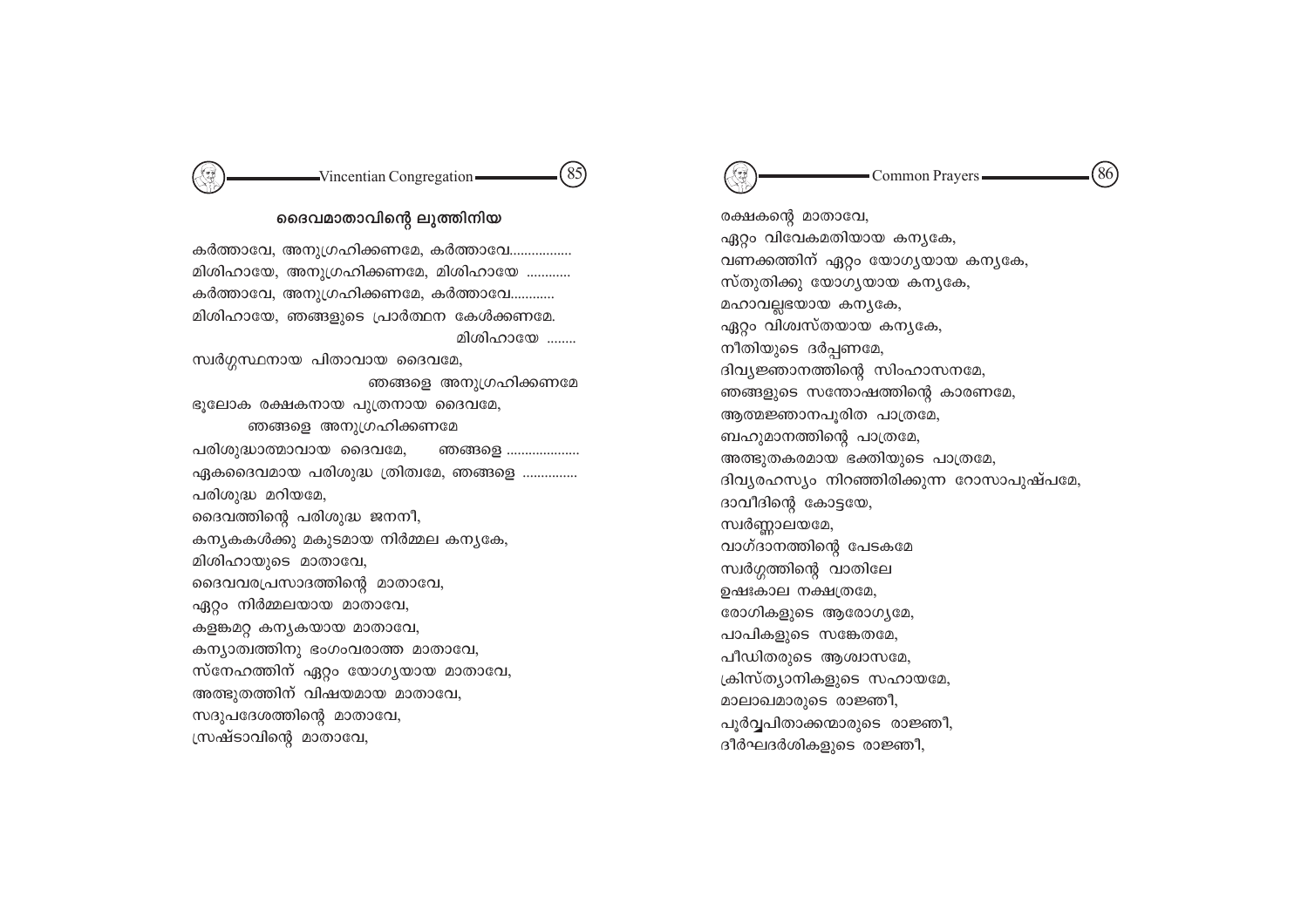## ദൈവമാതാവിന്റെ ലുത്തിനിയ

കർത്താവേ, അനുഗ്രഹിക്കണമേ, കർത്താവേ................
മിശിഹായേ, അനുഗ്രഹിക്കണമേ, മിശിഹായേ ............
കർത്താവേ, അനുഗ്രഹിക്കണമേ, കർത്താവേ............
മിശിഹായേ, ഞങ്ങളുടെ പ്രാർത്ഥന കേൾക്കണമേ.
മിശിഹായേ ........
സ്വർഗ്ഗസ്ഥനായ പിതാവായ ദൈവമേ,
ഞങ്ങളെ അനുഗ്രഹിക്കണമേ
ഭൂലോക രക്ഷകനായ പുത്രനായ ദൈവമേ,
ഞങ്ങളെ അനുഗ്രഹിക്കണമേ
പരിശുദ്ധാത്മാവായ ദൈവമേ, ഞങ്ങളെ ....................
ഏകദൈവമായ പരിശുദ്ധ ത്രിത്വമേ, ഞങ്ങളെ ...............
പരിശുദ്ധ മറിയമേ,
ദൈവത്തിന്റെ പരിശുദ്ധ ജനനീ,
കന്യകകൾക്കു മകുടമായ നിർമ്മല കന്യകേ,
മിശിഹായുടെ മാതാവേ,
ദൈവവരപ്രസാദത്തിന്റെ മാതാവേ,
ഏറ്റം നിർമ്മലയായ മാതാവേ,
കളങ്കമറ്റ കന്യകയായ മാതാവേ,
കന്യാത്വത്തിനു ഭംഗംവരാത്ത മാതാവേ,
സ്നേഹത്തിന് ഏറ്റം യോഗ്യയായ മാതാവേ,
അത്ഭുതത്തിന് വിഷയമായ മാതാവേ,
സദുപദേശത്തിന്റെ മാതാവേ,
സ്രഷ്ടാവിന്റെ മാതാവേ,
രക്ഷകന്റെ മാതാവേ,
ഏറ്റം വിവേകമതിയായ കന്യകേ,
വണക്കത്തിന് ഏറ്റം യോഗ്യയായ കന്യകേ,
സ്തുതിക്കു യോഗ്യയായ കന്യകേ,
മഹാവല്ലഭയായ കന്യകേ,
ഏറ്റം വിശ്വസ്തയായ കന്യകേ,
നീതിയുടെ ദർപ്പണമേ,
ദിവ്യജ്ഞാനത്തിന്റെ സിംഹാസനമേ,
ഞങ്ങളുടെ സന്തോഷത്തിന്റെ കാരണമേ,
ആത്മജ്ഞാനപൂരിത പാത്രമേ,
ബഹുമാനത്തിന്റെ പാത്രമേ,
അത്ഭുതകരമായ ഭക്തിയുടെ പാത്രമേ,
ദിവ്യരഹസ്യം നിറഞ്ഞിരിക്കുന്ന റോസാപുഷ്പമേ,
ദാവീദിന്റെ കോട്ടയേ,
സ്വർണ്ണാലയമേ,
വാഗ്ദാനത്തിന്റെ പേടകമേ
സ്വർഗ്ഗത്തിന്റെ വാതിലേ
ഉഷഃകാല നക്ഷത്രമേ,
രോഗികളുടെ ആരോഗ്യമേ,
പാപികളുടെ സങ്കേതമേ,
പീഡിതരുടെ ആശ്വാസമേ,
ക്രിസ്ത്യാനികളുടെ സഹായമേ,
മാലാഖമാരുടെ രാജ്ഞീ,
പൂർവ്വപിതാക്കന്മാരുടെ രാജ്ഞീ,
ദീർഘദർശികളുടെ രാജ്ഞീ,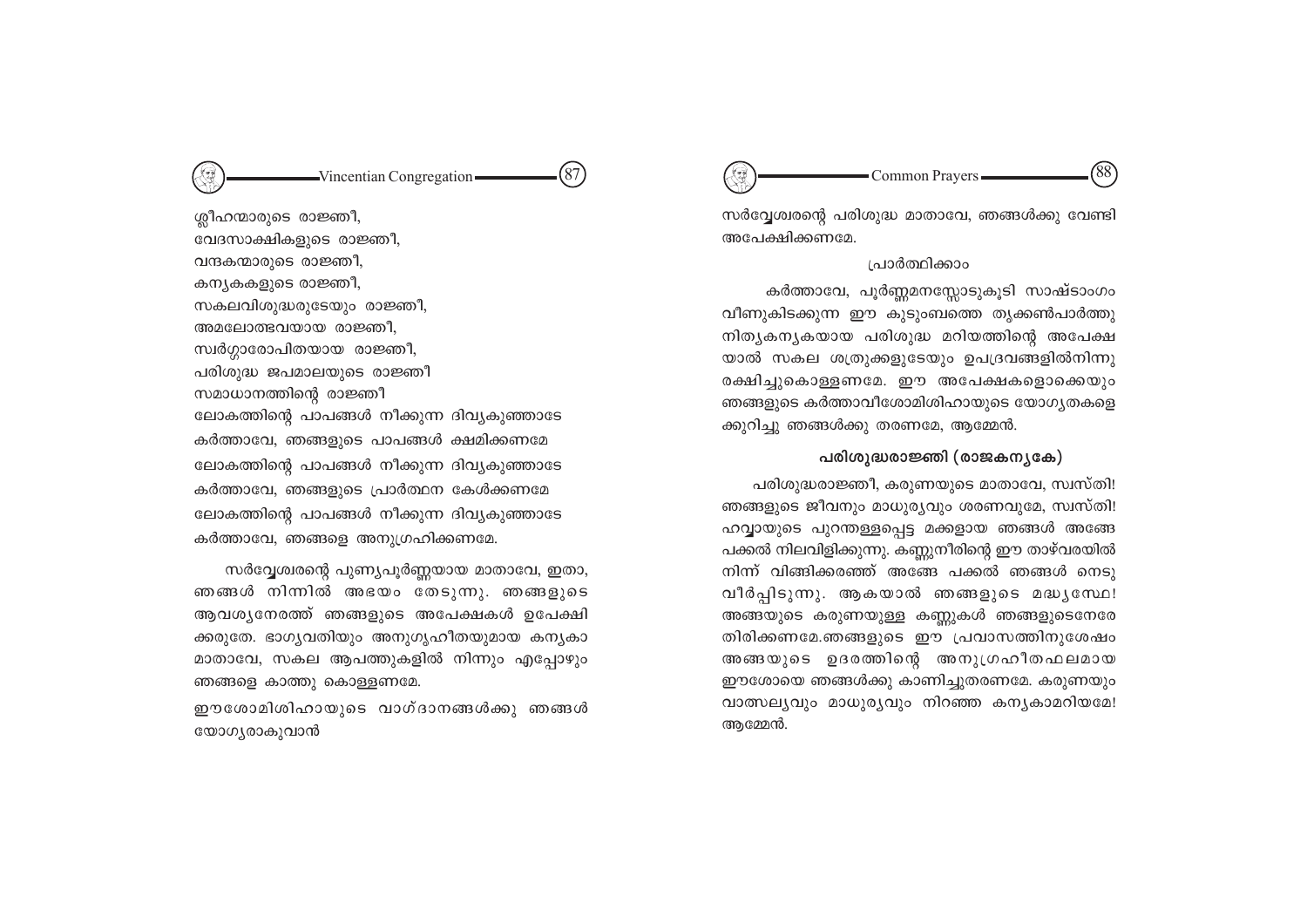ശ്ലീഹന്മാരുടെ രാജ്ഞീ,
വേദസാക്ഷികളുടെ രാജ്ഞീ,
വന്ദകന്മാരുടെ രാജ്ഞീ,
കന്യകകളുടെ രാജ്ഞീ,
സകലവിശുദ്ധരുടേയും രാജ്ഞീ,
അമലോത്ഭവയായ രാജ്ഞീ,
സ്വർഗ്ഗാരോപിതയായ രാജ്ഞീ,
പരിശുദ്ധ ജപമാലയുടെ രാജ്ഞീ
സമാധാനത്തിന്റെ രാജ്ഞീ
ലോകത്തിന്റെ പാപങ്ങൾ നീക്കുന്ന ദിവ്യകുഞ്ഞാടേ
കർത്താവേ, ഞങ്ങളുടെ പാപങ്ങൾ ക്ഷമിക്കണമേ
ലോകത്തിന്റെ പാപങ്ങൾ നീക്കുന്ന ദിവ്യകുഞ്ഞാടേ
കർത്താവേ, ഞങ്ങളുടെ പ്രാർത്ഥന കേൾക്കണമേ
ലോകത്തിന്റെ പാപങ്ങൾ നീക്കുന്ന ദിവ്യകുഞ്ഞാടേ
കർത്താവേ, ഞങ്ങളെ അനുഗ്രഹിക്കണമേ.

സർവ്വേശ്വരന്റെ പുണ്യപൂർണ്ണയായ മാതാവേ, ഇതാ, ഞങ്ങൾ നിന്നിൽ അഭയം തേടുന്നു. ഞങ്ങളുടെ ആവശ്യനേരത്ത് ഞങ്ങളുടെ അപേക്ഷകൾ ഉപേക്ഷിക്കരുതേ. ഭാഗ്യവതിയും അനുഗൃഹീതയുമായ കന്യകാമാതാവേ, സകല ആപത്തുകളിൽ നിന്നും എപ്പോഴും ഞങ്ങളെ കാത്തു കൊള്ളണമേ.

ഈശോമിശിഹായുടെ വാഗ്ദാനങ്ങൾക്കു ഞങ്ങൾ യോഗ്യരാകുവാൻ സർവ്വേശ്വരന്റെ പരിശുദ്ധ മാതാവേ, ഞങ്ങൾക്കു വേണ്ടി അപേക്ഷിക്കണമേ.

പ്രാർത്ഥിക്കാം

കർത്താവേ, പൂർണ്ണമനസ്സോടുകൂടി സാഷ്ടാംഗം വീണുകിടക്കുന്ന ഈ കുടുംബത്തെ തൃക്കൺപാർത്തു നിത്യകന്യകയായ പരിശുദ്ധ മറിയത്തിന്റെ അപേക്ഷയാൽ സകല ശത്രുക്കളുടേയും ഉപദ്രവങ്ങളിൽനിന്നു രക്ഷിച്ചുകൊള്ളണമേ. ഈ അപേക്ഷകളൊക്കെയും ഞങ്ങളുടെ കർത്താവീശോമിശിഹായുടെ യോഗ്യതകളെക്കുറിച്ചു ഞങ്ങൾക്കു തരണമേ, ആമ്മേൻ.

## പരിശുദ്ധരാജ്ഞി (രാജകന്യകേ)

പരിശുദ്ധരാജ്ഞീ, കരുണയുടെ മാതാവേ, സ്വസ്തി! ഞങ്ങളുടെ ജീവനും മാധുര്യവും ശരണവുമേ, സ്വസ്തി! ഹവ്വായുടെ പുറന്തള്ളപ്പെട്ട മക്കളായ ഞങ്ങൾ അങ്ങേ പക്കൽ നിലവിളിക്കുന്നു. കണ്ണുനീരിന്റെ ഈ താഴ്വരയിൽ നിന്ന് വിങ്ങിക്കരഞ്ഞ് അങ്ങേ പക്കൽ ഞങ്ങൾ നെടുവീർപ്പിടുന്നു. ആകയാൽ ഞങ്ങളുടെ മദ്ധ്യസ്ഥേ! അങ്ങയുടെ കരുണയുള്ള കണ്ണുകൾ ഞങ്ങളുടെനേരേ തിരിക്കണമേ.ഞങ്ങളുടെ ഈ പ്രവാസത്തിനുശേഷം അങ്ങയുടെ ഉദരത്തിന്റെ അനുഗ്രഹീതഫലമായ ഈശോയെ ഞങ്ങൾക്കു കാണിച്ചുതരണമേ. കരുണയും വാത്സല്യവും മാധുര്യവും നിറഞ്ഞ കന്യകാമറിയമേ! ആമ്മേൻ.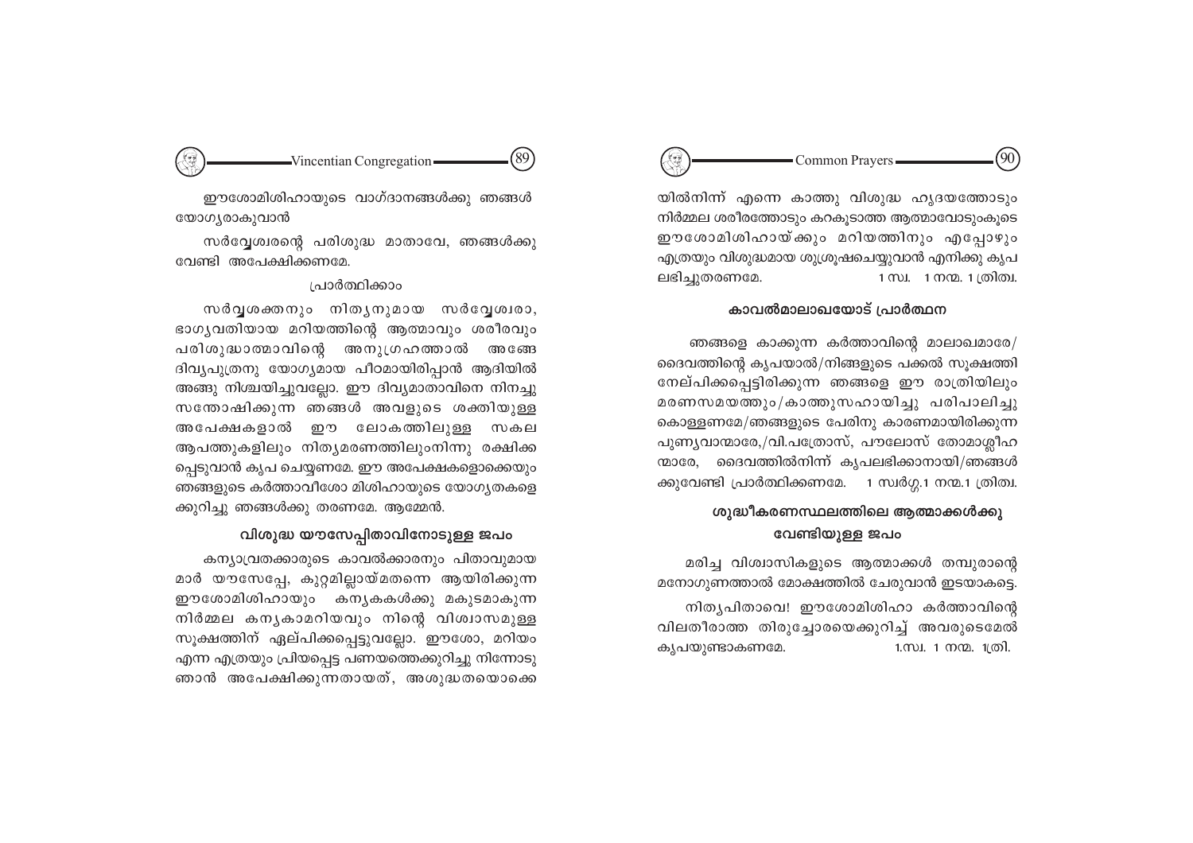ഈശോമിശിഹായുടെ വാഗ്ദാനങ്ങൾക്കു ഞങ്ങൾ യോഗ്യരാകുവാൻ

സർവ്വേശ്വരന്റെ പരിശുദ്ധ മാതാവേ, ഞങ്ങൾക്കു വേണ്ടി അപേക്ഷിക്കണമേ.

പ്രാർത്ഥിക്കാം

സർവ്വശക്തനും നിത്യനുമായ സർവ്വേശ്വരാ, ഭാഗ്യവതിയായ മറിയത്തിന്റെ ആത്മാവും ശരീരവും പരിശുദ്ധാത്മാവിന്റെ അനുഗ്രഹത്താൽ അങ്ങേ ദിവ്യപുത്രനു യോഗ്യമായ പീഠമായിരിപ്പാൻ ആദിയിൽ അങ്ങു നിശ്ചയിച്ചുവല്ലോ. ഈ ദിവ്യമാതാവിനെ നിനച്ചു സന്തോഷിക്കുന്ന ഞങ്ങൾ അവളുടെ ശക്തിയുള്ള അപേക്ഷകളാൽ ഈ ലോകത്തിലുള്ള സകല ആപത്തുകളിലും നിത്യമരണത്തിലുംനിന്നു രക്ഷിക്കപ്പെടുവാൻ കൃപ ചെയ്യണമേ. ഈ അപേക്ഷകളൊക്കെയും ഞങ്ങളുടെ കർത്താവീശോ മിശിഹായുടെ യോഗ്യതകളെക്കുറിച്ചു ഞങ്ങൾക്കു തരണമേ. ആമ്മേൻ.

## വിശുദ്ധ യൗസേപ്പിതാവിനോടുള്ള ജപം

കന്യാവ്രതക്കാരുടെ കാവൽക്കാരനും പിതാവുമായ മാർ യൗസേപ്പേ, കുറ്റമില്ലായ്മതന്നെ ആയിരിക്കുന്ന ഈശോമിശിഹായും കന്യകകൾക്കു മകുടമാകുന്ന നിർമ്മല കന്യകാമറിയവും നിന്റെ വിശ്വാസമുള്ള സൂക്ഷത്തിന് ഏല്പിക്കപ്പെട്ടുവല്ലോ. ഈശോ, മറിയം എന്ന എത്രയും പ്രിയപ്പെട്ട പണയത്തെക്കുറിച്ചു നിന്നോടു ഞാൻ അപേക്ഷിക്കുന്നതായത്, അശുദ്ധതയൊക്കെയിൽനിന്ന് എന്നെ കാത്തു വിശുദ്ധ ഹൃദയത്തോടും നിർമ്മല ശരീരത്തോടും കറകൂടാത്ത ആത്മാവോടുംകൂടെ ഈശോമിശിഹായ്ക്കും മറിയത്തിനും എപ്പോഴും എത്രയും വിശുദ്ധമായ ശുശ്രൂഷചെയ്യുവാൻ എനിക്കു കൃപ ലഭിച്ചുതരണമേ. 1 സ്വ. 1 നന്മ. 1 ത്രിത്വ.

## കാവൽമാലാഖയോട് പ്രാർത്ഥന

ഞങ്ങളെ കാക്കുന്ന കർത്താവിന്റെ മാലാഖമാരേ/ ദൈവത്തിന്റെ കൃപയാൽ/നിങ്ങളുടെ പക്കൽ സൂക്ഷത്തിനേല്പിക്കപ്പെട്ടിരിക്കുന്ന ഞങ്ങളെ ഈ രാത്രിയിലും മരണസമയത്തും/കാത്തുസഹായിച്ചു പരിപാലിച്ചു കൊള്ളണമേ/ഞങ്ങളുടെ പേരിനു കാരണമായിരിക്കുന്ന പുണ്യവാന്മാരേ,/വി.പത്രോസ്, പൗലോസ് തോമാശ്ലീഹന്മാരേ, ദൈവത്തിൽനിന്ന് കൃപലഭിക്കാനായി/ഞങ്ങൾക്കുവേണ്ടി പ്രാർത്ഥിക്കണമേ. 1 സ്വർഗ്ഗ.1 നന്മ.1 ത്രിത്വ.

## ശുദ്ധീകരണസ്ഥലത്തിലെ ആത്മാക്കൾക്കു വേണ്ടിയുള്ള ജപം

മരിച്ച വിശ്വാസികളുടെ ആത്മാക്കൾ തമ്പുരാന്റെ മനോഗുണത്താൽ മോക്ഷത്തിൽ ചേരുവാൻ ഇടയാകട്ടെ.

നിത്യപിതാവെ! ഈശോമിശിഹാ കർത്താവിന്റെ വിലതീരാത്ത തിരുച്ചോരയെക്കുറിച്ച് അവരുടെമേൽ കൃപയുണ്ടാകണമേ. 1.സ്വ. 1 നന്മ. 1ത്രി.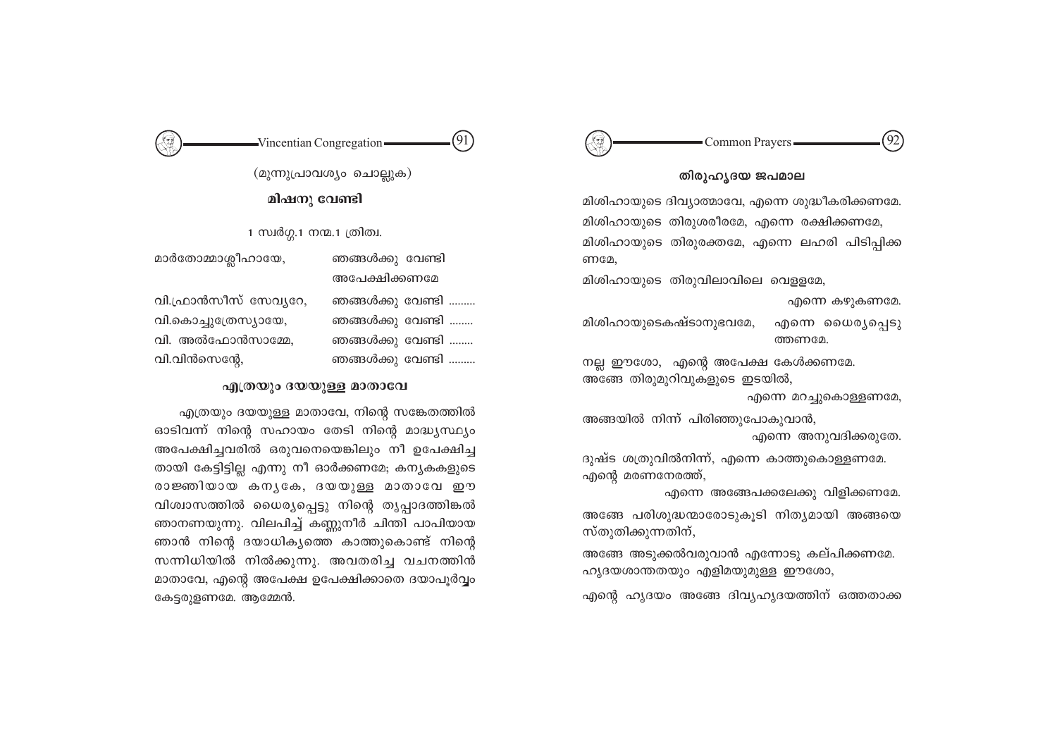(മൂന്നുപ്രാവശ്യം ചൊല്ലുക)

## മിഷനു വേണ്ടി

1 സ്വർഗ്ഗ.1 നന്മ.1 ത്രിത്വ.

| | |
|---|---|
| മാർതോമ്മാശ്ലീഹായേ, | ഞങ്ങൾക്കു വേണ്ടി അപേക്ഷിക്കണമേ |
| വി.ഫ്രാൻസീസ് സേവ്യറേ, | ഞങ്ങൾക്കു വേണ്ടി ......... |
| വി.കൊച്ചുത്രേസ്യായേ, | ഞങ്ങൾക്കു വേണ്ടി ........ |
| വി. അൽഫോൻസാമ്മേ, | ഞങ്ങൾക്കു വേണ്ടി ........ |
| വി.വിൻസെന്റേ, | ഞങ്ങൾക്കു വേണ്ടി ......... |

## എത്രയും ദയയുള്ള മാതാവേ

എത്രയും ദയയുള്ള മാതാവേ, നിന്റെ സങ്കേതത്തിൽ ഓടിവന്ന് നിന്റെ സഹായം തേടി നിന്റെ മാദ്ധ്യസ്ഥ്യം അപേക്ഷിച്ചവരിൽ ഒരുവനെയെങ്കിലും നീ ഉപേക്ഷിച്ചതായി കേട്ടിട്ടില്ല എന്നു നീ ഓർക്കണമേ; കന്യകകളുടെ രാജ്ഞിയായ കന്യകേ, ദയയുള്ള മാതാവേ ഈ വിശ്വാസത്തിൽ ധൈര്യപ്പെട്ടു നിന്റെ തൃപ്പാദത്തിങ്കൽ ഞാനണയുന്നു. വിലപിച്ച് കണ്ണുനീർ ചിന്തി പാപിയായ ഞാൻ നിന്റെ ദയാധിക്യത്തെ കാത്തുകൊണ്ട് നിന്റെ സന്നിധിയിൽ നിൽക്കുന്നു. അവതരിച്ച വചനത്തിൻ മാതാവേ, എന്റെ അപേക്ഷ ഉപേക്ഷിക്കാതെ ദയാപൂർവ്വം കേട്ടരുളണമേ. ആമ്മേൻ.

## തിരുഹൃദയ ജപമാല

മിശിഹായുടെ ദിവ്യാത്മാവേ, എന്നെ ശുദ്ധീകരിക്കണമേ.

മിശിഹായുടെ തിരുശരീരമേ, എന്നെ രക്ഷിക്കണമേ,

മിശിഹായുടെ തിരുരക്തമേ, എന്നെ ലഹരി പിടിപ്പിക്കണമേ,

മിശിഹായുടെ തിരുവിലാവിലെ വെള്ളമേ, എന്നെ കഴുകണമേ.

മിശിഹായുടെകഷ്ടാനുഭവമേ, എന്നെ ധൈര്യപ്പെടുത്തണമേ.

നല്ല ഈശോ, എന്റെ അപേക്ഷ കേൾക്കണമേ.

അങ്ങേ തിരുമുറിവുകളുടെ ഇടയിൽ, എന്നെ മറച്ചുകൊള്ളണമേ,

അങ്ങയിൽ നിന്ന് പിരിഞ്ഞുപോകുവാൻ, എന്നെ അനുവദിക്കരുതേ.

ദുഷ്ട ശത്രുവിൽനിന്ന്, എന്നെ കാത്തുകൊള്ളണമേ.

എന്റെ മരണനേരത്ത്, എന്നെ അങ്ങേപക്കലേക്കു വിളിക്കണമേ.

അങ്ങേ പരിശുദ്ധന്മാരോടുകൂടി നിത്യമായി അങ്ങയെ സ്തുതിക്കുന്നതിന്,

അങ്ങേ അടുക്കൽവരുവാൻ എന്നോടു കല്പിക്കണമേ.

ഹൃദയശാന്തതയും എളിമയുമുള്ള ഈശോ,

എന്റെ ഹൃദയം അങ്ങേ ദിവ്യഹൃദയത്തിന് ഒത്തതാക്ക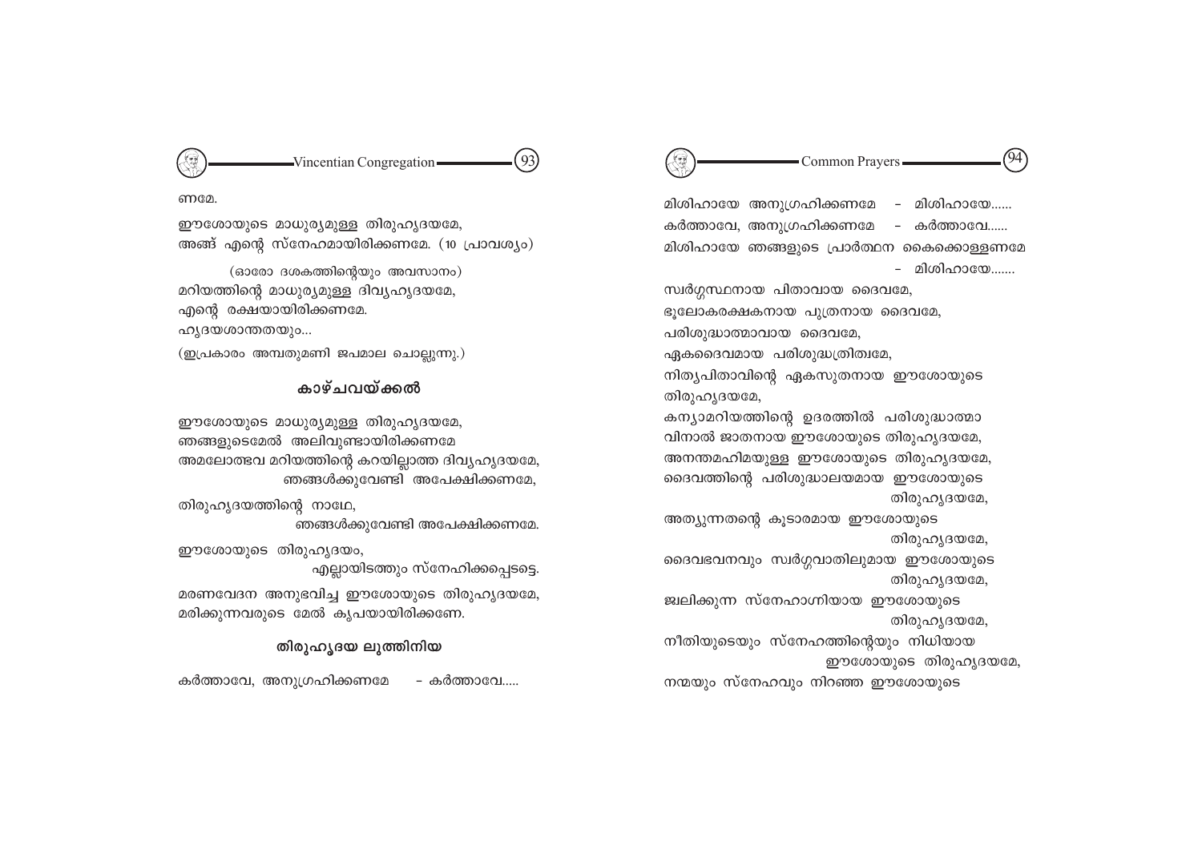ണമേ.

ഈശോയുടെ മാധുര്യമുള്ള തിരുഹൃദയമേ,
അങ്ങ് എന്റെ സ്നേഹമായിരിക്കണമേ. (10 പ്രാവശ്യം)

(ഓരോ ദശകത്തിന്റെയും അവസാനം)
മറിയത്തിന്റെ മാധുര്യമുള്ള ദിവ്യഹൃദയമേ,
എന്റെ രക്ഷയായിരിക്കണമേ.
ഹൃദയശാന്തതയും...
(ഇപ്രകാരം അമ്പതുമണി ജപമാല ചൊല്ലുന്നു.)

## കാഴ്ചവയ്ക്കൽ

ഈശോയുടെ മാധുര്യമുള്ള തിരുഹൃദയമേ,
ഞങ്ങളുടെമേൽ അലിവുണ്ടായിരിക്കണമേ
അമലോത്ഭവ മറിയത്തിന്റെ കറയില്ലാത്ത ദിവ്യഹൃദയമേ,
ഞങ്ങൾക്കുവേണ്ടി അപേക്ഷിക്കണമേ,

തിരുഹൃദയത്തിന്റെ നാഥേ,
ഞങ്ങൾക്കുവേണ്ടി അപേക്ഷിക്കണമേ.

ഈശോയുടെ തിരുഹൃദയം,
എല്ലായിടത്തും സ്നേഹിക്കപ്പെടട്ടെ.

മരണവേദന അനുഭവിച്ച ഈശോയുടെ തിരുഹൃദയമേ,
മരിക്കുന്നവരുടെ മേൽ കൃപയായിരിക്കണേ.

## തിരുഹൃദയ ലുത്തിനിയ

കർത്താവേ, അനുഗ്രഹിക്കണമേ - കർത്താവേ.....

മിശിഹായേ അനുഗ്രഹിക്കണമേ - മിശിഹായേ......
കർത്താവേ, അനുഗ്രഹിക്കണമേ - കർത്താവേ......
മിശിഹായേ ഞങ്ങളുടെ പ്രാർത്ഥന കൈക്കൊള്ളണമേ
- മിശിഹായേ.......

സ്വർഗ്ഗസ്ഥനായ പിതാവായ ദൈവമേ,
ഭൂലോകരക്ഷകനായ പുത്രനായ ദൈവമേ,
പരിശുദ്ധാത്മാവായ ദൈവമേ,
ഏകദൈവമായ പരിശുദ്ധത്രിത്വമേ,
നിത്യപിതാവിന്റെ ഏകസുതനായ ഈശോയുടെ
തിരുഹൃദയമേ,
കന്യാമറിയത്തിന്റെ ഉദരത്തിൽ പരിശുദ്ധാത്മാ
വിനാൽ ജാതനായ ഈശോയുടെ തിരുഹൃദയമേ,
അനന്തമഹിമയുള്ള ഈശോയുടെ തിരുഹൃദയമേ,
ദൈവത്തിന്റെ പരിശുദ്ധാലയമായ ഈശോയുടെ
തിരുഹൃദയമേ,
അത്യുന്നതന്റെ കൂടാരമായ ഈശോയുടെ
തിരുഹൃദയമേ,
ദൈവഭവനവും സ്വർഗ്ഗവാതിലുമായ ഈശോയുടെ
തിരുഹൃദയമേ,
ജ്വലിക്കുന്ന സ്നേഹാഗ്നിയായ ഈശോയുടെ
തിരുഹൃദയമേ,
നീതിയുടെയും സ്നേഹത്തിന്റെയും നിധിയായ
ഈശോയുടെ തിരുഹൃദയമേ,
നന്മയും സ്നേഹവും നിറഞ്ഞ ഈശോയുടെ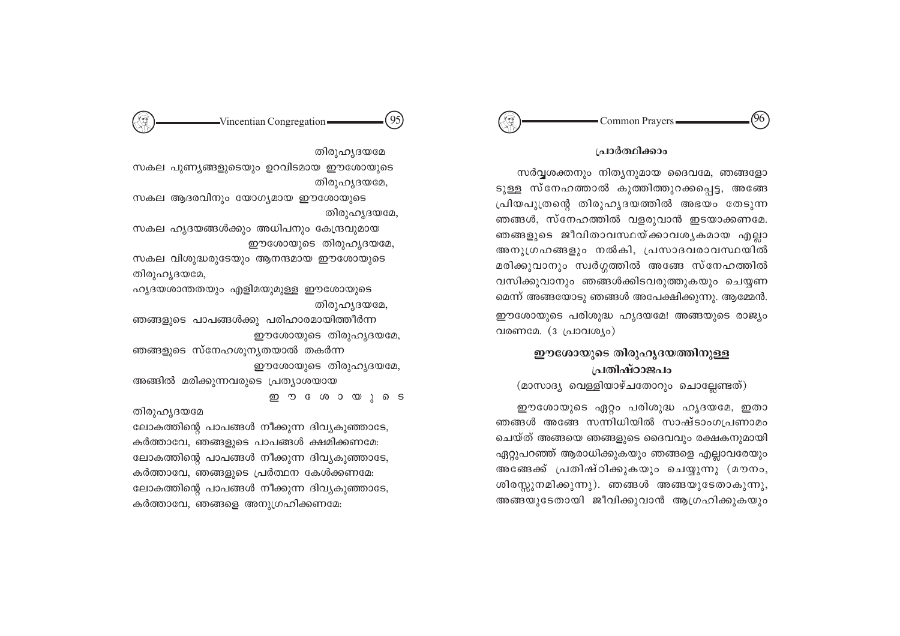തിരുഹൃദയമേ

സകല പുണ്യങ്ങളുടെയും ഉറവിടമായ ഈശോയുടെ തിരുഹൃദയമേ,

സകല ആദരവിനും യോഗ്യമായ ഈശോയുടെ തിരുഹൃദയമേ,

സകല ഹൃദയങ്ങൾക്കും അധിപനും കേന്ദ്രവുമായ ഈശോയുടെ തിരുഹൃദയമേ,

സകല വിശുദ്ധരുടേയും ആനന്ദമായ ഈശോയുടെ തിരുഹൃദയമേ,

ഹൃദയശാന്തതയും എളിമയുമുള്ള ഈശോയുടെ തിരുഹൃദയമേ,

ഞങ്ങളുടെ പാപങ്ങൾക്കു പരിഹാരമായിത്തീർന്ന ഈശോയുടെ തിരുഹൃദയമേ,

ഞങ്ങളുടെ സ്നേഹശൂന്യതയാൽ തകർന്ന ഈശോയുടെ തിരുഹൃദയമേ,

അങ്ങിൽ മരിക്കുന്നവരുടെ പ്രത്യാശയായ ഈശോയുടെ തിരുഹൃദയമേ

ലോകത്തിന്റെ പാപങ്ങൾ നീക്കുന്ന ദിവ്യകുഞ്ഞാടേ,
കർത്താവേ, ഞങ്ങളുടെ പാപങ്ങൾ ക്ഷമിക്കണമേ:
ലോകത്തിന്റെ പാപങ്ങൾ നീക്കുന്ന ദിവ്യകുഞ്ഞാടേ,
കർത്താവേ, ഞങ്ങളുടെ പ്രർത്ഥന കേൾക്കണമേ:
ലോകത്തിന്റെ പാപങ്ങൾ നീക്കുന്ന ദിവ്യകുഞ്ഞാടേ,
കർത്താവേ, ഞങ്ങളെ അനുഗ്രഹിക്കണമേ:

**പ്രാർത്ഥിക്കാം**

സർവ്വശക്തനും നിത്യനുമായ ദൈവമേ, ഞങ്ങളോടുള്ള സ്നേഹത്താൽ കുത്തിത്തുറക്കപ്പെട്ട, അങ്ങേ പ്രിയപുത്രന്റെ തിരുഹൃദയത്തിൽ അഭയം തേടുന്ന ഞങ്ങൾ, സ്നേഹത്തിൽ വളരുവാൻ ഇടയാക്കണമേ. ഞങ്ങളുടെ ജീവിതാവസ്ഥയ്ക്കാവശ്യകമായ എല്ലാ അനുഗ്രഹങ്ങളും നൽകി, പ്രസാദവരാവസ്ഥയിൽ മരിക്കുവാനും സ്വർഗ്ഗത്തിൽ അങ്ങേ സ്നേഹത്തിൽ വസിക്കുവാനും ഞങ്ങൾക്കിടവരുത്തുകയും ചെയ്യണമെന്ന് അങ്ങയോടു ഞങ്ങൾ അപേക്ഷിക്കുന്നു. ആമ്മേൻ.

ഈശോയുടെ പരിശുദ്ധ ഹൃദയമേ! അങ്ങയുടെ രാജ്യം വരണമേ. (3 പ്രാവശ്യം)

## ഈശോയുടെ തിരുഹൃദയത്തിനുള്ള പ്രതിഷ്ഠാജപം

(മാസാദ്യ വെള്ളിയാഴ്ചതോറും ചൊല്ലേണ്ടത്)

ഈശോയുടെ ഏറ്റം പരിശുദ്ധ ഹൃദയമേ, ഇതാ ഞങ്ങൾ അങ്ങേ സന്നിധിയിൽ സാഷ്ടാംഗപ്രണാമം ചെയ്ത് അങ്ങയെ ഞങ്ങളുടെ ദൈവവും രക്ഷകനുമായി ഏറ്റുപറഞ്ഞ് ആരാധിക്കുകയും ഞങ്ങളെ എല്ലാവരേയും അങ്ങേക്ക് പ്രതിഷ്ഠിക്കുകയും ചെയ്യുന്നു (മൗനം, ശിരസ്സുനമിക്കുന്നു). ഞങ്ങൾ അങ്ങയുടേതാകുന്നു, അങ്ങയുടേതായി ജീവിക്കുവാൻ ആഗ്രഹിക്കുകയും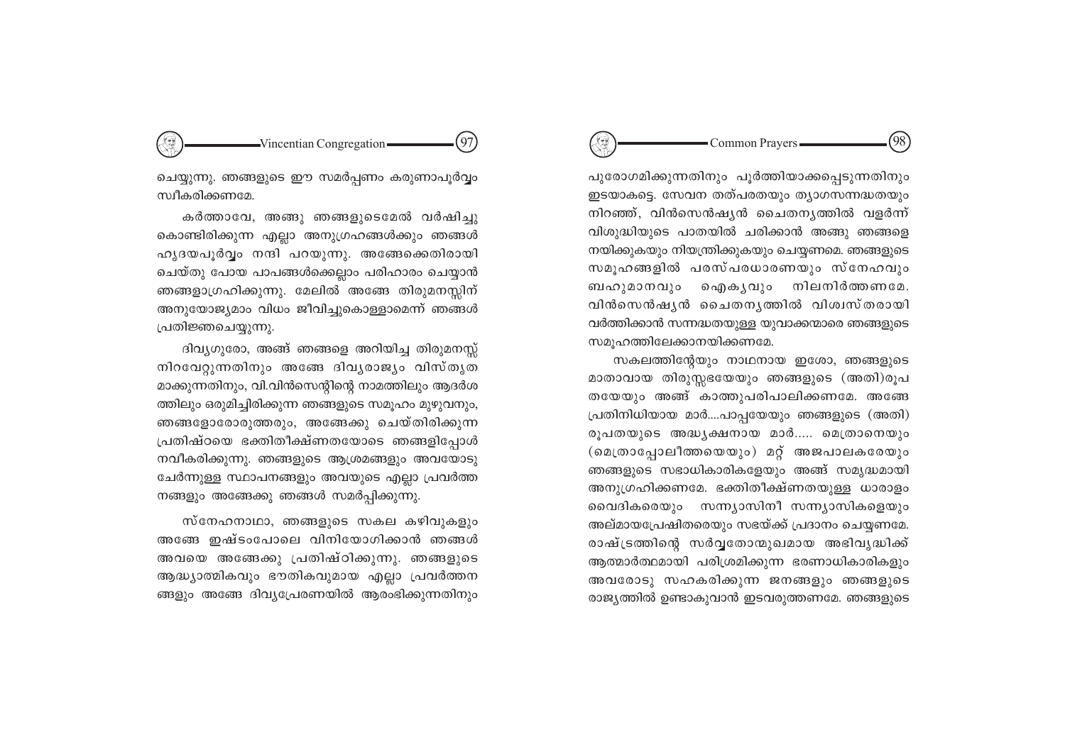ചെയ്യുന്നു. ഞങ്ങളുടെ ഈ സമർപ്പണം കരുണാപൂർവ്വം സ്വീകരിക്കണമേ.

കർത്താവേ, അങ്ങു ഞങ്ങളുടെമേൽ വർഷിച്ചു കൊണ്ടിരിക്കുന്ന എല്ലാ അനുഗ്രഹങ്ങൾക്കും ഞങ്ങൾ ഹൃദയപൂർവ്വം നന്ദി പറയുന്നു. അങ്ങേക്കെതിരായി ചെയ്തു പോയ പാപങ്ങൾക്കെല്ലാം പരിഹാരം ചെയ്യാൻ ഞങ്ങളാഗ്രഹിക്കുന്നു. മേലിൽ അങ്ങേ തിരുമനസ്സിന് അനുയോജ്യമാം വിധം ജീവിച്ചുകൊള്ളാമെന്ന് ഞങ്ങൾ പ്രതിജ്ഞചെയ്യുന്നു.

ദിവ്യഗുരോ, അങ്ങ് ഞങ്ങളെ അറിയിച്ച തിരുമനസ്സ് നിറവേറ്റുന്നതിനും അങ്ങേ ദിവ്യരാജ്യം വിസ്തൃതമാക്കുന്നതിനും, വി.വിൻസെന്റിന്റെ നാമത്തിലും ആദർശത്തിലും ഒരുമിച്ചിരിക്കുന്ന ഞങ്ങളുടെ സമൂഹം മുഴുവനും, ഞങ്ങളോരോരുത്തരും, അങ്ങേക്കു ചെയ്തിരിക്കുന്ന പ്രതിഷ്ഠയെ ഭക്തിതീക്ഷ്ണതയോടെ ഞങ്ങളിപ്പോൾ നവീകരിക്കുന്നു. ഞങ്ങളുടെ ആശ്രമങ്ങളും അവയോടു ചേർന്നുള്ള സ്ഥാപനങ്ങളും അവയുടെ എല്ലാ പ്രവർത്തനങ്ങളും അങ്ങേക്കു ഞങ്ങൾ സമർപ്പിക്കുന്നു.

സ്നേഹനാഥാ, ഞങ്ങളുടെ സകല കഴിവുകളും അങ്ങേ ഇഷ്ടംപോലെ വിനിയോഗിക്കാൻ ഞങ്ങൾ അവയെ അങ്ങേക്കു പ്രതിഷ്ഠിക്കുന്നു. ഞങ്ങളുടെ ആദ്ധ്യാത്മികവും ഭൗതികവുമായ എല്ലാ പ്രവർത്തനങ്ങളും അങ്ങേ ദിവ്യപ്രേരണയിൽ ആരംഭിക്കുന്നതിനും പുരോഗമിക്കുന്നതിനും പൂർത്തിയാക്കപ്പെടുന്നതിനും ഇടയാകട്ടെ. സേവന തത്പരതയും ത്യാഗസന്നദ്ധതയും നിറഞ്ഞ്, വിൻസെൻഷ്യൻ ചൈതന്യത്തിൽ വളർന്ന് വിശുദ്ധിയുടെ പാതയിൽ ചരിക്കാൻ അങ്ങു ഞങ്ങളെ നയിക്കുകയും നിയന്ത്രിക്കുകയും ചെയ്യണമെ. ഞങ്ങളുടെ സമൂഹങ്ങളിൽ പരസ്പരധാരണയും സ്നേഹവും ബഹുമാനവും ഐക്യവും നിലനിർത്തണമേ. വിൻസെൻഷ്യൻ ചൈതന്യത്തിൽ വിശ്വസ്തരായി വർത്തിക്കാൻ സന്നദ്ധതയുള്ള യുവാക്കന്മാരെ ഞങ്ങളുടെ സമൂഹത്തിലേക്കാനയിക്കണമേ.

സകലത്തിന്റേയും നാഥനായ ഈശോ, ഞങ്ങളുടെ മാതാവായ തിരുസ്സഭയേയും ഞങ്ങളുടെ (അതി)രൂപതയേയും അങ്ങ് കാത്തുപരിപാലിക്കണമേ. അങ്ങേ പ്രതിനിധിയായ മാർ....പാപ്പയേയും ഞങ്ങളുടെ (അതി) രൂപതയുടെ അദ്ധ്യക്ഷനായ മാർ..... മെത്രാനെയും (മെത്രാപ്പോലീത്തയെയും) മറ്റ് അജപാലകരേയും ഞങ്ങളുടെ സഭാധികാരികളേയും അങ്ങ് സമൃദ്ധമായി അനുഗ്രഹിക്കണമേ. ഭക്തിതീക്ഷ്ണതയുള്ള ധാരാളം വൈദികരെയും സന്ന്യാസിനീ സന്ന്യാസികളെയും അല്മായപ്രേഷിതരെയും സഭയ്ക്ക് പ്രദാനം ചെയ്യണമേ. രാഷ്ട്രത്തിന്റെ സർവ്വതോന്മുഖമായ അഭിവൃദ്ധിക്ക് ആത്മാർത്ഥമായി പരിശ്രമിക്കുന്ന ഭരണാധികാരികളും അവരോടു സഹകരിക്കുന്ന ജനങ്ങളും ഞങ്ങളുടെ രാജ്യത്തിൽ ഉണ്ടാകുവാൻ ഇടവരുത്തണമേ. ഞങ്ങളുടെ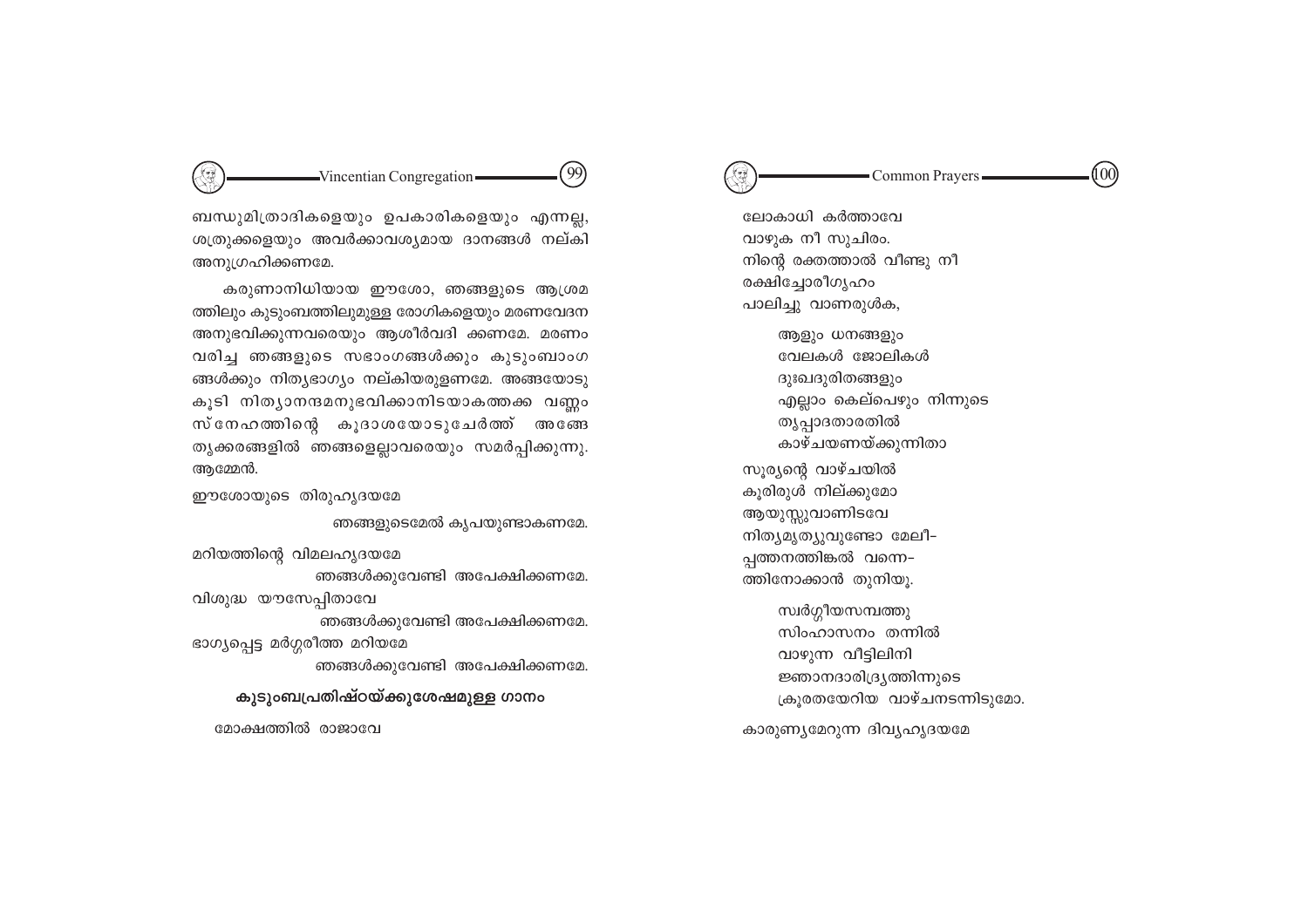ബന്ധുമിത്രാദികളെയും ഉപകാരികളെയും എന്നല്ല, ശത്രുക്കളെയും അവർക്കാവശ്യമായ ദാനങ്ങൾ നല്കി അനുഗ്രഹിക്കണമേ.

കരുണാനിധിയായ ഈശോ, ഞങ്ങളുടെ ആശ്രമത്തിലും കുടുംബത്തിലുമുള്ള രോഗികളെയും മരണവേദന അനുഭവിക്കുന്നവരെയും ആശീർവദിക്കണമേ. മരണം വരിച്ച ഞങ്ങളുടെ സഭാംഗങ്ങൾക്കും കുടുംബാംഗങ്ങൾക്കും നിത്യഭാഗ്യം നല്കിയരുളണമേ. അങ്ങയോടുകൂടി നിത്യാനന്ദമനുഭവിക്കാനിടയാകത്തക്ക വണ്ണം സ്നേഹത്തിന്റെ കൂദാശയോടുചേർത്ത് അങ്ങേ തൃക്കരങ്ങളിൽ ഞങ്ങളെല്ലാവരെയും സമർപ്പിക്കുന്നു. ആമ്മേൻ.

ഈശോയുടെ തിരുഹൃദയമേ

ഞങ്ങളുടെമേൽ കൃപയുണ്ടാകണമേ.

മറിയത്തിന്റെ വിമലഹൃദയമേ

ഞങ്ങൾക്കുവേണ്ടി അപേക്ഷിക്കണമേ.

വിശുദ്ധ യൗസേപ്പിതാവേ

ഞങ്ങൾക്കുവേണ്ടി അപേക്ഷിക്കണമേ.

ഭാഗ്യപ്പെട്ട മർഗ്ഗരീത്ത മറിയമേ

ഞങ്ങൾക്കുവേണ്ടി അപേക്ഷിക്കണമേ.

## കുടുംബപ്രതിഷ്ഠയ്ക്കുശേഷമുള്ള ഗാനം

മോക്ഷത്തിൽ രാജാവേ  
ലോകാധി കർത്താവേ  
വാഴുക നീ സുചിരം.  
നിന്റെ രക്തത്താൽ വീണ്ടു നീ  
രക്ഷിച്ചോരീഗൃഹം  
പാലിച്ചു വാണരുൾക,

ആളും ധനങ്ങളും  
വേലകൾ ജോലികൾ  
ദുഃഖദുരിതങ്ങളും  
എല്ലാം കെല്പെഴും നിന്നുടെ  
തൃപ്പാദതാരതിൽ  
കാഴ്ചയണയ്ക്കുന്നിതാ

സൂര്യന്റെ വാഴ്ചയിൽ  
കൂരിരുൾ നില്ക്കുമോ  
ആയുസ്സുവാണിടവേ  
നിത്യമൃത്യുവുണ്ടോ മേലീ-  
പ്പത്തനത്തിങ്കൽ വന്നെ-  
ത്തിനോക്കാൻ തുനിയൂ.

സ്വർഗ്ഗീയസമ്പത്തു  
സിംഹാസനം തന്നിൽ  
വാഴുന്ന വീട്ടിലിനി  
ജ്ഞാനദാരിദ്ര്യത്തിന്നുടെ  
ക്രൂരതയേറിയ വാഴ്ചനടന്നിടുമോ.

കാരുണ്യമേറുന്ന ദിവ്യഹൃദയമേ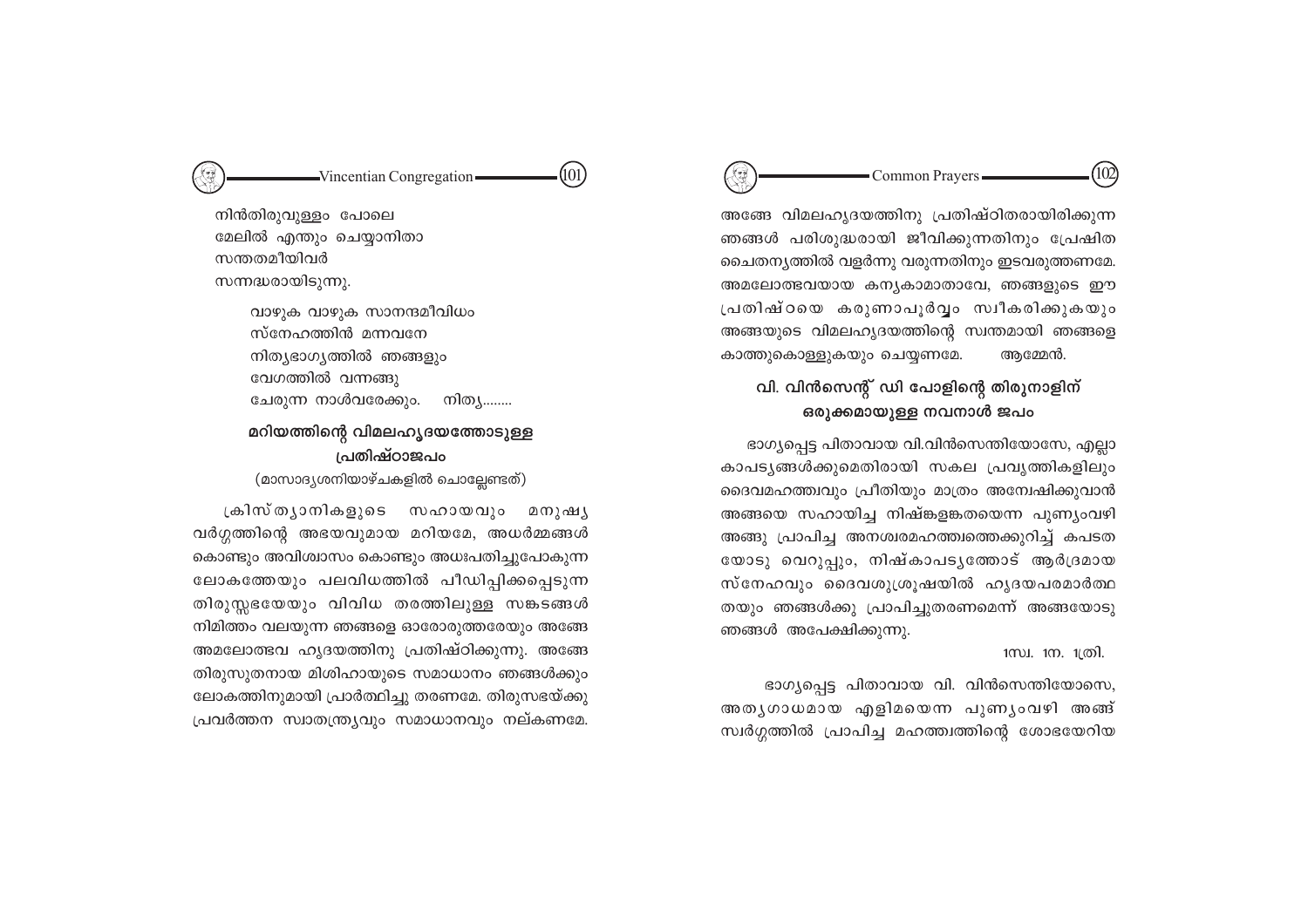നിൻതിരുവുള്ളം പോലെ
മേലിൽ എന്തും ചെയ്യാനിതാ
സന്തതമീയിവർ
സന്നദ്ധരായിടുന്നു.

> വാഴുക വാഴുക സാനന്ദമീവിധം
> സ്നേഹത്തിൻ മന്നവനേ
> നിത്യഭാഗ്യത്തിൽ ഞങ്ങളും
> വേഗത്തിൽ വന്നങ്ങു
> ചേരുന്ന നാൾവരേക്കും. നിത്യ........

## മറിയത്തിന്റെ വിമലഹൃദയത്തോടുള്ള പ്രതിഷ്ഠാജപം

(മാസാദ്യശനിയാഴ്ചകളിൽ ചൊല്ലേണ്ടത്)

ക്രിസ്ത്യാനികളുടെ സഹായവും മനുഷ്യ വർഗ്ഗത്തിന്റെ അഭയവുമായ മറിയമേ, അധർമ്മങ്ങൾ കൊണ്ടും അവിശ്വാസം കൊണ്ടും അധഃപതിച്ചുപോകുന്ന ലോകത്തേയും പലവിധത്തിൽ പീഡിപ്പിക്കപ്പെടുന്ന തിരുസ്സഭയേയും വിവിധ തരത്തിലുള്ള സങ്കടങ്ങൾ നിമിത്തം വലയുന്ന ഞങ്ങളെ ഓരോരുത്തരേയും അങ്ങേ അമലോത്ഭവ ഹൃദയത്തിനു പ്രതിഷ്ഠിക്കുന്നു. അങ്ങേ തിരുസുതനായ മിശിഹായുടെ സമാധാനം ഞങ്ങൾക്കും ലോകത്തിനുമായി പ്രാർത്ഥിച്ചു തരണമേ. തിരുസഭയ്ക്കു പ്രവർത്തന സ്വാതന്ത്ര്യവും സമാധാനവും നല്കണമേ. അങ്ങേ വിമലഹൃദയത്തിനു പ്രതിഷ്ഠിതരായിരിക്കുന്ന ഞങ്ങൾ പരിശുദ്ധരായി ജീവിക്കുന്നതിനും പ്രേഷിത ചൈതന്യത്തിൽ വളർന്നു വരുന്നതിനും ഇടവരുത്തണമേ. അമലോത്ഭവയായ കന്യകാമാതാവേ, ഞങ്ങളുടെ ഈ പ്രതിഷ്ഠയെ കരുണാപൂർവ്വം സ്വീകരിക്കുകയും അങ്ങയുടെ വിമലഹൃദയത്തിന്റെ സ്വന്തമായി ഞങ്ങളെ കാത്തുകൊള്ളുകയും ചെയ്യണമേ. ആമ്മേൻ.

## വി. വിൻസെന്റ് ഡി പോളിന്റെ തിരുനാളിന് ഒരുക്കമായുള്ള നവനാൾ ജപം

ഭാഗ്യപ്പെട്ട പിതാവായ വി.വിൻസെന്തിയോസേ, എല്ലാ കാപട്യങ്ങൾക്കുമെതിരായി സകല പ്രവൃത്തികളിലും ദൈവമഹത്ത്വവും പ്രീതിയും മാത്രം അന്വേഷിക്കുവാൻ അങ്ങയെ സഹായിച്ച നിഷ്കളങ്കതയെന്ന പുണ്യംവഴി അങ്ങു പ്രാപിച്ച അനശ്വരമഹത്ത്വത്തെക്കുറിച്ച് കപടത യോടു വെറുപ്പും, നിഷ്കാപട്യത്തോട് ആർദ്രമായ സ്നേഹവും ദൈവശുശ്രൂഷയിൽ ഹൃദയപരമാർത്ഥ തയും ഞങ്ങൾക്കു പ്രാപിച്ചുതരണമെന്ന് അങ്ങയോടു ഞങ്ങൾ അപേക്ഷിക്കുന്നു.

1സ്വ. 1ന. 1ത്രി.

ഭാഗ്യപ്പെട്ട പിതാവായ വി. വിൻസെന്തിയോസെ, അത്യഗാധമായ എളിമയെന്ന പുണ്യംവഴി അങ്ങ് സ്വർഗ്ഗത്തിൽ പ്രാപിച്ച മഹത്ത്വത്തിന്റെ ശോഭയേറിയ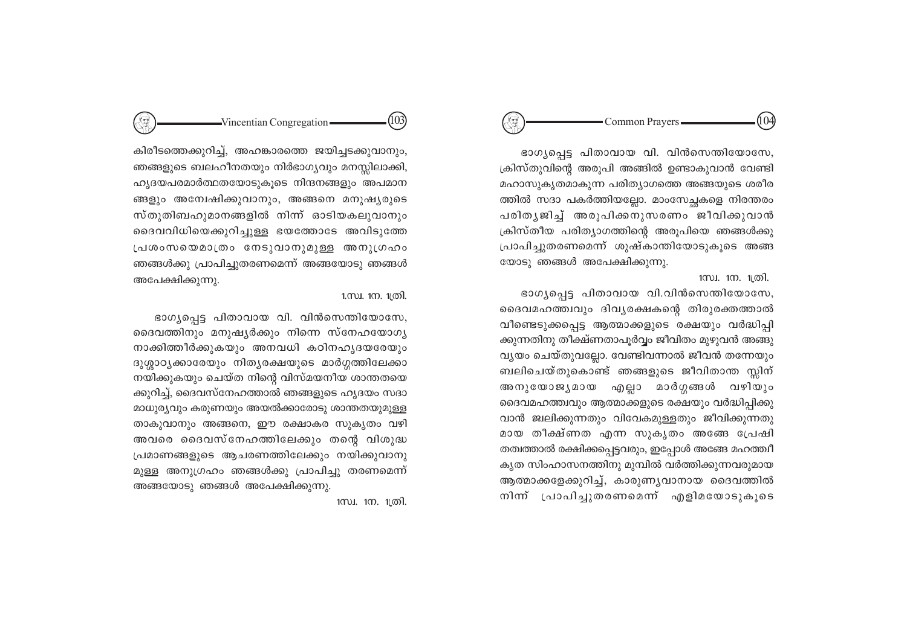കിരീടത്തെക്കുറിച്ച്, അഹങ്കാരത്തെ ജയിച്ചടക്കുവാനും, ഞങ്ങളുടെ ബലഹീനതയും നിർഭാഗ്യവും മനസ്സിലാക്കി, ഹൃദയപരമാർത്ഥതയോടുകൂടെ നിന്ദനങ്ങളും അപമാനങ്ങളും അന്വേഷിക്കുവാനും, അങ്ങനെ മനുഷ്യരുടെ സ്തുതിബഹുമാനങ്ങളിൽ നിന്ന് ഓടിയകലുവാനും ദൈവവിധിയെക്കുറിച്ചുള്ള ഭയത്തോടേ അവിടുത്തേ പ്രശംസയെമാത്രം നേടുവാനുമുള്ള അനുഗ്രഹം ഞങ്ങൾക്കു പ്രാപിച്ചുതരണമെന്ന് അങ്ങയോടു ഞങ്ങൾ അപേക്ഷിക്കുന്നു.

1.സ്വ. 1ന. 1ത്രി.

ഭാഗ്യപ്പെട്ട പിതാവായ വി. വിൻസെന്തിയോസേ, ദൈവത്തിനും മനുഷ്യർക്കും നിന്നെ സ്നേഹയോഗ്യനാക്കിത്തീർക്കുകയും അനവധി കഠിനഹൃദയരേയും ദുശ്ശാഠ്യക്കാരേയും നിത്യരക്ഷയുടെ മാർഗ്ഗത്തിലേക്കാനയിക്കുകയും ചെയ്ത നിന്റെ വിസ്മയനീയ ശാന്തതയെക്കുറിച്ച്, ദൈവസ്നേഹത്താൽ ഞങ്ങളുടെ ഹൃദയം സദാ മാധുര്യവും കരുണയും അയൽക്കാരോടു ശാന്തതയുമുള്ളതാകുവാനും അങ്ങനെ, ഈ രക്ഷാകര സുകൃതം വഴി അവരെ ദൈവസ്നേഹത്തിലേക്കും തന്റെ വിശുദ്ധ പ്രമാണങ്ങളുടെ ആചരണത്തിലേക്കും നയിക്കുവാനുമുള്ള അനുഗ്രഹം ഞങ്ങൾക്കു പ്രാപിച്ചു തരണമെന്ന് അങ്ങയോടു ഞങ്ങൾ അപേക്ഷിക്കുന്നു.

1സ്വ. 1ന. 1ത്രി.

ഭാഗ്യപ്പെട്ട പിതാവായ വി. വിൻസെന്തിയോസേ, ക്രിസ്തുവിന്റെ അരൂപി അങ്ങിൽ ഉണ്ടാകുവാൻ വേണ്ടി മഹാസുകൃതമാകുന്ന പരിത്യാഗത്തെ അങ്ങയുടെ ശരീരത്തിൽ സദാ പകർത്തിയല്ലോ. മാംസേച്ഛകളെ നിരന്തരം പരിത്യജിച്ച് അരൂപിക്കനുസരണം ജീവിക്കുവാൻ ക്രിസ്തീയ പരിത്യാഗത്തിന്റെ അരൂപിയെ ഞങ്ങൾക്കു പ്രാപിച്ചുതരണമെന്ന് ശുഷ്കാന്തിയോടുകൂടെ അങ്ങയോടു ഞങ്ങൾ അപേക്ഷിക്കുന്നു.

1സ്വ. 1ന. 1ത്രി.

ഭാഗ്യപ്പെട്ട പിതാവായ വി.വിൻസെന്തിയോസേ, ദൈവമഹത്ത്വവും ദിവ്യരക്ഷകന്റെ തിരുരക്തത്താൽ വീണ്ടെടുക്കപ്പെട്ട ആത്മാക്കളുടെ രക്ഷയും വർദ്ധിപ്പിക്കുന്നതിനു തീക്ഷ്ണതാപൂർവ്വം ജീവിതം മുഴുവൻ അങ്ങു വ്യയം ചെയ്തുവല്ലോ. വേണ്ടിവന്നാൽ ജീവൻ തന്നേയും ബലിചെയ്തുകൊണ്ട് ഞങ്ങളുടെ ജീവിതാന്തസ്സിന് അനുയോജ്യമായ എല്ലാ മാർഗ്ഗങ്ങൾ വഴിയും ദൈവമഹത്ത്വവും ആത്മാക്കളുടെ രക്ഷയും വർദ്ധിപ്പിക്കുവാൻ ജ്വലിക്കുന്നതും വിവേകമുള്ളതും ജീവിക്കുന്നതുമായ തീക്ഷ്ണത എന്ന സുകൃതം അങ്ങേ പ്രേഷിതത്വത്താൽ രക്ഷിക്കപ്പെട്ടവരും, ഇപ്പോൾ അങ്ങേ മഹത്ത്വീകൃത സിംഹാസനത്തിനു മുമ്പിൽ വർത്തിക്കുന്നവരുമായ ആത്മാക്കളേക്കുറിച്ച്, കാരുണ്യവാനായ ദൈവത്തിൽ നിന്ന് പ്രാപിച്ചുതരണമെന്ന് എളിമയോടുകൂടെ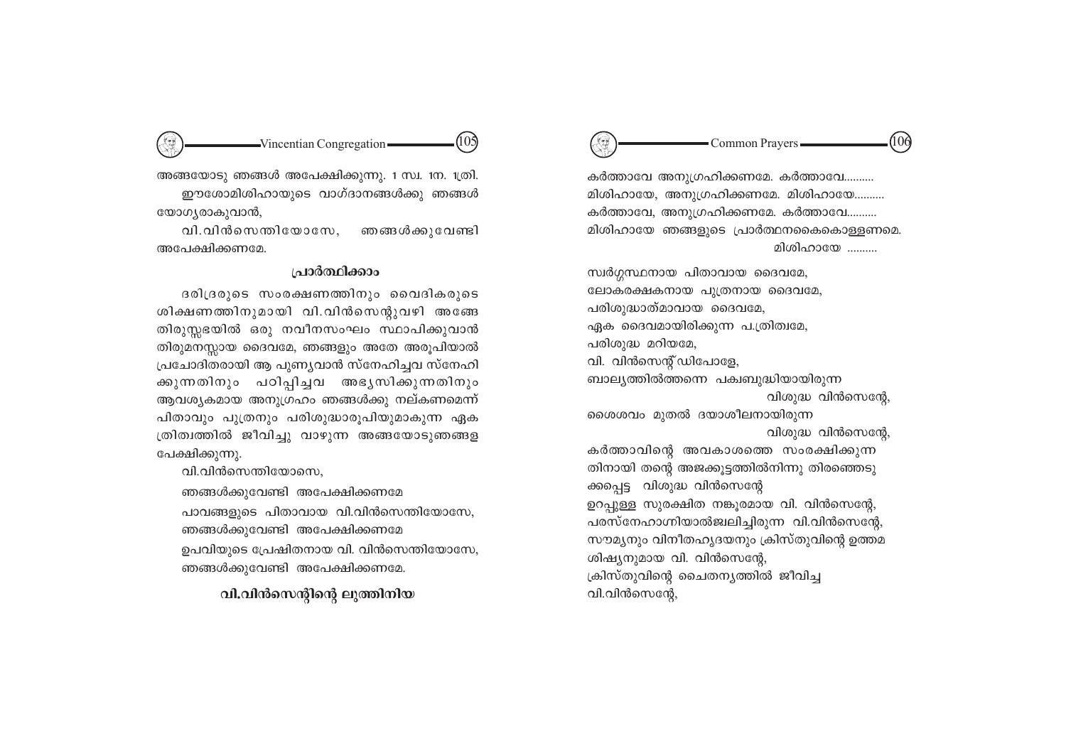അങ്ങയോടു ഞങ്ങൾ അപേക്ഷിക്കുന്നു. 1 സ്വ. 1ന. 1ത്രി.

ഈശോമിശിഹായുടെ വാഗ്ദാനങ്ങൾക്കു ഞങ്ങൾ യോഗ്യരാകുവാൻ,

വി.വിൻസെന്തിയോസേ, ഞങ്ങൾക്കുവേണ്ടി അപേക്ഷിക്കണമേ.

### പ്രാർത്ഥിക്കാം

ദരിദ്രരുടെ സംരക്ഷണത്തിനും വൈദികരുടെ ശിക്ഷണത്തിനുമായി വി.വിൻസെന്റുവഴി അങ്ങേ തിരുസ്സഭയിൽ ഒരു നവീനസംഘം സ്ഥാപിക്കുവാൻ തിരുമനസ്സായ ദൈവമേ, ഞങ്ങളും അതേ അരൂപിയാൽ പ്രചോദിതരായി ആ പുണ്യവാൻ സ്നേഹിച്ചവ സ്നേഹിക്കുന്നതിനും പഠിപ്പിച്ചവ അഭ്യസിക്കുന്നതിനും ആവശ്യകമായ അനുഗ്രഹം ഞങ്ങൾക്കു നല്കണമെന്ന് പിതാവും പുത്രനും പരിശുദ്ധാരൂപിയുമാകുന്ന ഏക ത്രിത്വത്തിൽ ജീവിച്ചു വാഴുന്ന അങ്ങയോടുഞങ്ങളപേക്ഷിക്കുന്നു.

വി.വിൻസെന്തിയോസെ,

ഞങ്ങൾക്കുവേണ്ടി അപേക്ഷിക്കണമേ

പാവങ്ങളുടെ പിതാവായ വി.വിൻസെന്തിയോസേ, ഞങ്ങൾക്കുവേണ്ടി അപേക്ഷിക്കണമേ

ഉപവിയുടെ പ്രേഷിതനായ വി. വിൻസെന്തിയോസേ, ഞങ്ങൾക്കുവേണ്ടി അപേക്ഷിക്കണമേ.

### വി.വിൻസെന്റിന്റെ ലുത്തിനിയ

കർത്താവേ അനുഗ്രഹിക്കണമേ. കർത്താവേ..........

മിശിഹായേ, അനുഗ്രഹിക്കണമേ. മിശിഹായേ..........

കർത്താവേ, അനുഗ്രഹിക്കണമേ. കർത്താവേ..........

മിശിഹായേ ഞങ്ങളുടെ പ്രാർത്ഥനകൈകൊള്ളണമെ. മിശിഹായേ ..........

സ്വർഗ്ഗസ്ഥനായ പിതാവായ ദൈവമേ,

ലോകരക്ഷകനായ പുത്രനായ ദൈവമേ,

പരിശുദ്ധാത്മാവായ ദൈവമേ,

ഏക ദൈവമായിരിക്കുന്ന പ.ത്രിത്വമേ,

പരിശുദ്ധ മറിയമേ,

വി. വിൻസെന്റ് ഡിപോളേ,

ബാല്യത്തിൽത്തന്നെ പക്വബുദ്ധിയായിരുന്ന വിശുദ്ധ വിൻസെന്റേ,

ശൈശവം മുതൽ ദയാശീലനായിരുന്ന വിശുദ്ധ വിൻസെന്റേ,

കർത്താവിന്റെ അവകാശത്തെ സംരക്ഷിക്കുന്നതിനായി തന്റെ അജക്കൂട്ടത്തിൽനിന്നു തിരഞ്ഞെടുക്കപ്പെട്ട വിശുദ്ധ വിൻസെന്റേ

ഉറപ്പുള്ള സുരക്ഷിത നങ്കൂരമായ വി. വിൻസെന്റേ,

പരസ്നേഹാഗ്നിയാൽജ്വലിച്ചിരുന്ന വി.വിൻസെന്റേ,

സൗമ്യനും വിനീതഹൃദയനും ക്രിസ്തുവിന്റെ ഉത്തമ ശിഷ്യനുമായ വി. വിൻസെന്റേ,

ക്രിസ്തുവിന്റെ ചൈതന്യത്തിൽ ജീവിച്ച വി.വിൻസെന്റേ,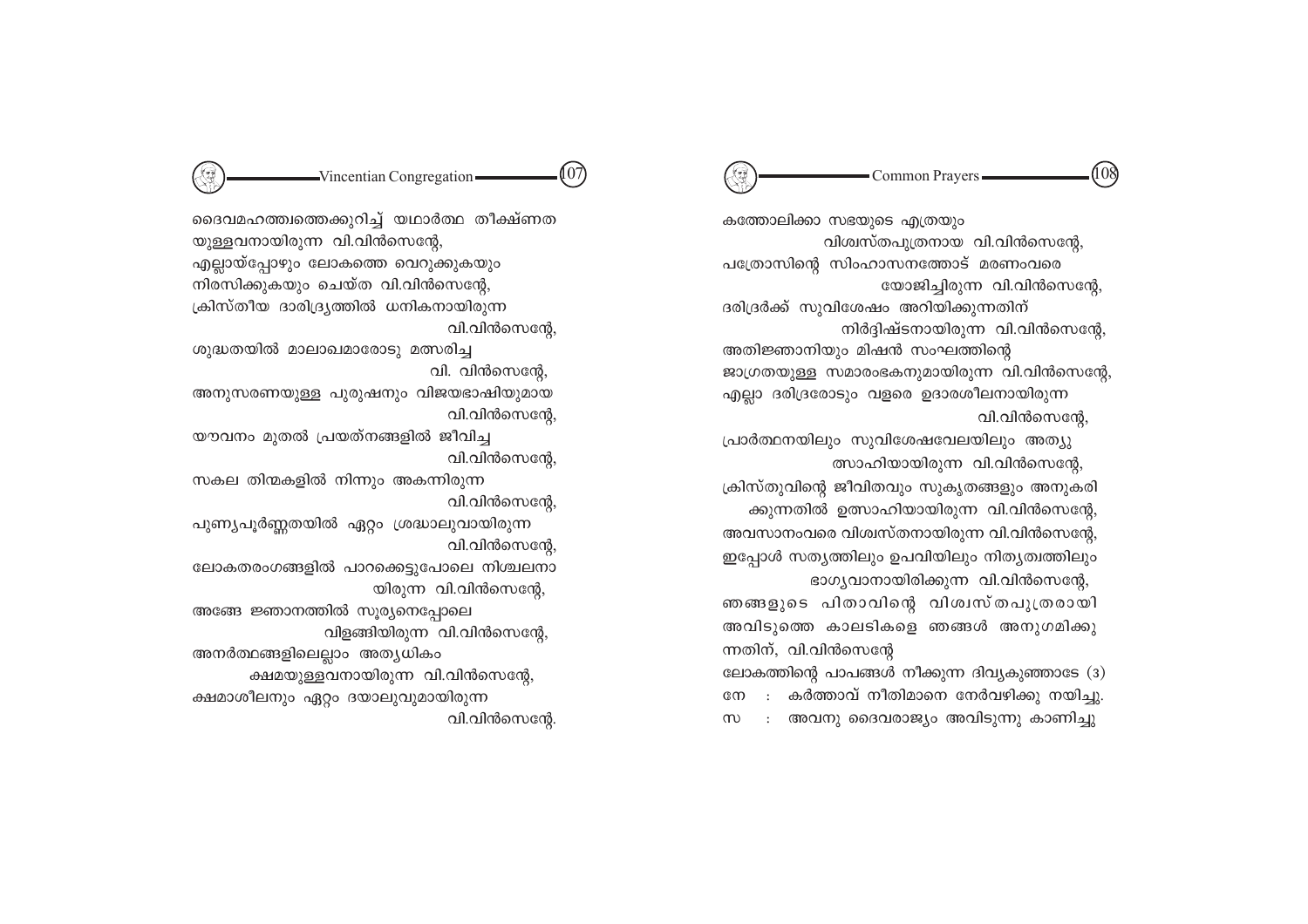ദൈവമഹത്ത്വത്തെക്കുറിച്ച് യഥാർത്ഥ തീക്ഷ്ണത യുള്ളവനായിരുന്ന വി.വിൻസെന്റേ,
എല്ലായ്പ്പോഴും ലോകത്തെ വെറുക്കുകയും നിരസിക്കുകയും ചെയ്ത വി.വിൻസെന്റേ,
ക്രിസ്തീയ ദാരിദ്ര്യത്തിൽ ധനികനായിരുന്ന വി.വിൻസെന്റേ,
ശുദ്ധതയിൽ മാലാഖമാരോടു മത്സരിച്ച വി. വിൻസെന്റേ,
അനുസരണയുള്ള പുരുഷനും വിജയഭാഷിയുമായ വി.വിൻസെന്റേ,
യൗവനം മുതൽ പ്രയത്നങ്ങളിൽ ജീവിച്ച വി.വിൻസെന്റേ,
സകല തിന്മകളിൽ നിന്നും അകന്നിരുന്ന വി.വിൻസെന്റേ,
പുണ്യപൂർണ്ണതയിൽ ഏറ്റം ശ്രദ്ധാലുവായിരുന്ന വി.വിൻസെന്റേ,
ലോകതരംഗങ്ങളിൽ പാറക്കെട്ടുപോലെ നിശ്ചലനാ യിരുന്ന വി.വിൻസെന്റേ,
അങ്ങേ ജ്ഞാനത്തിൽ സൂര്യനെപ്പോലെ വിളങ്ങിയിരുന്ന വി.വിൻസെന്റേ,
അനർത്ഥങ്ങളിലെല്ലാം അത്യധികം ക്ഷമയുള്ളവനായിരുന്ന വി.വിൻസെന്റേ,
ക്ഷമാശീലനും ഏറ്റം ദയാലുവുമായിരുന്ന വി.വിൻസെന്റേ.

കത്തോലിക്കാ സഭയുടെ എത്രയും വിശ്വസ്തപുത്രനായ വി.വിൻസെന്റേ,
പത്രോസിന്റെ സിംഹാസനത്തോട് മരണംവരെ യോജിച്ചിരുന്ന വി.വിൻസെന്റേ,
ദരിദ്രർക്ക് സുവിശേഷം അറിയിക്കുന്നതിന് നിർദ്ദിഷ്ടനായിരുന്ന വി.വിൻസെന്റേ,
അതിജ്ഞാനിയും മിഷൻ സംഘത്തിന്റെ ജാഗ്രതയുള്ള സമാരംഭകനുമായിരുന്ന വി.വിൻസെന്റേ,
എല്ലാ ദരിദ്രരോടും വളരെ ഉദാരശീലനായിരുന്ന വി.വിൻസെന്റേ,
പ്രാർത്ഥനയിലും സുവിശേഷവേലയിലും അത്യു ത്സാഹിയായിരുന്ന വി.വിൻസെന്റേ,
ക്രിസ്തുവിന്റെ ജീവിതവും സുകൃതങ്ങളും അനുകരി ക്കുന്നതിൽ ഉത്സാഹിയായിരുന്ന വി.വിൻസെന്റേ,
അവസാനംവരെ വിശ്വസ്തനായിരുന്ന വി.വിൻസെന്റേ,
ഇപ്പോൾ സത്യത്തിലും ഉപവിയിലും നിത്യത്വത്തിലും ഭാഗ്യവാനായിരിക്കുന്ന വി.വിൻസെന്റേ,
ഞങ്ങളുടെ പിതാവിന്റെ വിശ്വസ്തപുത്രരായി അവിടുത്തെ കാലടികളെ ഞങ്ങൾ അനുഗമിക്കു ന്നതിന്, വി.വിൻസെന്റേ

ലോകത്തിന്റെ പാപങ്ങൾ നീക്കുന്ന ദിവ്യകുഞ്ഞാടേ (3)

നേ : കർത്താവ് നീതിമാനെ നേർവഴിക്കു നയിച്ചു.

സ : അവനു ദൈവരാജ്യം അവിടുന്നു കാണിച്ചു.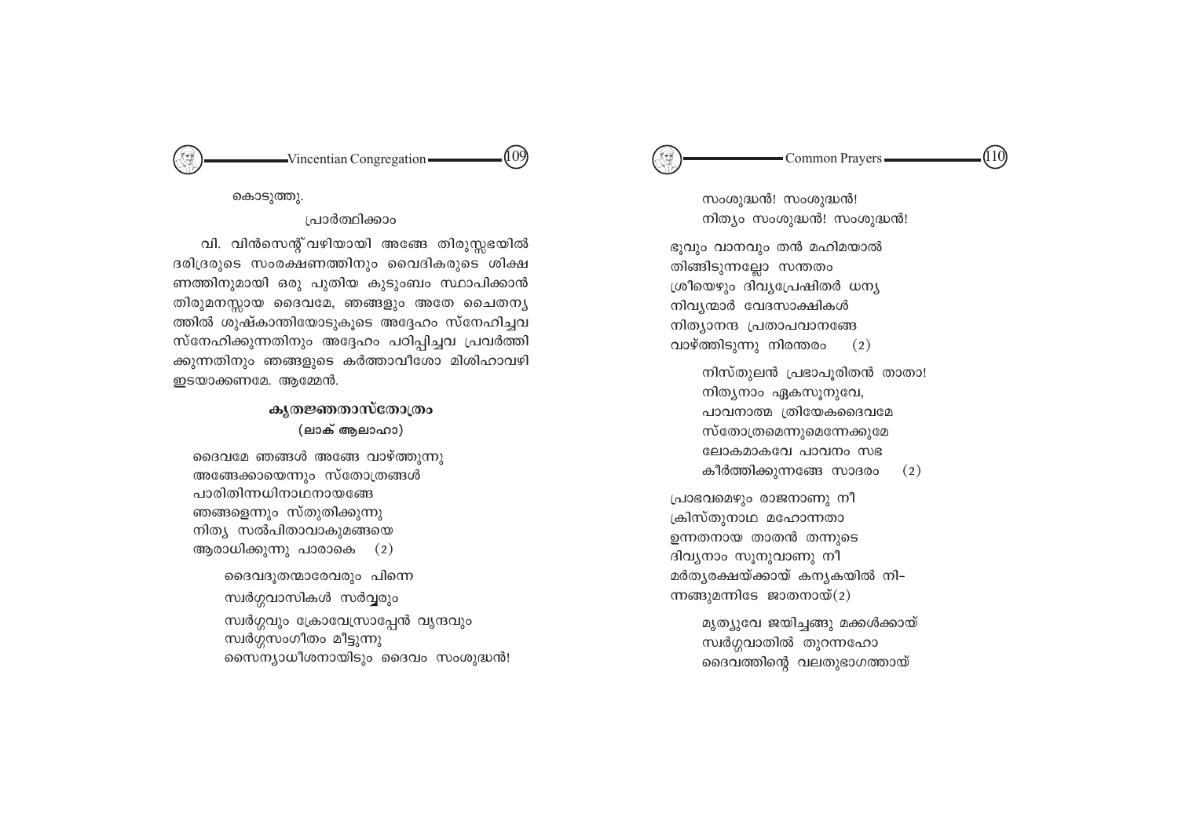കൊടുത്തു.

പ്രാർത്ഥിക്കാം

വി. വിൻസെന്റ് വഴിയായി അങ്ങേ തിരുസ്സഭയിൽ ദരിദ്രരുടെ സംരക്ഷണത്തിനും വൈദികരുടെ ശിക്ഷണത്തിനുമായി ഒരു പുതിയ കുടുംബം സ്ഥാപിക്കാൻ തിരുമനസ്സായ ദൈവമേ, ഞങ്ങളും അതേ ചൈതന്യത്തിൽ ശുഷ്കാന്തിയോടുകൂടെ അദ്ദേഹം സ്നേഹിച്ചവ സ്നേഹിക്കുന്നതിനും അദ്ദേഹം പഠിപ്പിച്ചവ പ്രവർത്തിക്കുന്നതിനും ഞങ്ങളുടെ കർത്താവീശോ മിശിഹാവഴി ഇടയാക്കണമേ. ആമ്മേൻ.

## കൃതജ്ഞതാസ്തോത്രം

**(ലാക് ആലാഹാ)**

ദൈവമേ ഞങ്ങൾ അങ്ങേ വാഴ്ത്തുന്നു
അങ്ങേക്കായെന്നും സ്തോത്രങ്ങൾ
പാരിതിന്നധിനാഥനായങ്ങേ
ഞങ്ങളെന്നും സ്തുതിക്കുന്നു
നിത്യ സത്പിതാവാകുമങ്ങയെ
ആരാധിക്കുന്നു പാരാകെ (2)

ദൈവദൂതന്മാരേവരും പിന്നെ
സ്വർഗ്ഗവാസികൾ സർവ്വരും
സ്വർഗ്ഗവും ക്രോവേസ്രാപ്പേൻ വൃന്ദവും
സ്വർഗ്ഗസംഗീതം മീട്ടുന്നു
സൈന്യാധീശനായിടും ദൈവം സംശുദ്ധൻ!
സംശുദ്ധൻ! സംശുദ്ധൻ!
നിത്യം സംശുദ്ധൻ! സംശുദ്ധൻ!

ഭൂവും വാനവും തൻ മഹിമയാൽ
തിങ്ങിടുന്നല്ലോ സന്തതം
ശ്രീയെഴും ദിവ്യപ്രേഷിതർ ധന്യ
നിവ്യന്മാർ വേദസാക്ഷികൾ
നിത്യാനന്ദ പ്രതാപവാനങ്ങേ
വാഴ്ത്തിടുന്നു നിരന്തരം (2)

നിസ്തുലൻ പ്രഭാപൂരിതൻ താതാ!
നിത്യനാം ഏകസൂനുവേ,
പാവനാത്മ ത്രിയേകദൈവമേ
സ്തോത്രമെന്നുമെന്നേക്കുമേ
ലോകമാകവേ പാവനം സഭ
കീർത്തിക്കുന്നങ്ങേ സാദരം (2)

പ്രാഭവമെഴും രാജനാണു നീ
ക്രിസ്തുനാഥ മഹോന്നതാ
ഉന്നതനായ താതൻ തന്നുടെ
ദിവ്യനാം സൂനുവാണു നീ
മർത്യരക്ഷയ്ക്കായ് കന്യകയിൽ നി-
ന്നങ്ങുമന്നിടേ ജാതനായ്(2)

മൃത്യുവേ ജയിച്ചങ്ങു മക്കൾക്കായ്
സ്വർഗ്ഗവാതിൽ തുറന്നഹോ
ദൈവത്തിന്റെ വലതുഭാഗത്തായ്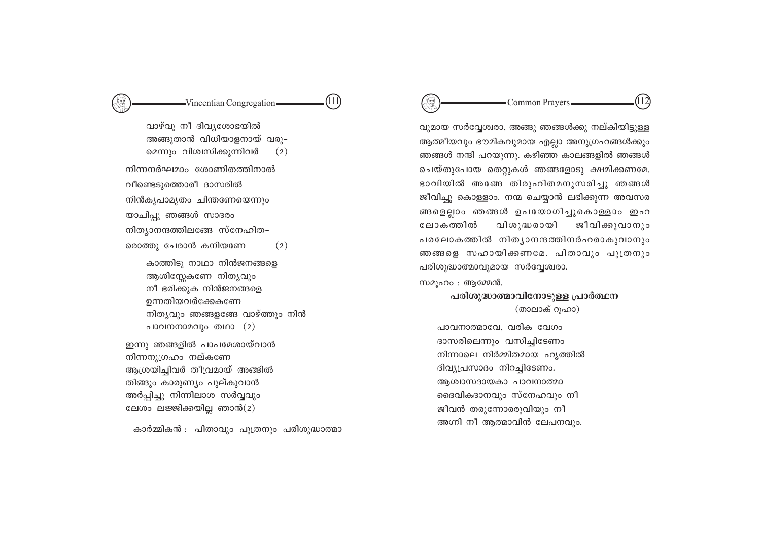വാഴ്വൂ നീ ദിവ്യശോഭയിൽ
അങ്ങുതാൻ വിധിയാളനായ് വരു-
മെന്നും വിശ്വസിക്കുന്നിവർ (2)

നിന്നനർഘമാം ശോണിതത്തിനാൽ
വീണ്ടെടുത്തൊരീ ദാസരിൽ
നിൻകൃപാമൃതം ചിന്തണേയെന്നും
യാചിപ്പൂ ഞങ്ങൾ സാദരം
നിത്യാനന്ദത്തിലങ്ങേ സ്നേഹിത-
രൊത്തു ചേരാൻ കനിയണേ (2)

കാത്തിടൂ നാഥാ നിൻജനങ്ങളെ
ആശിസ്സേകണേ നിത്യവും
നീ ഭരിക്കുക നിൻജനങ്ങളെ
ഉന്നതിയവർക്കേകണേ
നിത്യവും ഞങ്ങളങ്ങേ വാഴ്ത്തും നിൻ
പാവനനാമവും തഥാ (2)

ഇന്നു ഞങ്ങളിൽ പാപമേശായ്‌വാൻ
നിന്നനുഗ്രഹം നല്കണേ
ആശ്രയിച്ചിവർ തീവ്രമായ് അങ്ങിൽ
തിങ്ങും കാരുണ്യം പുല്കുവാൻ
അർപ്പിച്ചു നിന്നിലാശ സർവ്വവും
ലേശം ലജ്ജിക്കയില്ല ഞാൻ(2)

കാർമ്മികൻ : പിതാവും പുത്രനും പരിശുദ്ധാത്മാവുമായ സർവ്വേശ്വരാ, അങ്ങു ഞങ്ങൾക്കു നല്കിയിട്ടുള്ള ആത്മീയവും ഭൗമികവുമായ എല്ലാ അനുഗ്രഹങ്ങൾക്കും ഞങ്ങൾ നന്ദി പറയുന്നു. കഴിഞ്ഞ കാലങ്ങളിൽ ഞങ്ങൾ ചെയ്തുപോയ തെറ്റുകൾ ഞങ്ങളോടു ക്ഷമിക്കണമേ. ഭാവിയിൽ അങ്ങേ തിരുഹിതമനുസരിച്ചു ഞങ്ങൾ ജീവിച്ചു കൊള്ളാം. നന്മ ചെയ്യാൻ ലഭിക്കുന്ന അവസരങ്ങളെല്ലാം ഞങ്ങൾ ഉപയോഗിച്ചുകൊള്ളാം ഇഹലോകത്തിൽ വിശുദ്ധരായി ജീവിക്കുവാനും പരലോകത്തിൽ നിത്യാനന്ദത്തിനർഹരാകുവാനും ഞങ്ങളെ സഹായിക്കണമേ. പിതാവും പുത്രനും പരിശുദ്ധാത്മാവുമായ സർവ്വേശ്വരാ.

സമൂഹം : ആമ്മേൻ.

## പരിശുദ്ധാത്മാവിനോടുള്ള പ്രാർത്ഥന

(താലാക് റൂഹാ)

പാവനാത്മാവേ, വരിക വേഗം
ദാസരിലെന്നും വസിച്ചിടേണം
നിന്നാലെ നിർമ്മിതമായ ഹൃത്തിൽ
ദിവ്യപ്രസാദം നിറച്ചിടേണം.
ആശ്വാസദായകാ പാവനാത്മാ
ദൈവികദാനവും സ്നേഹവും നീ
ജീവൻ തരുന്നോരരുവിയും നീ
അഗ്നി നീ ആത്മാവിൻ ലേപനവും.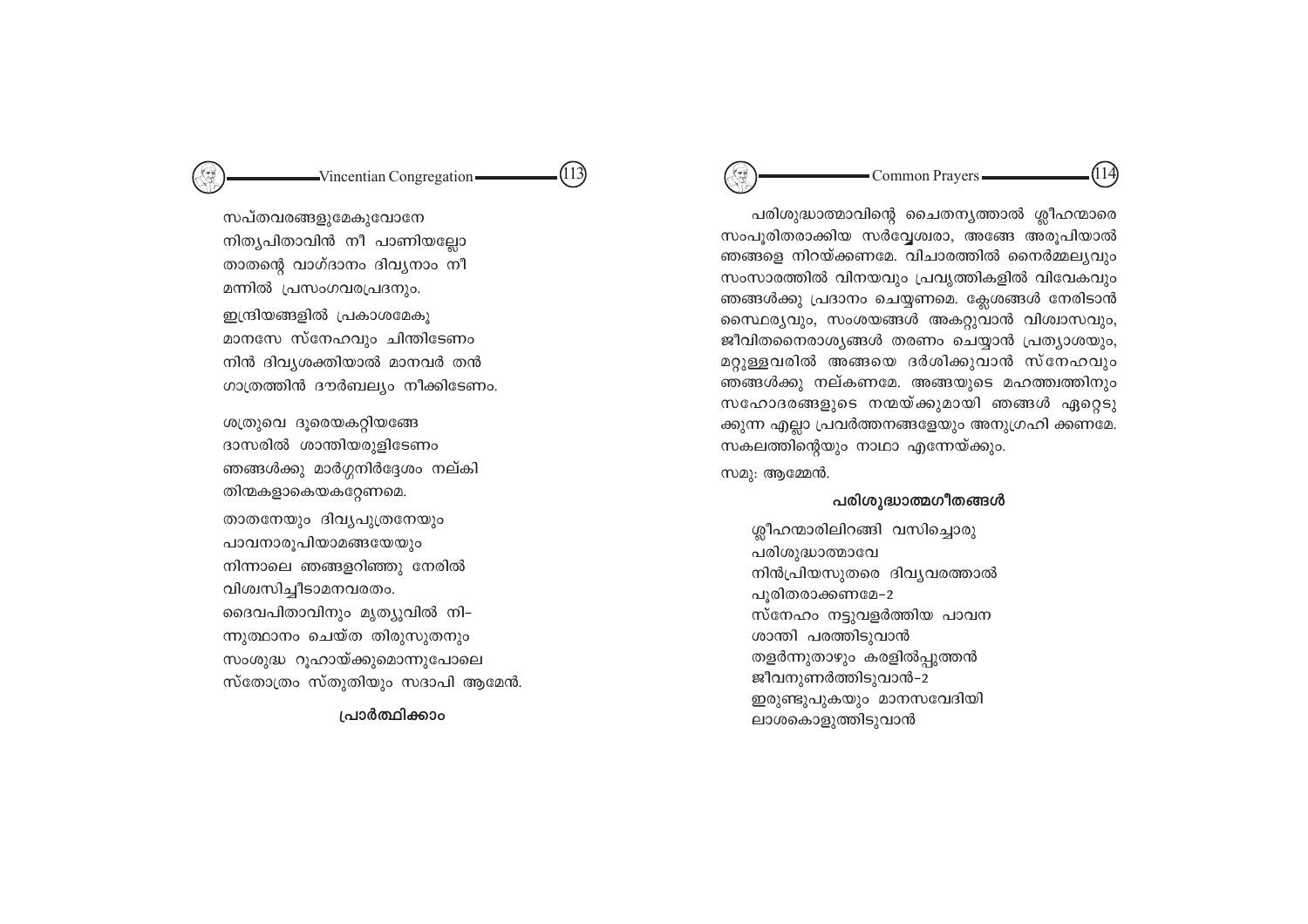സപ്തവരങ്ങളുമേകുവോനേ
നിത്യപിതാവിൻ നീ പാണിയല്ലോ
താതന്റെ വാഗ്ദാനം ദിവ്യനാം നീ
മന്നിൽ പ്രസംഗവരപ്രദനും.

ഇന്ദ്രിയങ്ങളിൽ പ്രകാശമേകൂ
മാനസേ സ്നേഹവും ചിന്തിടേണം
നിൻ ദിവ്യശക്തിയാൽ മാനവർ തൻ
ഗാത്രത്തിൻ ദൗർബല്യം നീക്കിടേണം.

ശത്രുവെ ദൂരെയകറ്റിയങ്ങേ
ദാസരിൽ ശാന്തിയരുളിടേണം
ഞങ്ങൾക്കു മാർഗ്ഗനിർദ്ദേശം നല്കി
തിന്മകളാകെയകറ്റേണമെ.

താതനേയും ദിവ്യപുത്രനേയും
പാവനാരൂപിയാമങ്ങയേയും
നിന്നാലെ ഞങ്ങളറിഞ്ഞു നേരിൽ
വിശ്വസിച്ചീടാമനവരതം.

ദൈവപിതാവിനും മൃത്യുവിൽ നി-
ന്നുത്ഥാനം ചെയ്ത തിരുസുതനും
സംശുദ്ധ റൂഹായ്ക്കുമൊന്നുപോലെ
സ്തോത്രം സ്തുതിയും സദാപി ആമേൻ.

**പ്രാർത്ഥിക്കാം**

പരിശുദ്ധാത്മാവിന്റെ ചൈതന്യത്താൽ ശ്ലീഹന്മാരെ സംപൂരിതരാക്കിയ സർവ്വേശ്വരാ, അങ്ങേ അരൂപിയാൽ ഞങ്ങളെ നിറയ്ക്കണമേ. വിചാരത്തിൽ നൈർമ്മല്യവും സംസാരത്തിൽ വിനയവും പ്രവൃത്തികളിൽ വിവേകവും ഞങ്ങൾക്കു പ്രദാനം ചെയ്യണമെ. ക്ലേശങ്ങൾ നേരിടാൻ സ്ഥൈര്യവും, സംശയങ്ങൾ അകറ്റുവാൻ വിശ്വാസവും, ജീവിതനൈരാശ്യങ്ങൾ തരണം ചെയ്യാൻ പ്രത്യാശയും, മറ്റുള്ളവരിൽ അങ്ങയെ ദർശിക്കുവാൻ സ്നേഹവും ഞങ്ങൾക്കു നല്കണമേ. അങ്ങയുടെ മഹത്ത്വത്തിനും സഹോദരങ്ങളുടെ നന്മയ്ക്കുമായി ഞങ്ങൾ ഏറ്റെടുക്കുന്ന എല്ലാ പ്രവർത്തനങ്ങളേയും അനുഗ്രഹി ക്കണമേ. സകലത്തിന്റെയും നാഥാ എന്നേയ്ക്കും.

സമു: ആമ്മേൻ.

**പരിശുദ്ധാത്മഗീതങ്ങൾ**

ശ്ലീഹന്മാരിലിറങ്ങി വസിച്ചൊരു
പരിശുദ്ധാത്മാവേ
നിൻപ്രിയസുതരെ ദിവ്യവരത്താൽ
പൂരിതരാക്കണമേ-2
സ്നേഹം നട്ടുവളർത്തിയ പാവന
ശാന്തി പരത്തിടുവാൻ
തളർന്നുതാഴും കരളിൽപ്പുത്തൻ
ജീവനുണർത്തിടുവാൻ-2
ഇരുണ്ടുപുകയും മാനസവേദിയി
ലാശകൊളുത്തിടുവാൻ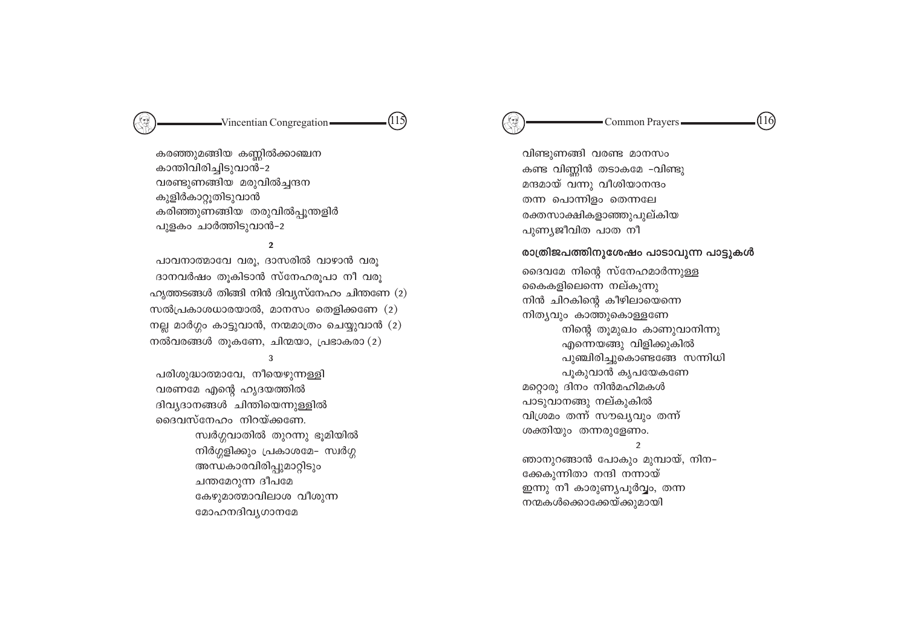കരഞ്ഞുമങ്ങിയ കണ്ണിൽക്കാഞ്ചന
കാന്തിവിരിച്ചിടുവാൻ-2
വരണ്ടുണങ്ങിയ മരുവിൽച്ചന്ദന
കുളിർകാറ്റൂതിടുവാൻ
കരിഞ്ഞുണങ്ങിയ തരുവിൽപ്പൂന്തളിർ
പുളകം ചാർത്തിടുവാൻ-2

2

പാവനാത്മാവേ വരൂ, ദാസരിൽ വാഴാൻ വരൂ
ദാനവർഷം തൂകിടാൻ സ്നേഹരൂപാ നീ വരൂ
ഹൃത്തടങ്ങൾ തിങ്ങി നിൻ ദിവ്യസ്നേഹം ചിന്തണേ (2)
സൽപ്രകാശധാരയാൽ, മാനസം തെളിക്കണേ (2)
നല്ല മാർഗ്ഗം കാട്ടുവാൻ, നന്മമാത്രം ചെയ്യുവാൻ (2)
നൽവരങ്ങൾ തൂകണേ, ചിന്മയാ, പ്രഭാകരാ (2)

3

പരിശുദ്ധാത്മാവേ, നീയെഴുന്നള്ളി
വരണമേ എന്റെ ഹൃദയത്തിൽ
ദിവ്യദാനങ്ങൾ ചിന്തിയെന്നുള്ളിൽ
ദൈവസ്നേഹം നിറയ്ക്കണേ.

സ്വർഗ്ഗവാതിൽ തുറന്നു ഭൂമിയിൽ
നിർഗ്ഗളിക്കും പ്രകാശമേ- സ്വർഗ്ഗ
അന്ധകാരവിരിപ്പുമാറ്റിടും
ചന്തമേറുന്ന ദീപമേ
കേഴുമാത്മാവിലാശ വീശുന്ന
മോഹനദിവ്യഗാനമേ

വിണ്ടുണങ്ങി വരണ്ട മാനസം
കണ്ട വിണ്ണിൻ തടാകമേ -വിണ്ടു
മന്ദമായ് വന്നു വീശിയാനന്ദം
തന്ന പൊന്നിളം തെന്നലേ
രക്തസാക്ഷികളാഞ്ഞുപുല്കിയ
പുണ്യജീവിത പാത നീ

## രാത്രിജപത്തിനുശേഷം പാടാവുന്ന പാട്ടുകൾ

ദൈവമേ നിന്റെ സ്നേഹമാർന്നുള്ള
കൈകളിലെന്നെ നല്കുന്നു
നിൻ ചിറകിന്റെ കീഴിലായെന്നെ
നിത്യവും കാത്തുകൊള്ളണേ

നിന്റെ തൂമുഖം കാണുവാനിന്നു
എന്നെയങ്ങു വിളിക്കുകിൽ
പുഞ്ചിരിച്ചുകൊണ്ടങ്ങേ സന്നിധി
പൂകുവാൻ കൃപയേകണേ

മറ്റൊരു ദിനം നിൻമഹിമകൾ
പാടുവാനങ്ങു നല്കുകിൽ
വിശ്രമം തന്ന് സൗഖ്യവും തന്ന്
ശക്തിയും തന്നരുളേണം.

2

ഞാനുറങ്ങാൻ പോകും മുമ്പായ്, നിന-
ക്കേകുന്നിതാ നന്ദി നന്നായ്
ഇന്നു നീ കാരുണ്യപൂർവ്വം, തന്ന
നന്മകൾക്കൊക്കേയ്ക്കുമായി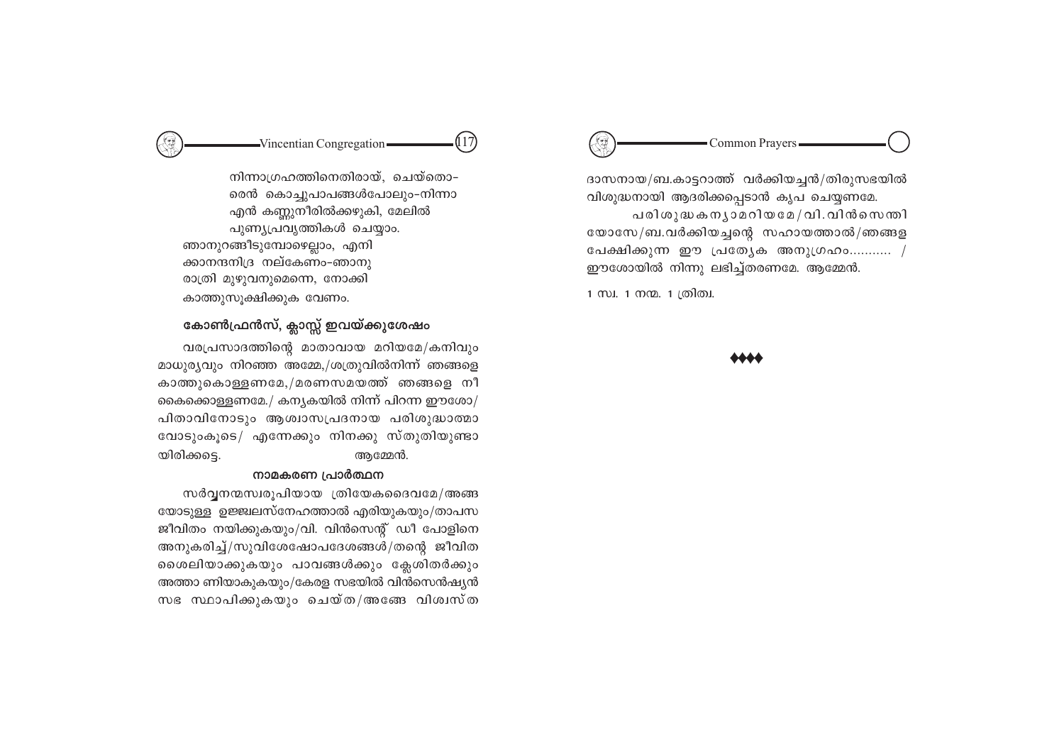നിന്നാഗ്രഹത്തിനെതിരായ്, ചെയ്തൊ-
രെൻ കൊച്ചുപാപങ്ങൾപോലും-നിന്നാ
എൻ കണ്ണുനീരിൽക്കഴുകി, മേലിൽ
പുണ്യപ്രവൃത്തികൾ ചെയ്യാം.

ഞാനുറങ്ങീടുമ്പോഴെല്ലാം, എനി
ക്കാനന്ദനിദ്ര നല്കേണം-ഞാനു
രാത്രി മുഴുവനുമെന്നെ, നോക്കി
കാത്തുസൂക്ഷിക്കുക വേണം.

### കോൺഫ്രൻസ്, ക്ലാസ്സ് ഇവയ്ക്കുശേഷം

വരപ്രസാദത്തിന്റെ മാതാവായ മറിയമേ/കനിവും മാധുര്യവും നിറഞ്ഞ അമ്മേ,/ശത്രുവിൽനിന്ന് ഞങ്ങളെ കാത്തുകൊള്ളണമേ,/മരണസമയത്ത് ഞങ്ങളെ നീ കൈക്കൊള്ളണമേ./ കന്യകയിൽ നിന്ന് പിറന്ന ഈശോ/ പിതാവിനോടും ആശ്വാസപ്രദനായ പരിശുദ്ധാത്മാവോടുംകൂടെ/ എന്നേക്കും നിനക്കു സ്തുതിയുണ്ടായിരിക്കട്ടെ. ആമ്മേൻ.

### നാമകരണ പ്രാർത്ഥന

സർവ്വനന്മസ്വരൂപിയായ ത്രിയേകദൈവമേ/അങ്ങയോടുള്ള ഉജ്ജ്വലസ്നേഹത്താൽ എരിയുകയും/താപസ ജീവിതം നയിക്കുകയും/വി. വിൻസെന്റ് ഡീ പോളിനെ അനുകരിച്ച്/സുവിശേഷോപദേശങ്ങൾ/തന്റെ ജീവിത ശൈലിയാക്കുകയും പാവങ്ങൾക്കും ക്ലേശിതർക്കും അത്താ ണിയാകുകയും/കേരള സഭയിൽ വിൻസെൻഷ്യൻ സഭ സ്ഥാപിക്കുകയും ചെയ്ത/അങ്ങേ വിശ്വസ്ത ദാസനായ/ബ.കാട്ടറാത്ത് വർക്കിയച്ചൻ/തിരുസഭയിൽ വിശുദ്ധനായി ആദരിക്കപ്പെടാൻ കൃപ ചെയ്യണമേ.

പരിശുദ്ധകന്യാമറിയമേ/വി.വിൻസെന്തിയോസേ/ബ.വർക്കിയച്ചന്റെ സഹായത്താൽ/ഞങ്ങള പേക്ഷിക്കുന്ന ഈ പ്രത്യേക അനുഗ്രഹം........... / ഈശോയിൽ നിന്നു ലഭിച്ച്തരണമേ. ആമ്മേൻ.

1 സ്വ. 1 നന്മ. 1 ത്രിത്വ.

♦♦♦♦